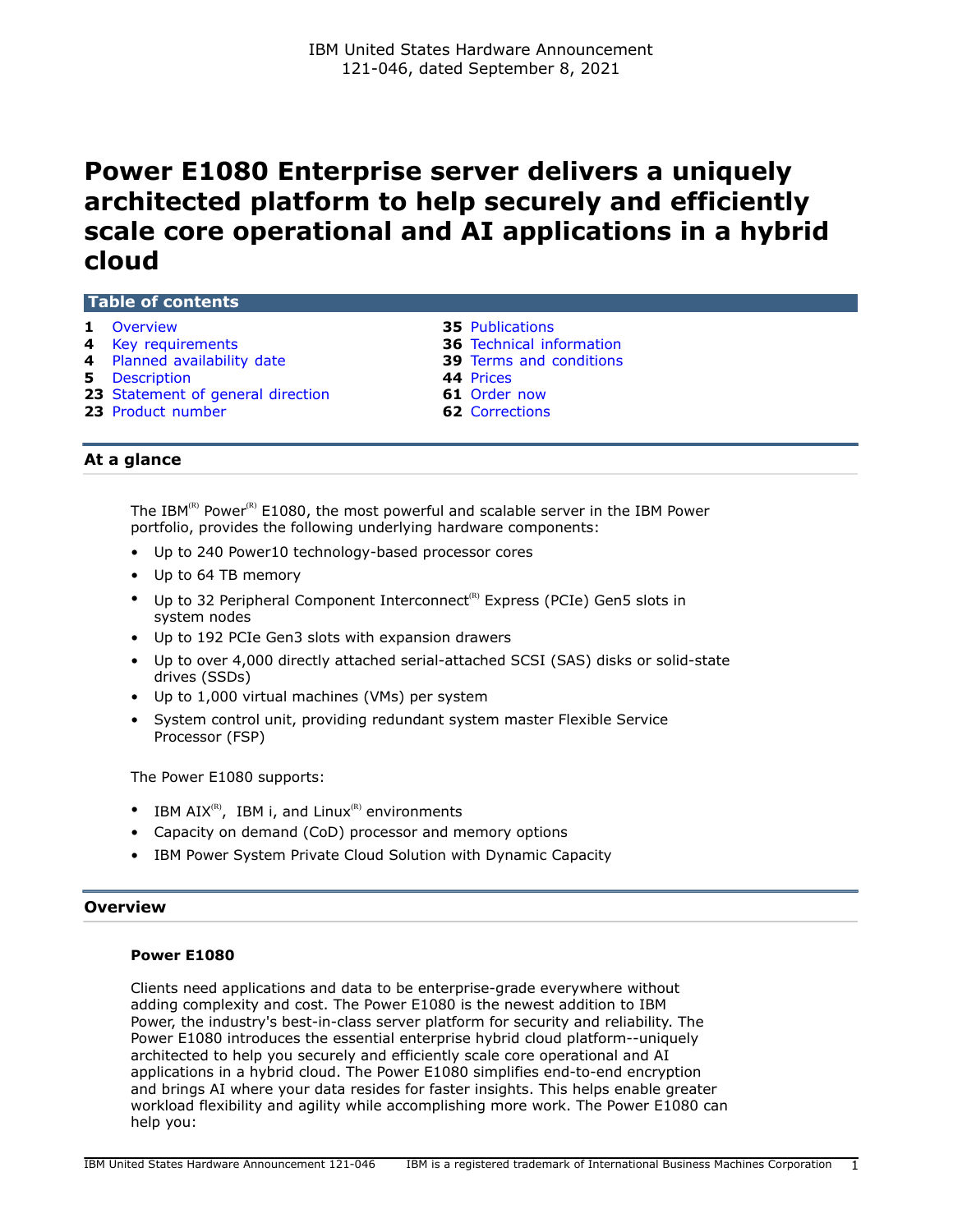IBM United States Hardware Announcement
121-046, dated September 8, 2021

# Power E1080 Enterprise server delivers a uniquely architected platform to help securely and efficiently scale core operational and AI applications in a hybrid cloud

## Table of contents

| | | | |
|---|---|---|---|
| **1** | Overview | **35** | Publications |
| **4** | Key requirements | **36** | Technical information |
| **4** | Planned availability date | **39** | Terms and conditions |
| **5** | Description | **44** | Prices |
| **23** | Statement of general direction | **61** | Order now |
| **23** | Product number | **62** | Corrections |

## At a glance

The IBM(R) Power(R) E1080, the most powerful and scalable server in the IBM Power portfolio, provides the following underlying hardware components:

- Up to 240 Power10 technology-based processor cores
- Up to 64 TB memory
- Up to 32 Peripheral Component Interconnect(R) Express (PCIe) Gen5 slots in system nodes
- Up to 192 PCIe Gen3 slots with expansion drawers
- Up to over 4,000 directly attached serial-attached SCSI (SAS) disks or solid-state drives (SSDs)
- Up to 1,000 virtual machines (VMs) per system
- System control unit, providing redundant system master Flexible Service Processor (FSP)

The Power E1080 supports:

- IBM AIX(R), IBM i, and Linux(R) environments
- Capacity on demand (CoD) processor and memory options
- IBM Power System Private Cloud Solution with Dynamic Capacity

## Overview

### Power E1080

Clients need applications and data to be enterprise-grade everywhere without adding complexity and cost. The Power E1080 is the newest addition to IBM Power, the industry's best-in-class server platform for security and reliability. The Power E1080 introduces the essential enterprise hybrid cloud platform--uniquely architected to help you securely and efficiently scale core operational and AI applications in a hybrid cloud. The Power E1080 simplifies end-to-end encryption and brings AI where your data resides for faster insights. This helps enable greater workload flexibility and agility while accomplishing more work. The Power E1080 can help you: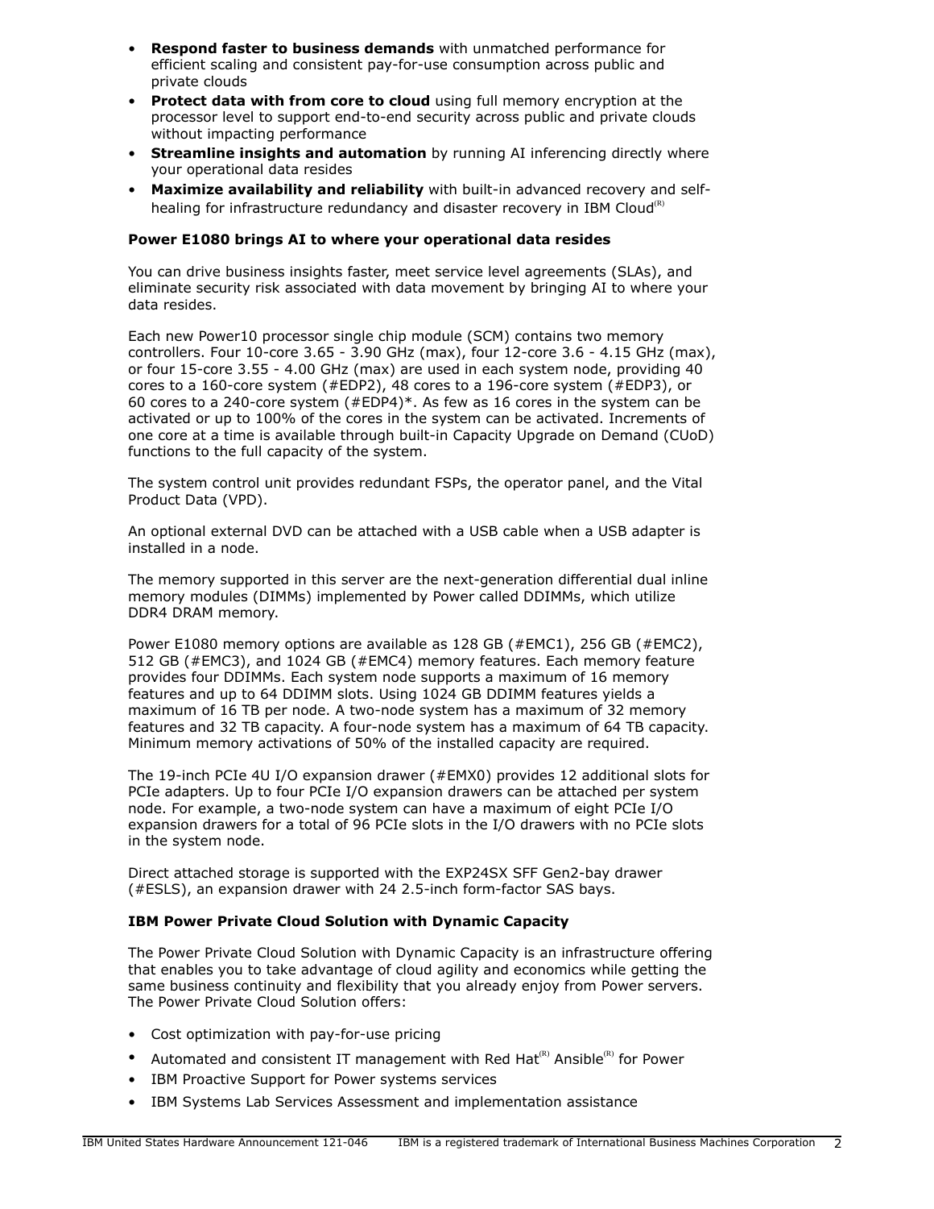- **Respond faster to business demands** with unmatched performance for efficient scaling and consistent pay-for-use consumption across public and private clouds
- **Protect data with from core to cloud** using full memory encryption at the processor level to support end-to-end security across public and private clouds without impacting performance
- **Streamline insights and automation** by running AI inferencing directly where your operational data resides
- **Maximize availability and reliability** with built-in advanced recovery and self-healing for infrastructure redundancy and disaster recovery in IBM Cloud(R)

**Power E1080 brings AI to where your operational data resides**

You can drive business insights faster, meet service level agreements (SLAs), and eliminate security risk associated with data movement by bringing AI to where your data resides.

Each new Power10 processor single chip module (SCM) contains two memory controllers. Four 10-core 3.65 - 3.90 GHz (max), four 12-core 3.6 - 4.15 GHz (max), or four 15-core 3.55 - 4.00 GHz (max) are used in each system node, providing 40 cores to a 160-core system (#EDP2), 48 cores to a 196-core system (#EDP3), or 60 cores to a 240-core system (#EDP4)*. As few as 16 cores in the system can be activated or up to 100% of the cores in the system can be activated. Increments of one core at a time is available through built-in Capacity Upgrade on Demand (CUoD) functions to the full capacity of the system.

The system control unit provides redundant FSPs, the operator panel, and the Vital Product Data (VPD).

An optional external DVD can be attached with a USB cable when a USB adapter is installed in a node.

The memory supported in this server are the next-generation differential dual inline memory modules (DIMMs) implemented by Power called DDIMMs, which utilize DDR4 DRAM memory.

Power E1080 memory options are available as 128 GB (#EMC1), 256 GB (#EMC2), 512 GB (#EMC3), and 1024 GB (#EMC4) memory features. Each memory feature provides four DDIMMs. Each system node supports a maximum of 16 memory features and up to 64 DDIMM slots. Using 1024 GB DDIMM features yields a maximum of 16 TB per node. A two-node system has a maximum of 32 memory features and 32 TB capacity. A four-node system has a maximum of 64 TB capacity. Minimum memory activations of 50% of the installed capacity are required.

The 19-inch PCIe 4U I/O expansion drawer (#EMX0) provides 12 additional slots for PCIe adapters. Up to four PCIe I/O expansion drawers can be attached per system node. For example, a two-node system can have a maximum of eight PCIe I/O expansion drawers for a total of 96 PCIe slots in the I/O drawers with no PCIe slots in the system node.

Direct attached storage is supported with the EXP24SX SFF Gen2-bay drawer (#ESLS), an expansion drawer with 24 2.5-inch form-factor SAS bays.

**IBM Power Private Cloud Solution with Dynamic Capacity**

The Power Private Cloud Solution with Dynamic Capacity is an infrastructure offering that enables you to take advantage of cloud agility and economics while getting the same business continuity and flexibility that you already enjoy from Power servers. The Power Private Cloud Solution offers:

- Cost optimization with pay-for-use pricing
- Automated and consistent IT management with Red Hat(R) Ansible(R) for Power
- IBM Proactive Support for Power systems services
- IBM Systems Lab Services Assessment and implementation assistance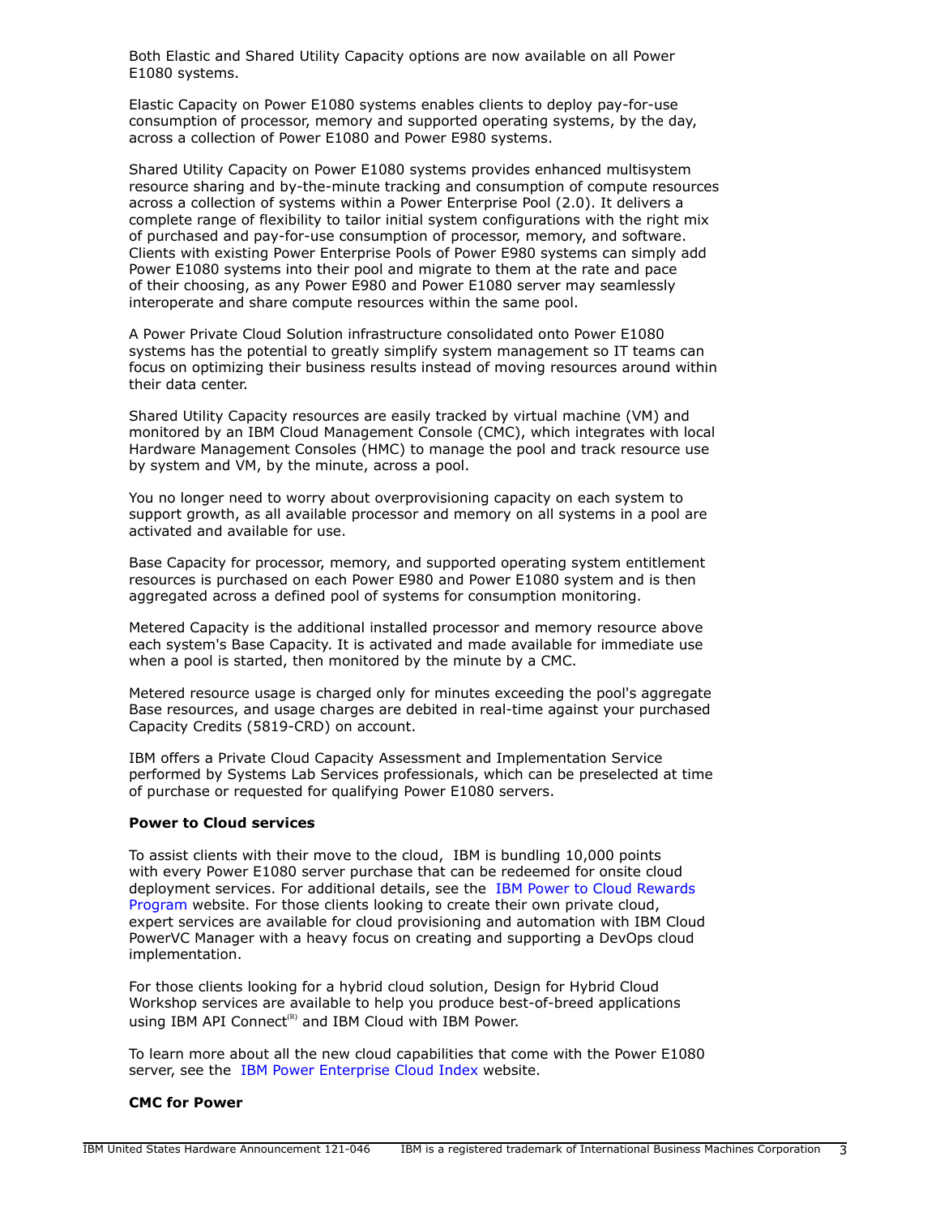Both Elastic and Shared Utility Capacity options are now available on all Power E1080 systems.

Elastic Capacity on Power E1080 systems enables clients to deploy pay-for-use consumption of processor, memory and supported operating systems, by the day, across a collection of Power E1080 and Power E980 systems.

Shared Utility Capacity on Power E1080 systems provides enhanced multisystem resource sharing and by-the-minute tracking and consumption of compute resources across a collection of systems within a Power Enterprise Pool (2.0). It delivers a complete range of flexibility to tailor initial system configurations with the right mix of purchased and pay-for-use consumption of processor, memory, and software. Clients with existing Power Enterprise Pools of Power E980 systems can simply add Power E1080 systems into their pool and migrate to them at the rate and pace of their choosing, as any Power E980 and Power E1080 server may seamlessly interoperate and share compute resources within the same pool.

A Power Private Cloud Solution infrastructure consolidated onto Power E1080 systems has the potential to greatly simplify system management so IT teams can focus on optimizing their business results instead of moving resources around within their data center.

Shared Utility Capacity resources are easily tracked by virtual machine (VM) and monitored by an IBM Cloud Management Console (CMC), which integrates with local Hardware Management Consoles (HMC) to manage the pool and track resource use by system and VM, by the minute, across a pool.

You no longer need to worry about overprovisioning capacity on each system to support growth, as all available processor and memory on all systems in a pool are activated and available for use.

Base Capacity for processor, memory, and supported operating system entitlement resources is purchased on each Power E980 and Power E1080 system and is then aggregated across a defined pool of systems for consumption monitoring.

Metered Capacity is the additional installed processor and memory resource above each system's Base Capacity. It is activated and made available for immediate use when a pool is started, then monitored by the minute by a CMC.

Metered resource usage is charged only for minutes exceeding the pool's aggregate Base resources, and usage charges are debited in real-time against your purchased Capacity Credits (5819-CRD) on account.

IBM offers a Private Cloud Capacity Assessment and Implementation Service performed by Systems Lab Services professionals, which can be preselected at time of purchase or requested for qualifying Power E1080 servers.

**Power to Cloud services**

To assist clients with their move to the cloud, IBM is bundling 10,000 points with every Power E1080 server purchase that can be redeemed for onsite cloud deployment services. For additional details, see the IBM Power to Cloud Rewards Program website. For those clients looking to create their own private cloud, expert services are available for cloud provisioning and automation with IBM Cloud PowerVC Manager with a heavy focus on creating and supporting a DevOps cloud implementation.

For those clients looking for a hybrid cloud solution, Design for Hybrid Cloud Workshop services are available to help you produce best-of-breed applications using IBM API Connect(R) and IBM Cloud with IBM Power.

To learn more about all the new cloud capabilities that come with the Power E1080 server, see the IBM Power Enterprise Cloud Index website.

**CMC for Power**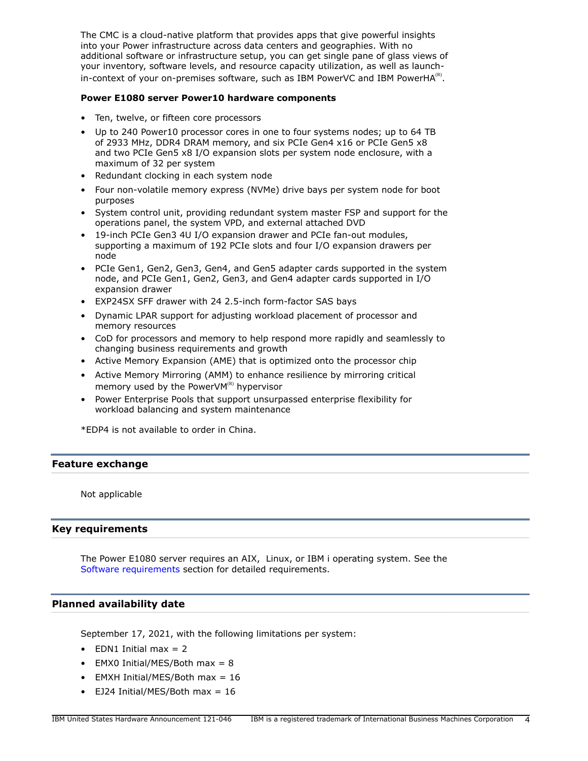The CMC is a cloud-native platform that provides apps that give powerful insights into your Power infrastructure across data centers and geographies. With no additional software or infrastructure setup, you can get single pane of glass views of your inventory, software levels, and resource capacity utilization, as well as launch-in-context of your on-premises software, such as IBM PowerVC and IBM PowerHA(R).

**Power E1080 server Power10 hardware components**

- Ten, twelve, or fifteen core processors
- Up to 240 Power10 processor cores in one to four systems nodes; up to 64 TB of 2933 MHz, DDR4 DRAM memory, and six PCIe Gen4 x16 or PCIe Gen5 x8 and two PCIe Gen5 x8 I/O expansion slots per system node enclosure, with a maximum of 32 per system
- Redundant clocking in each system node
- Four non-volatile memory express (NVMe) drive bays per system node for boot purposes
- System control unit, providing redundant system master FSP and support for the operations panel, the system VPD, and external attached DVD
- 19-inch PCIe Gen3 4U I/O expansion drawer and PCIe fan-out modules, supporting a maximum of 192 PCIe slots and four I/O expansion drawers per node
- PCIe Gen1, Gen2, Gen3, Gen4, and Gen5 adapter cards supported in the system node, and PCIe Gen1, Gen2, Gen3, and Gen4 adapter cards supported in I/O expansion drawer
- EXP24SX SFF drawer with 24 2.5-inch form-factor SAS bays
- Dynamic LPAR support for adjusting workload placement of processor and memory resources
- CoD for processors and memory to help respond more rapidly and seamlessly to changing business requirements and growth
- Active Memory Expansion (AME) that is optimized onto the processor chip
- Active Memory Mirroring (AMM) to enhance resilience by mirroring critical memory used by the PowerVM(R) hypervisor
- Power Enterprise Pools that support unsurpassed enterprise flexibility for workload balancing and system maintenance

*EDP4 is not available to order in China.

## Feature exchange

Not applicable

## Key requirements

The Power E1080 server requires an AIX, Linux, or IBM i operating system. See the Software requirements section for detailed requirements.

## Planned availability date

September 17, 2021, with the following limitations per system:

- EDN1 Initial max = 2
- EMX0 Initial/MES/Both max = 8
- EMXH Initial/MES/Both max = 16
- EJ24 Initial/MES/Both max = 16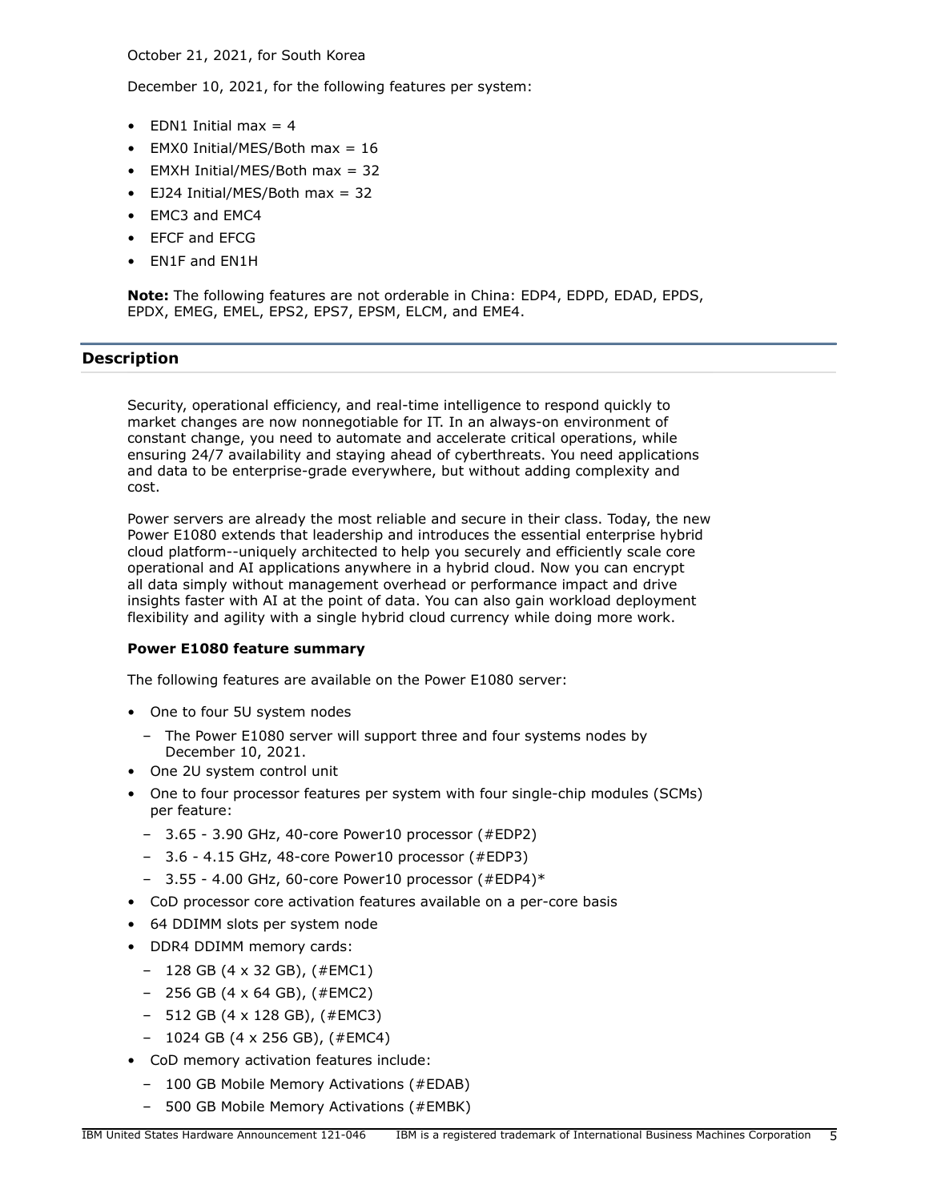October 21, 2021, for South Korea

December 10, 2021, for the following features per system:

- EDN1 Initial max = 4
- EMX0 Initial/MES/Both max = 16
- EMXH Initial/MES/Both max = 32
- EJ24 Initial/MES/Both max = 32
- EMC3 and EMC4
- EFCF and EFCG
- EN1F and EN1H

**Note:** The following features are not orderable in China: EDP4, EDPD, EDAD, EPDS, EPDX, EMEG, EMEL, EPS2, EPS7, EPSM, ELCM, and EME4.

## Description

Security, operational efficiency, and real-time intelligence to respond quickly to market changes are now nonnegotiable for IT. In an always-on environment of constant change, you need to automate and accelerate critical operations, while ensuring 24/7 availability and staying ahead of cyberthreats. You need applications and data to be enterprise-grade everywhere, but without adding complexity and cost.

Power servers are already the most reliable and secure in their class. Today, the new Power E1080 extends that leadership and introduces the essential enterprise hybrid cloud platform--uniquely architected to help you securely and efficiently scale core operational and AI applications anywhere in a hybrid cloud. Now you can encrypt all data simply without management overhead or performance impact and drive insights faster with AI at the point of data. You can also gain workload deployment flexibility and agility with a single hybrid cloud currency while doing more work.

**Power E1080 feature summary**

The following features are available on the Power E1080 server:

- One to four 5U system nodes
  - The Power E1080 server will support three and four systems nodes by December 10, 2021.
- One 2U system control unit
- One to four processor features per system with four single-chip modules (SCMs) per feature:
  - 3.65 - 3.90 GHz, 40-core Power10 processor (#EDP2)
  - 3.6 - 4.15 GHz, 48-core Power10 processor (#EDP3)
  - 3.55 - 4.00 GHz, 60-core Power10 processor (#EDP4)*
- CoD processor core activation features available on a per-core basis
- 64 DDIMM slots per system node
- DDR4 DDIMM memory cards:
  - 128 GB (4 x 32 GB), (#EMC1)
  - 256 GB (4 x 64 GB), (#EMC2)
  - 512 GB (4 x 128 GB), (#EMC3)
  - 1024 GB (4 x 256 GB), (#EMC4)
- CoD memory activation features include:
  - 100 GB Mobile Memory Activations (#EDAB)
  - 500 GB Mobile Memory Activations (#EMBK)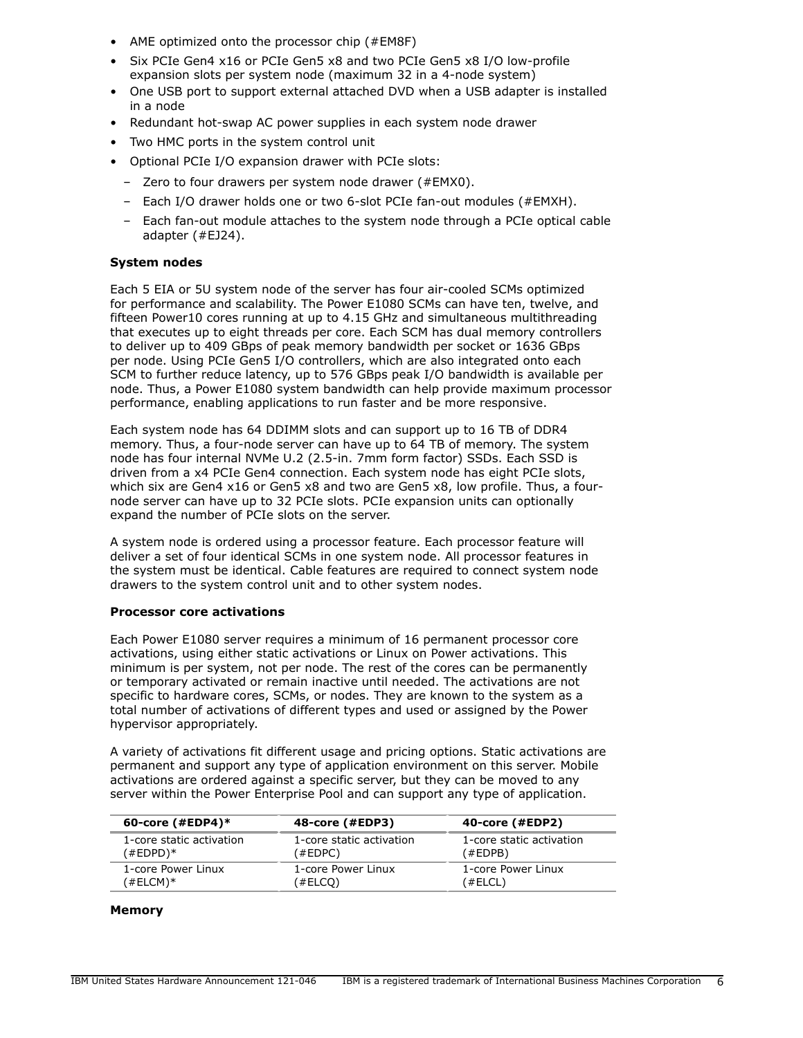- AME optimized onto the processor chip (#EM8F)
- Six PCIe Gen4 x16 or PCIe Gen5 x8 and two PCIe Gen5 x8 I/O low-profile expansion slots per system node (maximum 32 in a 4-node system)
- One USB port to support external attached DVD when a USB adapter is installed in a node
- Redundant hot-swap AC power supplies in each system node drawer
- Two HMC ports in the system control unit
- Optional PCIe I/O expansion drawer with PCIe slots:
  - Zero to four drawers per system node drawer (#EMX0).
  - Each I/O drawer holds one or two 6-slot PCIe fan-out modules (#EMXH).
  - Each fan-out module attaches to the system node through a PCIe optical cable adapter (#EJ24).

**System nodes**

Each 5 EIA or 5U system node of the server has four air-cooled SCMs optimized for performance and scalability. The Power E1080 SCMs can have ten, twelve, and fifteen Power10 cores running at up to 4.15 GHz and simultaneous multithreading that executes up to eight threads per core. Each SCM has dual memory controllers to deliver up to 409 GBps of peak memory bandwidth per socket or 1636 GBps per node. Using PCIe Gen5 I/O controllers, which are also integrated onto each SCM to further reduce latency, up to 576 GBps peak I/O bandwidth is available per node. Thus, a Power E1080 system bandwidth can help provide maximum processor performance, enabling applications to run faster and be more responsive.

Each system node has 64 DDIMM slots and can support up to 16 TB of DDR4 memory. Thus, a four-node server can have up to 64 TB of memory. The system node has four internal NVMe U.2 (2.5-in. 7mm form factor) SSDs. Each SSD is driven from a x4 PCIe Gen4 connection. Each system node has eight PCIe slots, which six are Gen4 x16 or Gen5 x8 and two are Gen5 x8, low profile. Thus, a four-node server can have up to 32 PCIe slots. PCIe expansion units can optionally expand the number of PCIe slots on the server.

A system node is ordered using a processor feature. Each processor feature will deliver a set of four identical SCMs in one system node. All processor features in the system must be identical. Cable features are required to connect system node drawers to the system control unit and to other system nodes.

**Processor core activations**

Each Power E1080 server requires a minimum of 16 permanent processor core activations, using either static activations or Linux on Power activations. This minimum is per system, not per node. The rest of the cores can be permanently or temporary activated or remain inactive until needed. The activations are not specific to hardware cores, SCMs, or nodes. They are known to the system as a total number of activations of different types and used or assigned by the Power hypervisor appropriately.

A variety of activations fit different usage and pricing options. Static activations are permanent and support any type of application environment on this server. Mobile activations are ordered against a specific server, but they can be moved to any server within the Power Enterprise Pool and can support any type of application.

| 60-core (#EDP4)* | 48-core (#EDP3) | 40-core (#EDP2) |
|---|---|---|
| 1-core static activation (#EDPD)* | 1-core static activation (#EDPC) | 1-core static activation (#EDPB) |
| 1-core Power Linux (#ELCM)* | 1-core Power Linux (#ELCQ) | 1-core Power Linux (#ELCL) |

**Memory**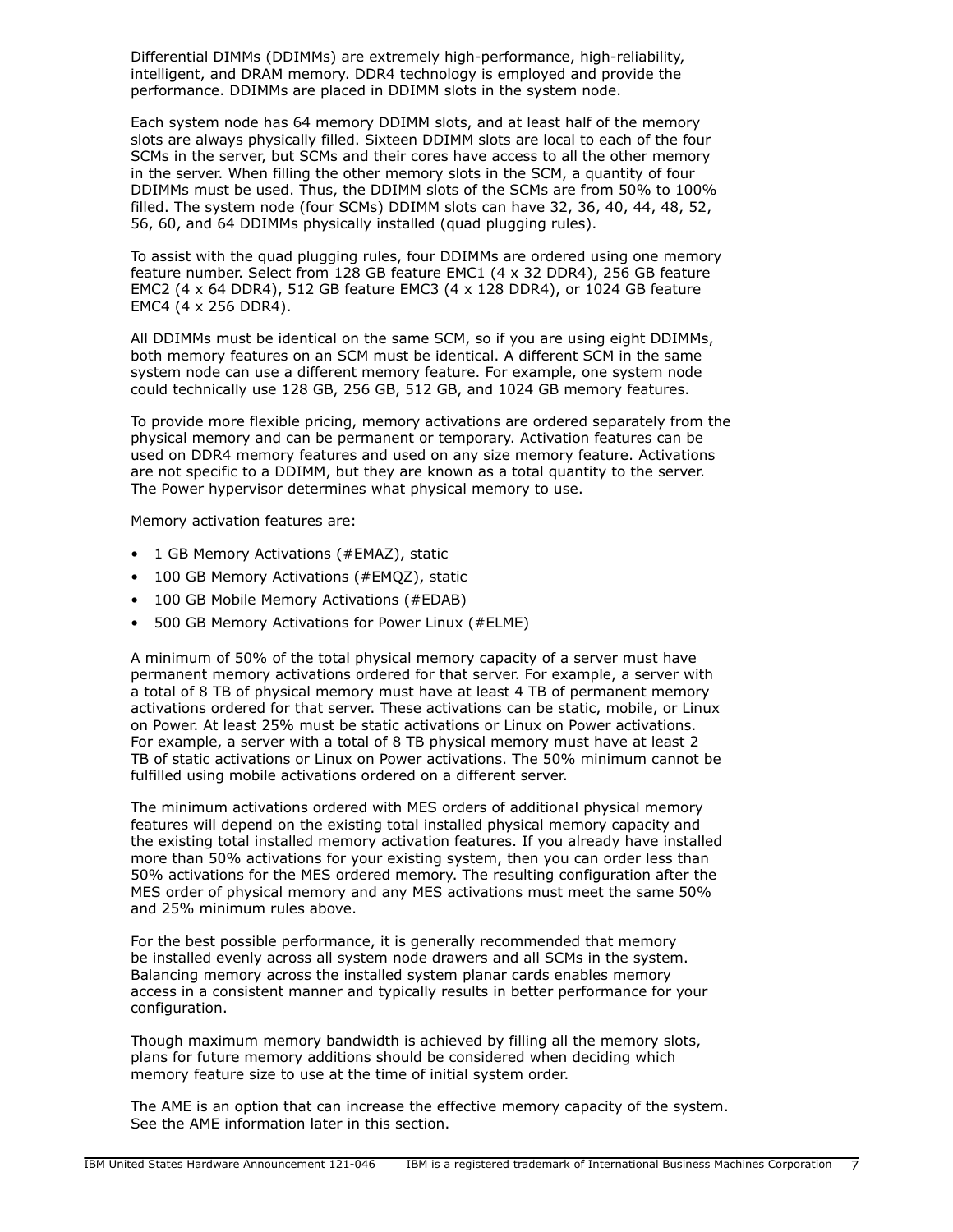Differential DIMMs (DDIMMs) are extremely high-performance, high-reliability, intelligent, and DRAM memory. DDR4 technology is employed and provide the performance. DDIMMs are placed in DDIMM slots in the system node.

Each system node has 64 memory DDIMM slots, and at least half of the memory slots are always physically filled. Sixteen DDIMM slots are local to each of the four SCMs in the server, but SCMs and their cores have access to all the other memory in the server. When filling the other memory slots in the SCM, a quantity of four DDIMMs must be used. Thus, the DDIMM slots of the SCMs are from 50% to 100% filled. The system node (four SCMs) DDIMM slots can have 32, 36, 40, 44, 48, 52, 56, 60, and 64 DDIMMs physically installed (quad plugging rules).

To assist with the quad plugging rules, four DDIMMs are ordered using one memory feature number. Select from 128 GB feature EMC1 (4 x 32 DDR4), 256 GB feature EMC2 (4 x 64 DDR4), 512 GB feature EMC3 (4 x 128 DDR4), or 1024 GB feature EMC4 (4 x 256 DDR4).

All DDIMMs must be identical on the same SCM, so if you are using eight DDIMMs, both memory features on an SCM must be identical. A different SCM in the same system node can use a different memory feature. For example, one system node could technically use 128 GB, 256 GB, 512 GB, and 1024 GB memory features.

To provide more flexible pricing, memory activations are ordered separately from the physical memory and can be permanent or temporary. Activation features can be used on DDR4 memory features and used on any size memory feature. Activations are not specific to a DDIMM, but they are known as a total quantity to the server. The Power hypervisor determines what physical memory to use.

Memory activation features are:

- 1 GB Memory Activations (#EMAZ), static
- 100 GB Memory Activations (#EMQZ), static
- 100 GB Mobile Memory Activations (#EDAB)
- 500 GB Memory Activations for Power Linux (#ELME)

A minimum of 50% of the total physical memory capacity of a server must have permanent memory activations ordered for that server. For example, a server with a total of 8 TB of physical memory must have at least 4 TB of permanent memory activations ordered for that server. These activations can be static, mobile, or Linux on Power. At least 25% must be static activations or Linux on Power activations. For example, a server with a total of 8 TB physical memory must have at least 2 TB of static activations or Linux on Power activations. The 50% minimum cannot be fulfilled using mobile activations ordered on a different server.

The minimum activations ordered with MES orders of additional physical memory features will depend on the existing total installed physical memory capacity and the existing total installed memory activation features. If you already have installed more than 50% activations for your existing system, then you can order less than 50% activations for the MES ordered memory. The resulting configuration after the MES order of physical memory and any MES activations must meet the same 50% and 25% minimum rules above.

For the best possible performance, it is generally recommended that memory be installed evenly across all system node drawers and all SCMs in the system. Balancing memory across the installed system planar cards enables memory access in a consistent manner and typically results in better performance for your configuration.

Though maximum memory bandwidth is achieved by filling all the memory slots, plans for future memory additions should be considered when deciding which memory feature size to use at the time of initial system order.

The AME is an option that can increase the effective memory capacity of the system. See the AME information later in this section.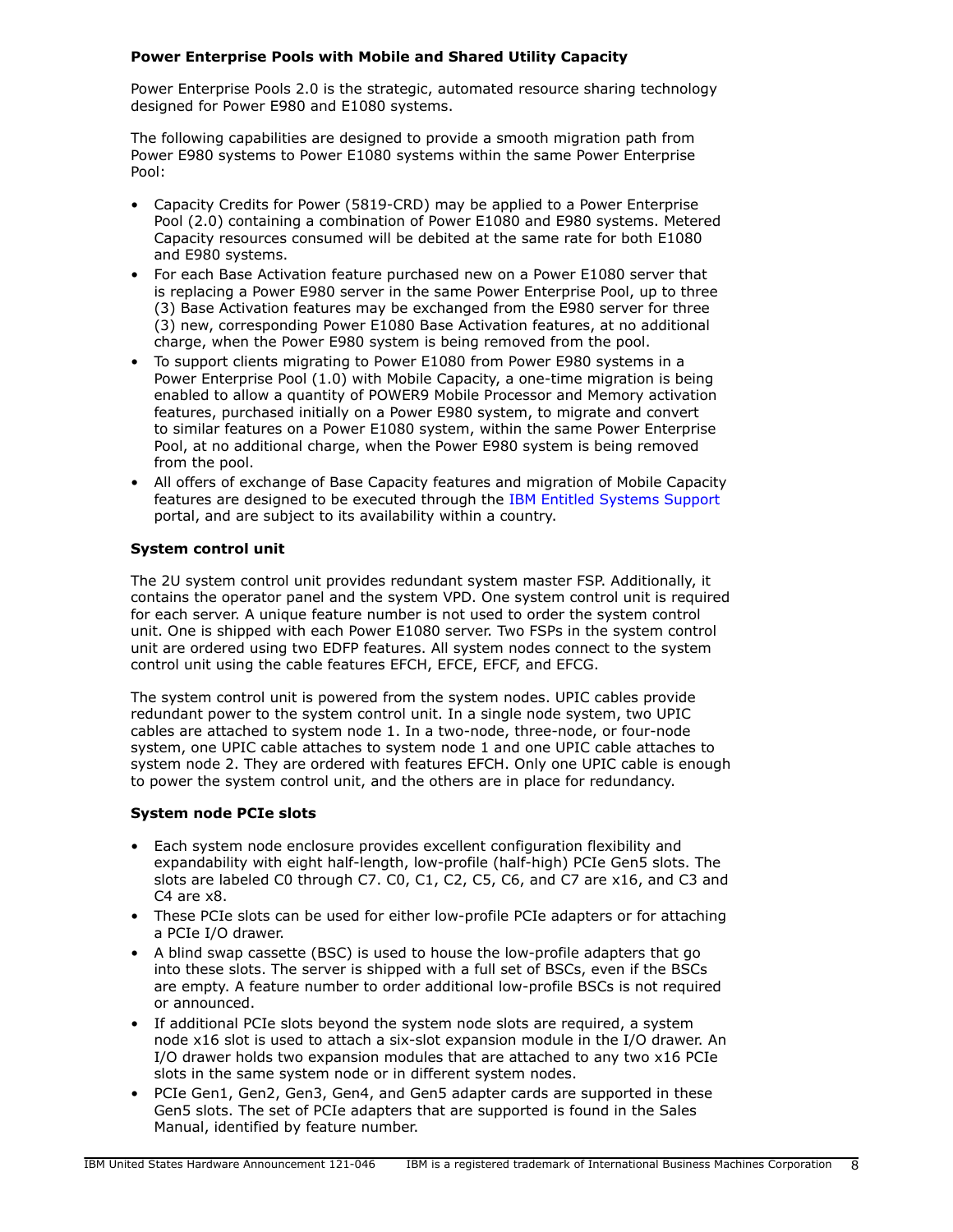### Power Enterprise Pools with Mobile and Shared Utility Capacity

Power Enterprise Pools 2.0 is the strategic, automated resource sharing technology designed for Power E980 and E1080 systems.

The following capabilities are designed to provide a smooth migration path from Power E980 systems to Power E1080 systems within the same Power Enterprise Pool:

- Capacity Credits for Power (5819-CRD) may be applied to a Power Enterprise Pool (2.0) containing a combination of Power E1080 and E980 systems. Metered Capacity resources consumed will be debited at the same rate for both E1080 and E980 systems.
- For each Base Activation feature purchased new on a Power E1080 server that is replacing a Power E980 server in the same Power Enterprise Pool, up to three (3) Base Activation features may be exchanged from the E980 server for three (3) new, corresponding Power E1080 Base Activation features, at no additional charge, when the Power E980 system is being removed from the pool.
- To support clients migrating to Power E1080 from Power E980 systems in a Power Enterprise Pool (1.0) with Mobile Capacity, a one-time migration is being enabled to allow a quantity of POWER9 Mobile Processor and Memory activation features, purchased initially on a Power E980 system, to migrate and convert to similar features on a Power E1080 system, within the same Power Enterprise Pool, at no additional charge, when the Power E980 system is being removed from the pool.
- All offers of exchange of Base Capacity features and migration of Mobile Capacity features are designed to be executed through the IBM Entitled Systems Support portal, and are subject to its availability within a country.

### System control unit

The 2U system control unit provides redundant system master FSP. Additionally, it contains the operator panel and the system VPD. One system control unit is required for each server. A unique feature number is not used to order the system control unit. One is shipped with each Power E1080 server. Two FSPs in the system control unit are ordered using two EDFP features. All system nodes connect to the system control unit using the cable features EFCH, EFCE, EFCF, and EFCG.

The system control unit is powered from the system nodes. UPIC cables provide redundant power to the system control unit. In a single node system, two UPIC cables are attached to system node 1. In a two-node, three-node, or four-node system, one UPIC cable attaches to system node 1 and one UPIC cable attaches to system node 2. They are ordered with features EFCH. Only one UPIC cable is enough to power the system control unit, and the others are in place for redundancy.

### System node PCIe slots

- Each system node enclosure provides excellent configuration flexibility and expandability with eight half-length, low-profile (half-high) PCIe Gen5 slots. The slots are labeled C0 through C7. C0, C1, C2, C5, C6, and C7 are x16, and C3 and C4 are x8.
- These PCIe slots can be used for either low-profile PCIe adapters or for attaching a PCIe I/O drawer.
- A blind swap cassette (BSC) is used to house the low-profile adapters that go into these slots. The server is shipped with a full set of BSCs, even if the BSCs are empty. A feature number to order additional low-profile BSCs is not required or announced.
- If additional PCIe slots beyond the system node slots are required, a system node x16 slot is used to attach a six-slot expansion module in the I/O drawer. An I/O drawer holds two expansion modules that are attached to any two x16 PCIe slots in the same system node or in different system nodes.
- PCIe Gen1, Gen2, Gen3, Gen4, and Gen5 adapter cards are supported in these Gen5 slots. The set of PCIe adapters that are supported is found in the Sales Manual, identified by feature number.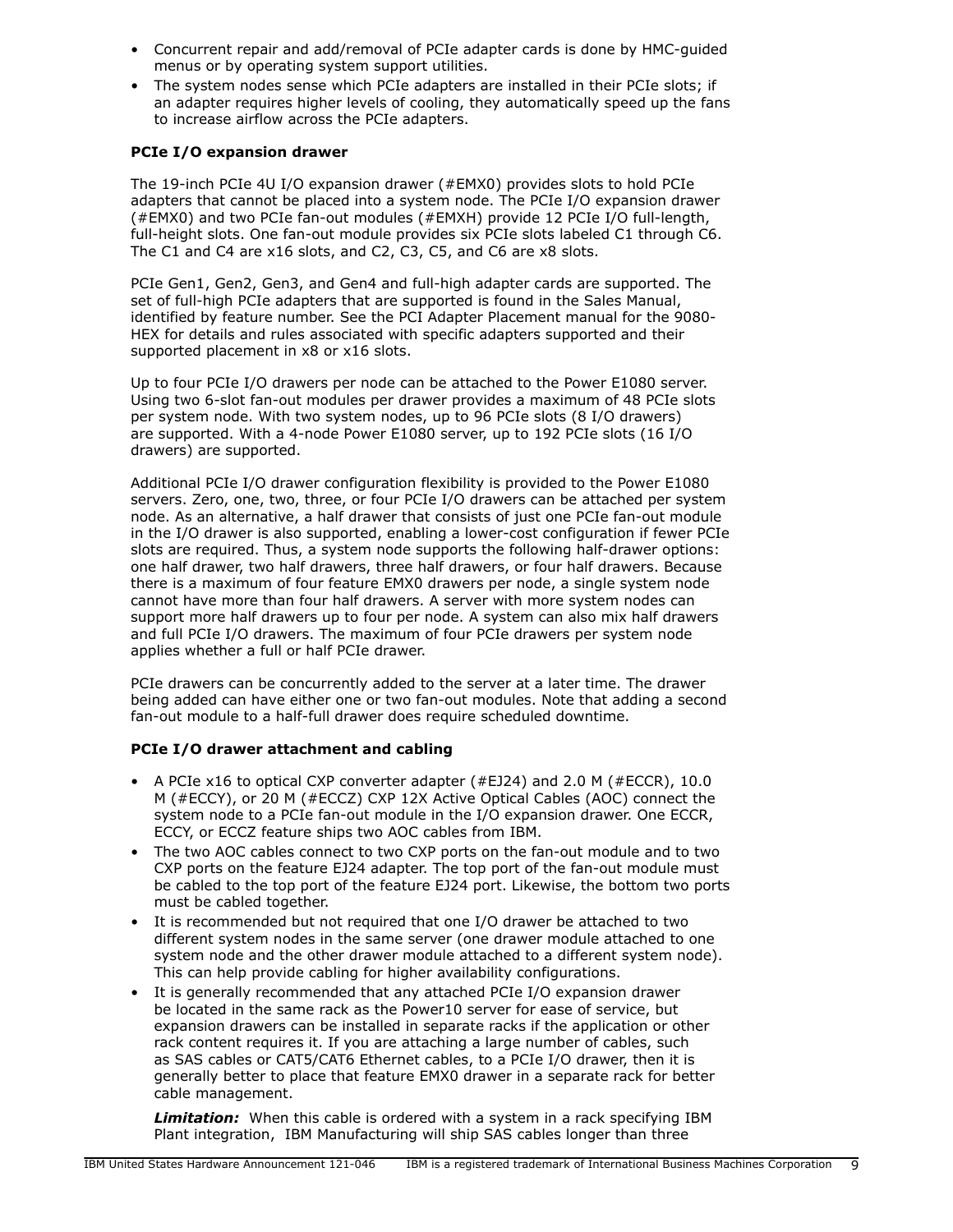- Concurrent repair and add/removal of PCIe adapter cards is done by HMC-guided menus or by operating system support utilities.
- The system nodes sense which PCIe adapters are installed in their PCIe slots; if an adapter requires higher levels of cooling, they automatically speed up the fans to increase airflow across the PCIe adapters.

**PCIe I/O expansion drawer**

The 19-inch PCIe 4U I/O expansion drawer (#EMX0) provides slots to hold PCIe adapters that cannot be placed into a system node. The PCIe I/O expansion drawer (#EMX0) and two PCIe fan-out modules (#EMXH) provide 12 PCIe I/O full-length, full-height slots. One fan-out module provides six PCIe slots labeled C1 through C6. The C1 and C4 are x16 slots, and C2, C3, C5, and C6 are x8 slots.

PCIe Gen1, Gen2, Gen3, and Gen4 and full-high adapter cards are supported. The set of full-high PCIe adapters that are supported is found in the Sales Manual, identified by feature number. See the PCI Adapter Placement manual for the 9080-HEX for details and rules associated with specific adapters supported and their supported placement in x8 or x16 slots.

Up to four PCIe I/O drawers per node can be attached to the Power E1080 server. Using two 6-slot fan-out modules per drawer provides a maximum of 48 PCIe slots per system node. With two system nodes, up to 96 PCIe slots (8 I/O drawers) are supported. With a 4-node Power E1080 server, up to 192 PCIe slots (16 I/O drawers) are supported.

Additional PCIe I/O drawer configuration flexibility is provided to the Power E1080 servers. Zero, one, two, three, or four PCIe I/O drawers can be attached per system node. As an alternative, a half drawer that consists of just one PCIe fan-out module in the I/O drawer is also supported, enabling a lower-cost configuration if fewer PCIe slots are required. Thus, a system node supports the following half-drawer options: one half drawer, two half drawers, three half drawers, or four half drawers. Because there is a maximum of four feature EMX0 drawers per node, a single system node cannot have more than four half drawers. A server with more system nodes can support more half drawers up to four per node. A system can also mix half drawers and full PCIe I/O drawers. The maximum of four PCIe drawers per system node applies whether a full or half PCIe drawer.

PCIe drawers can be concurrently added to the server at a later time. The drawer being added can have either one or two fan-out modules. Note that adding a second fan-out module to a half-full drawer does require scheduled downtime.

**PCIe I/O drawer attachment and cabling**

- A PCIe x16 to optical CXP converter adapter (#EJ24) and 2.0 M (#ECCR), 10.0 M (#ECCY), or 20 M (#ECCZ) CXP 12X Active Optical Cables (AOC) connect the system node to a PCIe fan-out module in the I/O expansion drawer. One ECCR, ECCY, or ECCZ feature ships two AOC cables from IBM.
- The two AOC cables connect to two CXP ports on the fan-out module and to two CXP ports on the feature EJ24 adapter. The top port of the fan-out module must be cabled to the top port of the feature EJ24 port. Likewise, the bottom two ports must be cabled together.
- It is recommended but not required that one I/O drawer be attached to two different system nodes in the same server (one drawer module attached to one system node and the other drawer module attached to a different system node). This can help provide cabling for higher availability configurations.
- It is generally recommended that any attached PCIe I/O expansion drawer be located in the same rack as the Power10 server for ease of service, but expansion drawers can be installed in separate racks if the application or other rack content requires it. If you are attaching a large number of cables, such as SAS cables or CAT5/CAT6 Ethernet cables, to a PCIe I/O drawer, then it is generally better to place that feature EMX0 drawer in a separate rack for better cable management.

  ***Limitation:*** When this cable is ordered with a system in a rack specifying IBM Plant integration, IBM Manufacturing will ship SAS cables longer than three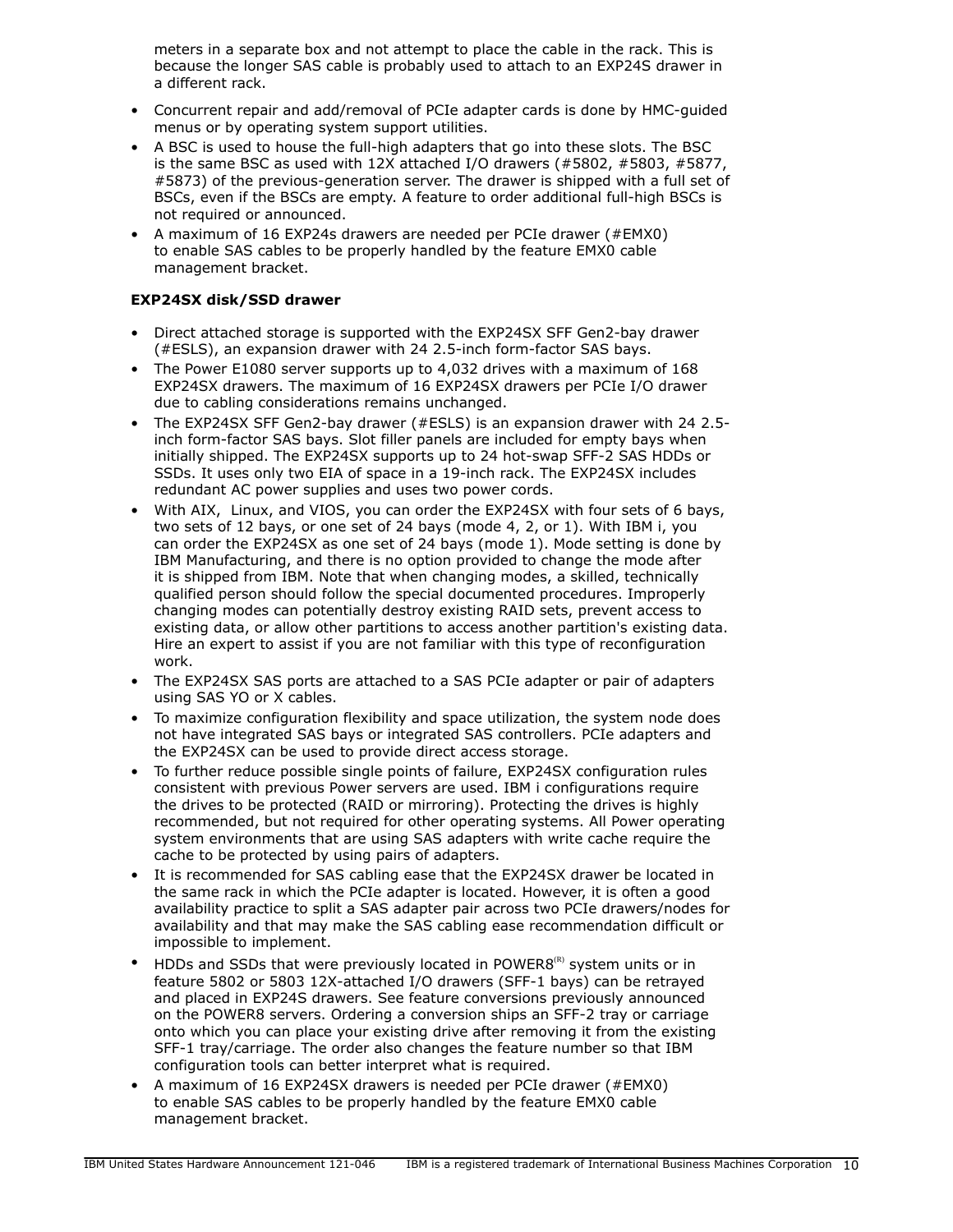meters in a separate box and not attempt to place the cable in the rack. This is because the longer SAS cable is probably used to attach to an EXP24S drawer in a different rack.

- Concurrent repair and add/removal of PCIe adapter cards is done by HMC-guided menus or by operating system support utilities.
- A BSC is used to house the full-high adapters that go into these slots. The BSC is the same BSC as used with 12X attached I/O drawers (#5802, #5803, #5877, #5873) of the previous-generation server. The drawer is shipped with a full set of BSCs, even if the BSCs are empty. A feature to order additional full-high BSCs is not required or announced.
- A maximum of 16 EXP24s drawers are needed per PCIe drawer (#EMX0) to enable SAS cables to be properly handled by the feature EMX0 cable management bracket.

**EXP24SX disk/SSD drawer**

- Direct attached storage is supported with the EXP24SX SFF Gen2-bay drawer (#ESLS), an expansion drawer with 24 2.5-inch form-factor SAS bays.
- The Power E1080 server supports up to 4,032 drives with a maximum of 168 EXP24SX drawers. The maximum of 16 EXP24SX drawers per PCIe I/O drawer due to cabling considerations remains unchanged.
- The EXP24SX SFF Gen2-bay drawer (#ESLS) is an expansion drawer with 24 2.5-inch form-factor SAS bays. Slot filler panels are included for empty bays when initially shipped. The EXP24SX supports up to 24 hot-swap SFF-2 SAS HDDs or SSDs. It uses only two EIA of space in a 19-inch rack. The EXP24SX includes redundant AC power supplies and uses two power cords.
- With AIX, Linux, and VIOS, you can order the EXP24SX with four sets of 6 bays, two sets of 12 bays, or one set of 24 bays (mode 4, 2, or 1). With IBM i, you can order the EXP24SX as one set of 24 bays (mode 1). Mode setting is done by IBM Manufacturing, and there is no option provided to change the mode after it is shipped from IBM. Note that when changing modes, a skilled, technically qualified person should follow the special documented procedures. Improperly changing modes can potentially destroy existing RAID sets, prevent access to existing data, or allow other partitions to access another partition's existing data. Hire an expert to assist if you are not familiar with this type of reconfiguration work.
- The EXP24SX SAS ports are attached to a SAS PCIe adapter or pair of adapters using SAS YO or X cables.
- To maximize configuration flexibility and space utilization, the system node does not have integrated SAS bays or integrated SAS controllers. PCIe adapters and the EXP24SX can be used to provide direct access storage.
- To further reduce possible single points of failure, EXP24SX configuration rules consistent with previous Power servers are used. IBM i configurations require the drives to be protected (RAID or mirroring). Protecting the drives is highly recommended, but not required for other operating systems. All Power operating system environments that are using SAS adapters with write cache require the cache to be protected by using pairs of adapters.
- It is recommended for SAS cabling ease that the EXP24SX drawer be located in the same rack in which the PCIe adapter is located. However, it is often a good availability practice to split a SAS adapter pair across two PCIe drawers/nodes for availability and that may make the SAS cabling ease recommendation difficult or impossible to implement.
- HDDs and SSDs that were previously located in POWER8(R) system units or in feature 5802 or 5803 12X-attached I/O drawers (SFF-1 bays) can be retrayed and placed in EXP24S drawers. See feature conversions previously announced on the POWER8 servers. Ordering a conversion ships an SFF-2 tray or carriage onto which you can place your existing drive after removing it from the existing SFF-1 tray/carriage. The order also changes the feature number so that IBM configuration tools can better interpret what is required.
- A maximum of 16 EXP24SX drawers is needed per PCIe drawer (#EMX0) to enable SAS cables to be properly handled by the feature EMX0 cable management bracket.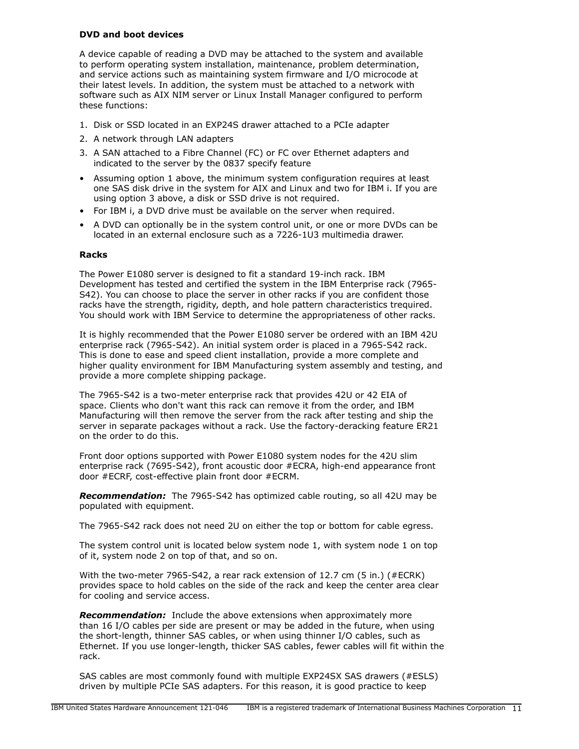### DVD and boot devices

A device capable of reading a DVD may be attached to the system and available to perform operating system installation, maintenance, problem determination, and service actions such as maintaining system firmware and I/O microcode at their latest levels. In addition, the system must be attached to a network with software such as AIX NIM server or Linux Install Manager configured to perform these functions:

1. Disk or SSD located in an EXP24S drawer attached to a PCIe adapter
2. A network through LAN adapters
3. A SAN attached to a Fibre Channel (FC) or FC over Ethernet adapters and indicated to the server by the 0837 specify feature

- Assuming option 1 above, the minimum system configuration requires at least one SAS disk drive in the system for AIX and Linux and two for IBM i. If you are using option 3 above, a disk or SSD drive is not required.
- For IBM i, a DVD drive must be available on the server when required.
- A DVD can optionally be in the system control unit, or one or more DVDs can be located in an external enclosure such as a 7226-1U3 multimedia drawer.

### Racks

The Power E1080 server is designed to fit a standard 19-inch rack. IBM Development has tested and certified the system in the IBM Enterprise rack (7965-S42). You can choose to place the server in other racks if you are confident those racks have the strength, rigidity, depth, and hole pattern characteristics trequired. You should work with IBM Service to determine the appropriateness of other racks.

It is highly recommended that the Power E1080 server be ordered with an IBM 42U enterprise rack (7965-S42). An initial system order is placed in a 7965-S42 rack. This is done to ease and speed client installation, provide a more complete and higher quality environment for IBM Manufacturing system assembly and testing, and provide a more complete shipping package.

The 7965-S42 is a two-meter enterprise rack that provides 42U or 42 EIA of space. Clients who don't want this rack can remove it from the order, and IBM Manufacturing will then remove the server from the rack after testing and ship the server in separate packages without a rack. Use the factory-deracking feature ER21 on the order to do this.

Front door options supported with Power E1080 system nodes for the 42U slim enterprise rack (7695-S42), front acoustic door #ECRA, high-end appearance front door #ECRF, cost-effective plain front door #ECRM.

***Recommendation:*** The 7965-S42 has optimized cable routing, so all 42U may be populated with equipment.

The 7965-S42 rack does not need 2U on either the top or bottom for cable egress.

The system control unit is located below system node 1, with system node 1 on top of it, system node 2 on top of that, and so on.

With the two-meter 7965-S42, a rear rack extension of 12.7 cm (5 in.) (#ECRK) provides space to hold cables on the side of the rack and keep the center area clear for cooling and service access.

***Recommendation:*** Include the above extensions when approximately more than 16 I/O cables per side are present or may be added in the future, when using the short-length, thinner SAS cables, or when using thinner I/O cables, such as Ethernet. If you use longer-length, thicker SAS cables, fewer cables will fit within the rack.

SAS cables are most commonly found with multiple EXP24SX SAS drawers (#ESLS) driven by multiple PCIe SAS adapters. For this reason, it is good practice to keep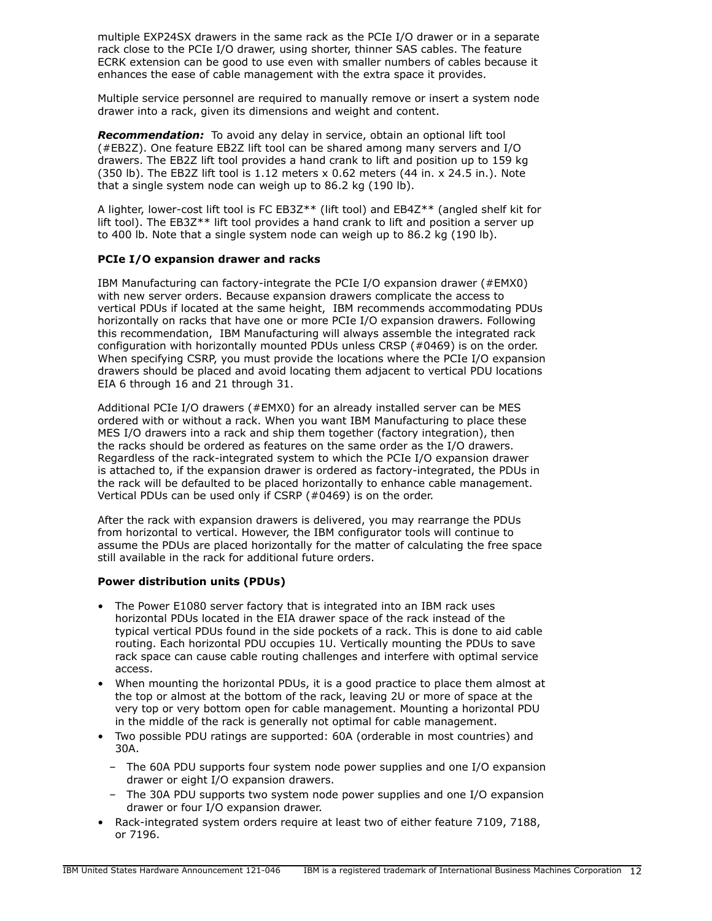multiple EXP24SX drawers in the same rack as the PCIe I/O drawer or in a separate rack close to the PCIe I/O drawer, using shorter, thinner SAS cables. The feature ECRK extension can be good to use even with smaller numbers of cables because it enhances the ease of cable management with the extra space it provides.

Multiple service personnel are required to manually remove or insert a system node drawer into a rack, given its dimensions and weight and content.

***Recommendation:*** To avoid any delay in service, obtain an optional lift tool (#EB2Z). One feature EB2Z lift tool can be shared among many servers and I/O drawers. The EB2Z lift tool provides a hand crank to lift and position up to 159 kg (350 lb). The EB2Z lift tool is 1.12 meters x 0.62 meters (44 in. x 24.5 in.). Note that a single system node can weigh up to 86.2 kg (190 lb).

A lighter, lower-cost lift tool is FC EB3Z** (lift tool) and EB4Z** (angled shelf kit for lift tool). The EB3Z** lift tool provides a hand crank to lift and position a server up to 400 lb. Note that a single system node can weigh up to 86.2 kg (190 lb).

**PCIe I/O expansion drawer and racks**

IBM Manufacturing can factory-integrate the PCIe I/O expansion drawer (#EMX0) with new server orders. Because expansion drawers complicate the access to vertical PDUs if located at the same height, IBM recommends accommodating PDUs horizontally on racks that have one or more PCIe I/O expansion drawers. Following this recommendation, IBM Manufacturing will always assemble the integrated rack configuration with horizontally mounted PDUs unless CRSP (#0469) is on the order. When specifying CSRP, you must provide the locations where the PCIe I/O expansion drawers should be placed and avoid locating them adjacent to vertical PDU locations EIA 6 through 16 and 21 through 31.

Additional PCIe I/O drawers (#EMX0) for an already installed server can be MES ordered with or without a rack. When you want IBM Manufacturing to place these MES I/O drawers into a rack and ship them together (factory integration), then the racks should be ordered as features on the same order as the I/O drawers. Regardless of the rack-integrated system to which the PCIe I/O expansion drawer is attached to, if the expansion drawer is ordered as factory-integrated, the PDUs in the rack will be defaulted to be placed horizontally to enhance cable management. Vertical PDUs can be used only if CSRP (#0469) is on the order.

After the rack with expansion drawers is delivered, you may rearrange the PDUs from horizontal to vertical. However, the IBM configurator tools will continue to assume the PDUs are placed horizontally for the matter of calculating the free space still available in the rack for additional future orders.

**Power distribution units (PDUs)**

- The Power E1080 server factory that is integrated into an IBM rack uses horizontal PDUs located in the EIA drawer space of the rack instead of the typical vertical PDUs found in the side pockets of a rack. This is done to aid cable routing. Each horizontal PDU occupies 1U. Vertically mounting the PDUs to save rack space can cause cable routing challenges and interfere with optimal service access.
- When mounting the horizontal PDUs, it is a good practice to place them almost at the top or almost at the bottom of the rack, leaving 2U or more of space at the very top or very bottom open for cable management. Mounting a horizontal PDU in the middle of the rack is generally not optimal for cable management.
- Two possible PDU ratings are supported: 60A (orderable in most countries) and 30A.
  - The 60A PDU supports four system node power supplies and one I/O expansion drawer or eight I/O expansion drawers.
  - The 30A PDU supports two system node power supplies and one I/O expansion drawer or four I/O expansion drawer.
- Rack-integrated system orders require at least two of either feature 7109, 7188, or 7196.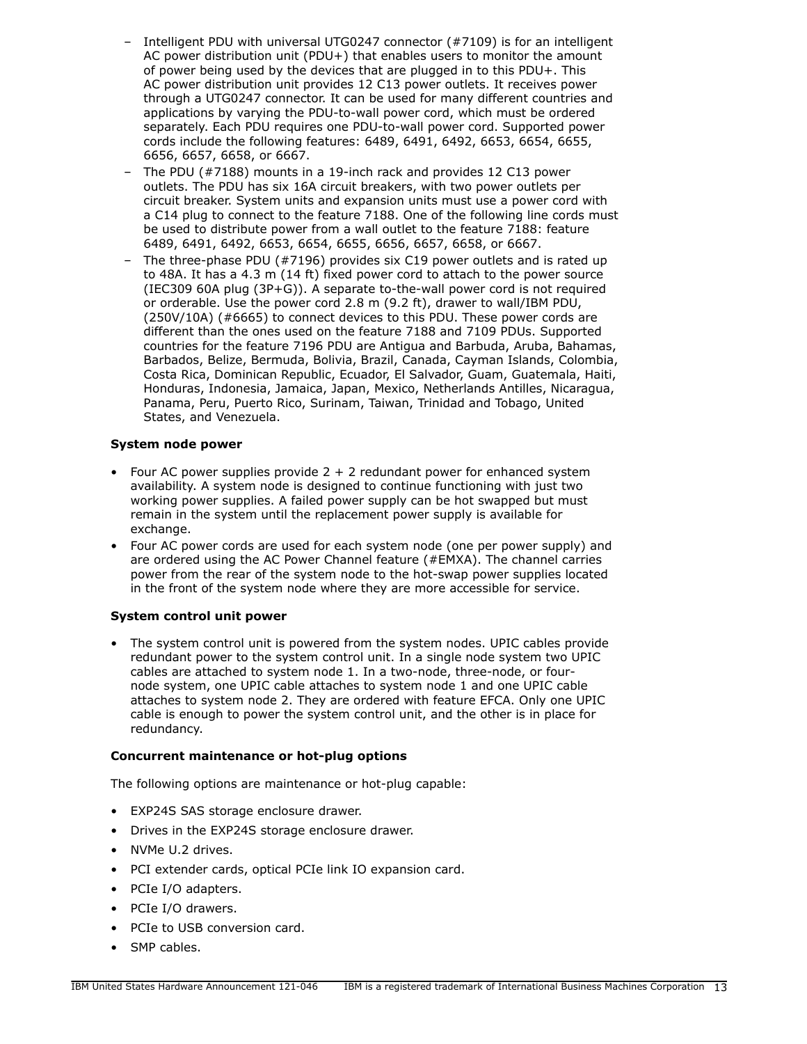- Intelligent PDU with universal UTG0247 connector (#7109) is for an intelligent AC power distribution unit (PDU+) that enables users to monitor the amount of power being used by the devices that are plugged in to this PDU+. This AC power distribution unit provides 12 C13 power outlets. It receives power through a UTG0247 connector. It can be used for many different countries and applications by varying the PDU-to-wall power cord, which must be ordered separately. Each PDU requires one PDU-to-wall power cord. Supported power cords include the following features: 6489, 6491, 6492, 6653, 6654, 6655, 6656, 6657, 6658, or 6667.
  - The PDU (#7188) mounts in a 19-inch rack and provides 12 C13 power outlets. The PDU has six 16A circuit breakers, with two power outlets per circuit breaker. System units and expansion units must use a power cord with a C14 plug to connect to the feature 7188. One of the following line cords must be used to distribute power from a wall outlet to the feature 7188: feature 6489, 6491, 6492, 6653, 6654, 6655, 6656, 6657, 6658, or 6667.
  - The three-phase PDU (#7196) provides six C19 power outlets and is rated up to 48A. It has a 4.3 m (14 ft) fixed power cord to attach to the power source (IEC309 60A plug (3P+G)). A separate to-the-wall power cord is not required or orderable. Use the power cord 2.8 m (9.2 ft), drawer to wall/IBM PDU, (250V/10A) (#6665) to connect devices to this PDU. These power cords are different than the ones used on the feature 7188 and 7109 PDUs. Supported countries for the feature 7196 PDU are Antigua and Barbuda, Aruba, Bahamas, Barbados, Belize, Bermuda, Bolivia, Brazil, Canada, Cayman Islands, Colombia, Costa Rica, Dominican Republic, Ecuador, El Salvador, Guam, Guatemala, Haiti, Honduras, Indonesia, Jamaica, Japan, Mexico, Netherlands Antilles, Nicaragua, Panama, Peru, Puerto Rico, Surinam, Taiwan, Trinidad and Tobago, United States, and Venezuela.

**System node power**

- Four AC power supplies provide 2 + 2 redundant power for enhanced system availability. A system node is designed to continue functioning with just two working power supplies. A failed power supply can be hot swapped but must remain in the system until the replacement power supply is available for exchange.
- Four AC power cords are used for each system node (one per power supply) and are ordered using the AC Power Channel feature (#EMXA). The channel carries power from the rear of the system node to the hot-swap power supplies located in the front of the system node where they are more accessible for service.

**System control unit power**

- The system control unit is powered from the system nodes. UPIC cables provide redundant power to the system control unit. In a single node system two UPIC cables are attached to system node 1. In a two-node, three-node, or four-node system, one UPIC cable attaches to system node 1 and one UPIC cable attaches to system node 2. They are ordered with feature EFCA. Only one UPIC cable is enough to power the system control unit, and the other is in place for redundancy.

**Concurrent maintenance or hot-plug options**

The following options are maintenance or hot-plug capable:

- EXP24S SAS storage enclosure drawer.
- Drives in the EXP24S storage enclosure drawer.
- NVMe U.2 drives.
- PCI extender cards, optical PCIe link IO expansion card.
- PCIe I/O adapters.
- PCIe I/O drawers.
- PCIe to USB conversion card.
- SMP cables.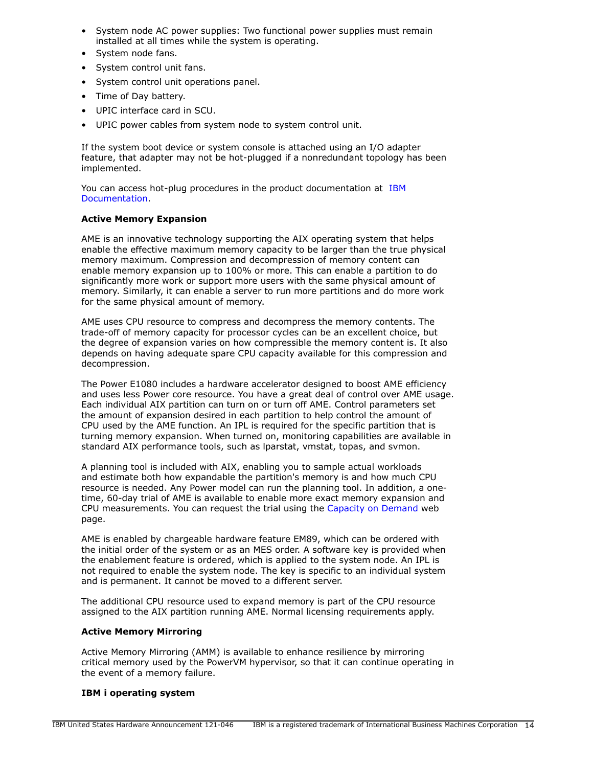- System node AC power supplies: Two functional power supplies must remain installed at all times while the system is operating.
- System node fans.
- System control unit fans.
- System control unit operations panel.
- Time of Day battery.
- UPIC interface card in SCU.
- UPIC power cables from system node to system control unit.

If the system boot device or system console is attached using an I/O adapter feature, that adapter may not be hot-plugged if a nonredundant topology has been implemented.

You can access hot-plug procedures in the product documentation at IBM Documentation.

**Active Memory Expansion**

AME is an innovative technology supporting the AIX operating system that helps enable the effective maximum memory capacity to be larger than the true physical memory maximum. Compression and decompression of memory content can enable memory expansion up to 100% or more. This can enable a partition to do significantly more work or support more users with the same physical amount of memory. Similarly, it can enable a server to run more partitions and do more work for the same physical amount of memory.

AME uses CPU resource to compress and decompress the memory contents. The trade-off of memory capacity for processor cycles can be an excellent choice, but the degree of expansion varies on how compressible the memory content is. It also depends on having adequate spare CPU capacity available for this compression and decompression.

The Power E1080 includes a hardware accelerator designed to boost AME efficiency and uses less Power core resource. You have a great deal of control over AME usage. Each individual AIX partition can turn on or turn off AME. Control parameters set the amount of expansion desired in each partition to help control the amount of CPU used by the AME function. An IPL is required for the specific partition that is turning memory expansion. When turned on, monitoring capabilities are available in standard AIX performance tools, such as lparstat, vmstat, topas, and svmon.

A planning tool is included with AIX, enabling you to sample actual workloads and estimate both how expandable the partition's memory is and how much CPU resource is needed. Any Power model can run the planning tool. In addition, a one-time, 60-day trial of AME is available to enable more exact memory expansion and CPU measurements. You can request the trial using the Capacity on Demand web page.

AME is enabled by chargeable hardware feature EM89, which can be ordered with the initial order of the system or as an MES order. A software key is provided when the enablement feature is ordered, which is applied to the system node. An IPL is not required to enable the system node. The key is specific to an individual system and is permanent. It cannot be moved to a different server.

The additional CPU resource used to expand memory is part of the CPU resource assigned to the AIX partition running AME. Normal licensing requirements apply.

**Active Memory Mirroring**

Active Memory Mirroring (AMM) is available to enhance resilience by mirroring critical memory used by the PowerVM hypervisor, so that it can continue operating in the event of a memory failure.

**IBM i operating system**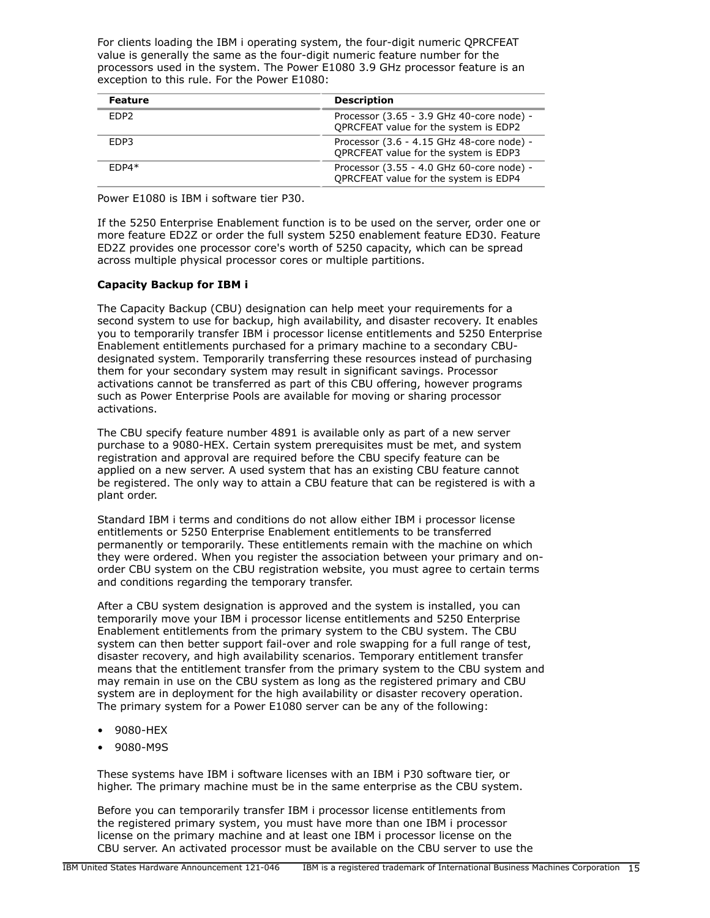For clients loading the IBM i operating system, the four-digit numeric QPRCFEAT value is generally the same as the four-digit numeric feature number for the processors used in the system. The Power E1080 3.9 GHz processor feature is an exception to this rule. For the Power E1080:

| Feature | Description |
|---|---|
| EDP2 | Processor (3.65 - 3.9 GHz 40-core node) - QPRCFEAT value for the system is EDP2 |
| EDP3 | Processor (3.6 - 4.15 GHz 48-core node) - QPRCFEAT value for the system is EDP3 |
| EDP4* | Processor (3.55 - 4.0 GHz 60-core node) - QPRCFEAT value for the system is EDP4 |

Power E1080 is IBM i software tier P30.

If the 5250 Enterprise Enablement function is to be used on the server, order one or more feature ED2Z or order the full system 5250 enablement feature ED30. Feature ED2Z provides one processor core's worth of 5250 capacity, which can be spread across multiple physical processor cores or multiple partitions.

**Capacity Backup for IBM i**

The Capacity Backup (CBU) designation can help meet your requirements for a second system to use for backup, high availability, and disaster recovery. It enables you to temporarily transfer IBM i processor license entitlements and 5250 Enterprise Enablement entitlements purchased for a primary machine to a secondary CBU-designated system. Temporarily transferring these resources instead of purchasing them for your secondary system may result in significant savings. Processor activations cannot be transferred as part of this CBU offering, however programs such as Power Enterprise Pools are available for moving or sharing processor activations.

The CBU specify feature number 4891 is available only as part of a new server purchase to a 9080-HEX. Certain system prerequisites must be met, and system registration and approval are required before the CBU specify feature can be applied on a new server. A used system that has an existing CBU feature cannot be registered. The only way to attain a CBU feature that can be registered is with a plant order.

Standard IBM i terms and conditions do not allow either IBM i processor license entitlements or 5250 Enterprise Enablement entitlements to be transferred permanently or temporarily. These entitlements remain with the machine on which they were ordered. When you register the association between your primary and on-order CBU system on the CBU registration website, you must agree to certain terms and conditions regarding the temporary transfer.

After a CBU system designation is approved and the system is installed, you can temporarily move your IBM i processor license entitlements and 5250 Enterprise Enablement entitlements from the primary system to the CBU system. The CBU system can then better support fail-over and role swapping for a full range of test, disaster recovery, and high availability scenarios. Temporary entitlement transfer means that the entitlement transfer from the primary system to the CBU system and may remain in use on the CBU system as long as the registered primary and CBU system are in deployment for the high availability or disaster recovery operation. The primary system for a Power E1080 server can be any of the following:

- 9080-HEX
- 9080-M9S

These systems have IBM i software licenses with an IBM i P30 software tier, or higher. The primary machine must be in the same enterprise as the CBU system.

Before you can temporarily transfer IBM i processor license entitlements from the registered primary system, you must have more than one IBM i processor license on the primary machine and at least one IBM i processor license on the CBU server. An activated processor must be available on the CBU server to use the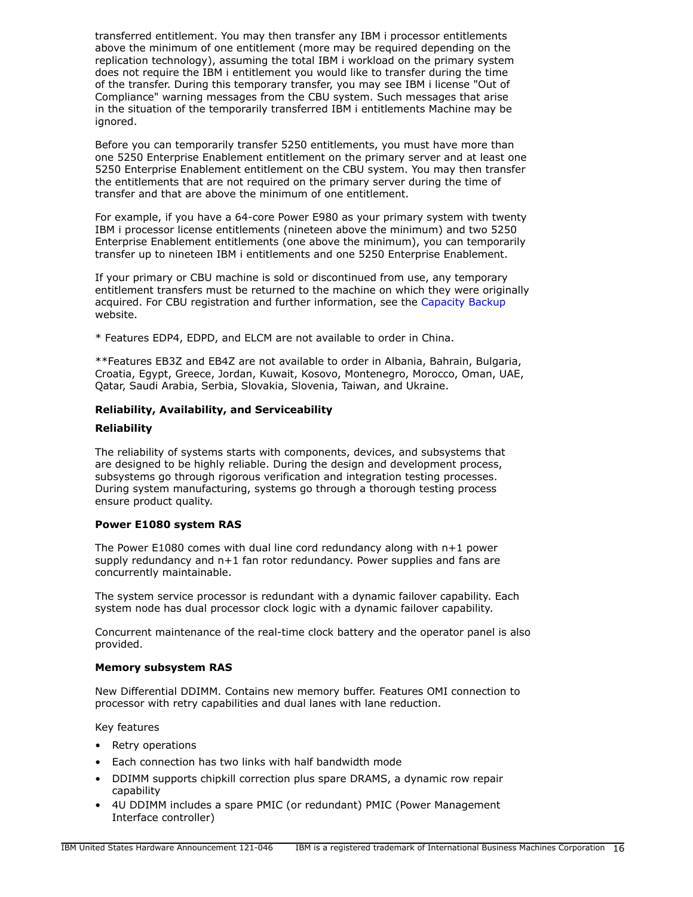transferred entitlement. You may then transfer any IBM i processor entitlements above the minimum of one entitlement (more may be required depending on the replication technology), assuming the total IBM i workload on the primary system does not require the IBM i entitlement you would like to transfer during the time of the transfer. During this temporary transfer, you may see IBM i license "Out of Compliance" warning messages from the CBU system. Such messages that arise in the situation of the temporarily transferred IBM i entitlements Machine may be ignored.

Before you can temporarily transfer 5250 entitlements, you must have more than one 5250 Enterprise Enablement entitlement on the primary server and at least one 5250 Enterprise Enablement entitlement on the CBU system. You may then transfer the entitlements that are not required on the primary server during the time of transfer and that are above the minimum of one entitlement.

For example, if you have a 64-core Power E980 as your primary system with twenty IBM i processor license entitlements (nineteen above the minimum) and two 5250 Enterprise Enablement entitlements (one above the minimum), you can temporarily transfer up to nineteen IBM i entitlements and one 5250 Enterprise Enablement.

If your primary or CBU machine is sold or discontinued from use, any temporary entitlement transfers must be returned to the machine on which they were originally acquired. For CBU registration and further information, see the Capacity Backup website.

* Features EDP4, EDPD, and ELCM are not available to order in China.

**Features EB3Z and EB4Z are not available to order in Albania, Bahrain, Bulgaria, Croatia, Egypt, Greece, Jordan, Kuwait, Kosovo, Montenegro, Morocco, Oman, UAE, Qatar, Saudi Arabia, Serbia, Slovakia, Slovenia, Taiwan, and Ukraine.

## Reliability, Availability, and Serviceability

### Reliability

The reliability of systems starts with components, devices, and subsystems that are designed to be highly reliable. During the design and development process, subsystems go through rigorous verification and integration testing processes. During system manufacturing, systems go through a thorough testing process ensure product quality.

### Power E1080 system RAS

The Power E1080 comes with dual line cord redundancy along with n+1 power supply redundancy and n+1 fan rotor redundancy. Power supplies and fans are concurrently maintainable.

The system service processor is redundant with a dynamic failover capability. Each system node has dual processor clock logic with a dynamic failover capability.

Concurrent maintenance of the real-time clock battery and the operator panel is also provided.

### Memory subsystem RAS

New Differential DDIMM. Contains new memory buffer. Features OMI connection to processor with retry capabilities and dual lanes with lane reduction.

Key features

- Retry operations
- Each connection has two links with half bandwidth mode
- DDIMM supports chipkill correction plus spare DRAMS, a dynamic row repair capability
- 4U DDIMM includes a spare PMIC (or redundant) PMIC (Power Management Interface controller)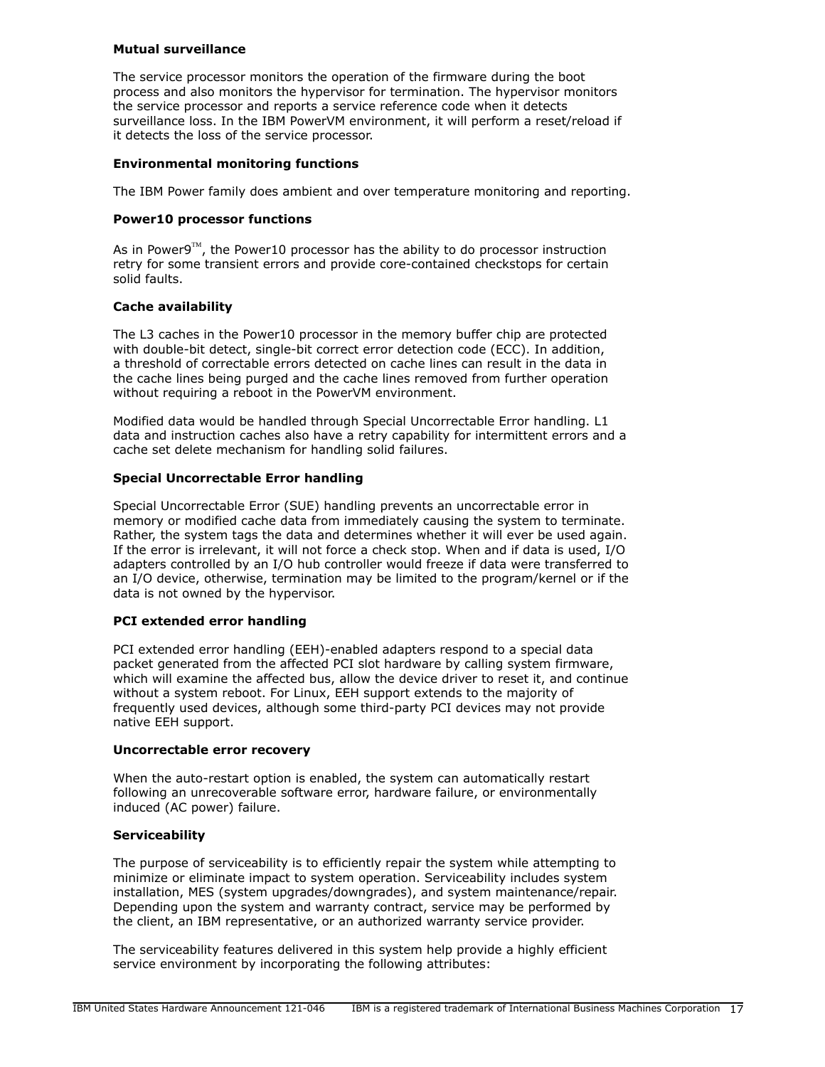**Mutual surveillance**

The service processor monitors the operation of the firmware during the boot process and also monitors the hypervisor for termination. The hypervisor monitors the service processor and reports a service reference code when it detects surveillance loss. In the IBM PowerVM environment, it will perform a reset/reload if it detects the loss of the service processor.

**Environmental monitoring functions**

The IBM Power family does ambient and over temperature monitoring and reporting.

**Power10 processor functions**

As in Power9™, the Power10 processor has the ability to do processor instruction retry for some transient errors and provide core-contained checkstops for certain solid faults.

**Cache availability**

The L3 caches in the Power10 processor in the memory buffer chip are protected with double-bit detect, single-bit correct error detection code (ECC). In addition, a threshold of correctable errors detected on cache lines can result in the data in the cache lines being purged and the cache lines removed from further operation without requiring a reboot in the PowerVM environment.

Modified data would be handled through Special Uncorrectable Error handling. L1 data and instruction caches also have a retry capability for intermittent errors and a cache set delete mechanism for handling solid failures.

**Special Uncorrectable Error handling**

Special Uncorrectable Error (SUE) handling prevents an uncorrectable error in memory or modified cache data from immediately causing the system to terminate. Rather, the system tags the data and determines whether it will ever be used again. If the error is irrelevant, it will not force a check stop. When and if data is used, I/O adapters controlled by an I/O hub controller would freeze if data were transferred to an I/O device, otherwise, termination may be limited to the program/kernel or if the data is not owned by the hypervisor.

**PCI extended error handling**

PCI extended error handling (EEH)-enabled adapters respond to a special data packet generated from the affected PCI slot hardware by calling system firmware, which will examine the affected bus, allow the device driver to reset it, and continue without a system reboot. For Linux, EEH support extends to the majority of frequently used devices, although some third-party PCI devices may not provide native EEH support.

**Uncorrectable error recovery**

When the auto-restart option is enabled, the system can automatically restart following an unrecoverable software error, hardware failure, or environmentally induced (AC power) failure.

**Serviceability**

The purpose of serviceability is to efficiently repair the system while attempting to minimize or eliminate impact to system operation. Serviceability includes system installation, MES (system upgrades/downgrades), and system maintenance/repair. Depending upon the system and warranty contract, service may be performed by the client, an IBM representative, or an authorized warranty service provider.

The serviceability features delivered in this system help provide a highly efficient service environment by incorporating the following attributes: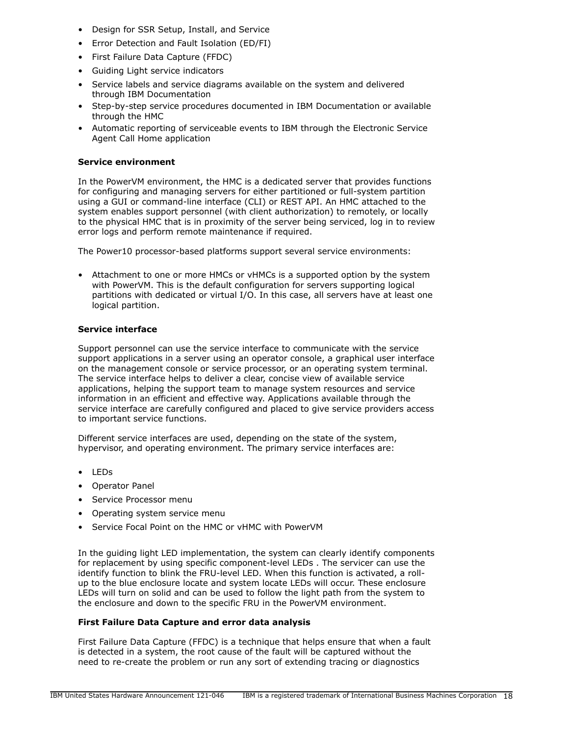- Design for SSR Setup, Install, and Service
- Error Detection and Fault Isolation (ED/FI)
- First Failure Data Capture (FFDC)
- Guiding Light service indicators
- Service labels and service diagrams available on the system and delivered through IBM Documentation
- Step-by-step service procedures documented in IBM Documentation or available through the HMC
- Automatic reporting of serviceable events to IBM through the Electronic Service Agent Call Home application

**Service environment**

In the PowerVM environment, the HMC is a dedicated server that provides functions for configuring and managing servers for either partitioned or full-system partition using a GUI or command-line interface (CLI) or REST API. An HMC attached to the system enables support personnel (with client authorization) to remotely, or locally to the physical HMC that is in proximity of the server being serviced, log in to review error logs and perform remote maintenance if required.

The Power10 processor-based platforms support several service environments:

- Attachment to one or more HMCs or vHMCs is a supported option by the system with PowerVM. This is the default configuration for servers supporting logical partitions with dedicated or virtual I/O. In this case, all servers have at least one logical partition.

**Service interface**

Support personnel can use the service interface to communicate with the service support applications in a server using an operator console, a graphical user interface on the management console or service processor, or an operating system terminal. The service interface helps to deliver a clear, concise view of available service applications, helping the support team to manage system resources and service information in an efficient and effective way. Applications available through the service interface are carefully configured and placed to give service providers access to important service functions.

Different service interfaces are used, depending on the state of the system, hypervisor, and operating environment. The primary service interfaces are:

- LEDs
- Operator Panel
- Service Processor menu
- Operating system service menu
- Service Focal Point on the HMC or vHMC with PowerVM

In the guiding light LED implementation, the system can clearly identify components for replacement by using specific component-level LEDs . The servicer can use the identify function to blink the FRU-level LED. When this function is activated, a roll-up to the blue enclosure locate and system locate LEDs will occur. These enclosure LEDs will turn on solid and can be used to follow the light path from the system to the enclosure and down to the specific FRU in the PowerVM environment.

**First Failure Data Capture and error data analysis**

First Failure Data Capture (FFDC) is a technique that helps ensure that when a fault is detected in a system, the root cause of the fault will be captured without the need to re-create the problem or run any sort of extending tracing or diagnostics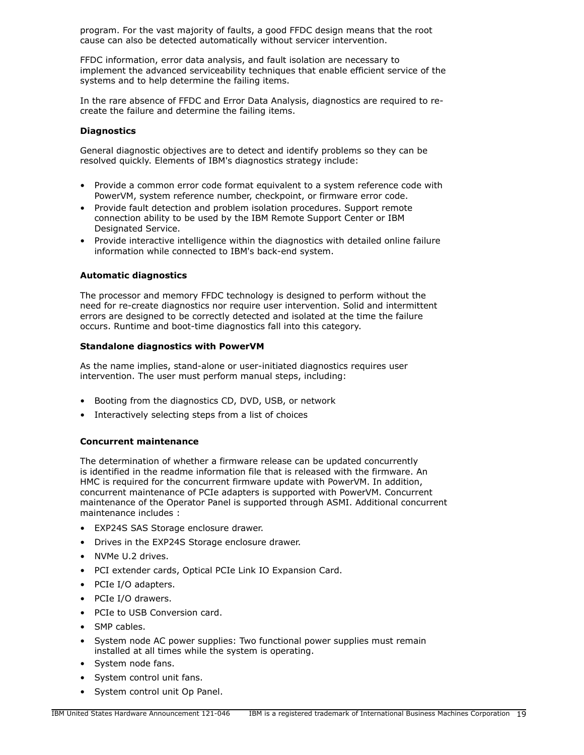program. For the vast majority of faults, a good FFDC design means that the root cause can also be detected automatically without servicer intervention.

FFDC information, error data analysis, and fault isolation are necessary to implement the advanced serviceability techniques that enable efficient service of the systems and to help determine the failing items.

In the rare absence of FFDC and Error Data Analysis, diagnostics are required to re-create the failure and determine the failing items.

**Diagnostics**

General diagnostic objectives are to detect and identify problems so they can be resolved quickly. Elements of IBM's diagnostics strategy include:

- Provide a common error code format equivalent to a system reference code with PowerVM, system reference number, checkpoint, or firmware error code.
- Provide fault detection and problem isolation procedures. Support remote connection ability to be used by the IBM Remote Support Center or IBM Designated Service.
- Provide interactive intelligence within the diagnostics with detailed online failure information while connected to IBM's back-end system.

**Automatic diagnostics**

The processor and memory FFDC technology is designed to perform without the need for re-create diagnostics nor require user intervention. Solid and intermittent errors are designed to be correctly detected and isolated at the time the failure occurs. Runtime and boot-time diagnostics fall into this category.

**Standalone diagnostics with PowerVM**

As the name implies, stand-alone or user-initiated diagnostics requires user intervention. The user must perform manual steps, including:

- Booting from the diagnostics CD, DVD, USB, or network
- Interactively selecting steps from a list of choices

**Concurrent maintenance**

The determination of whether a firmware release can be updated concurrently is identified in the readme information file that is released with the firmware. An HMC is required for the concurrent firmware update with PowerVM. In addition, concurrent maintenance of PCIe adapters is supported with PowerVM. Concurrent maintenance of the Operator Panel is supported through ASMI. Additional concurrent maintenance includes :

- EXP24S SAS Storage enclosure drawer.
- Drives in the EXP24S Storage enclosure drawer.
- NVMe U.2 drives.
- PCI extender cards, Optical PCIe Link IO Expansion Card.
- PCIe I/O adapters.
- PCIe I/O drawers.
- PCIe to USB Conversion card.
- SMP cables.
- System node AC power supplies: Two functional power supplies must remain installed at all times while the system is operating.
- System node fans.
- System control unit fans.
- System control unit Op Panel.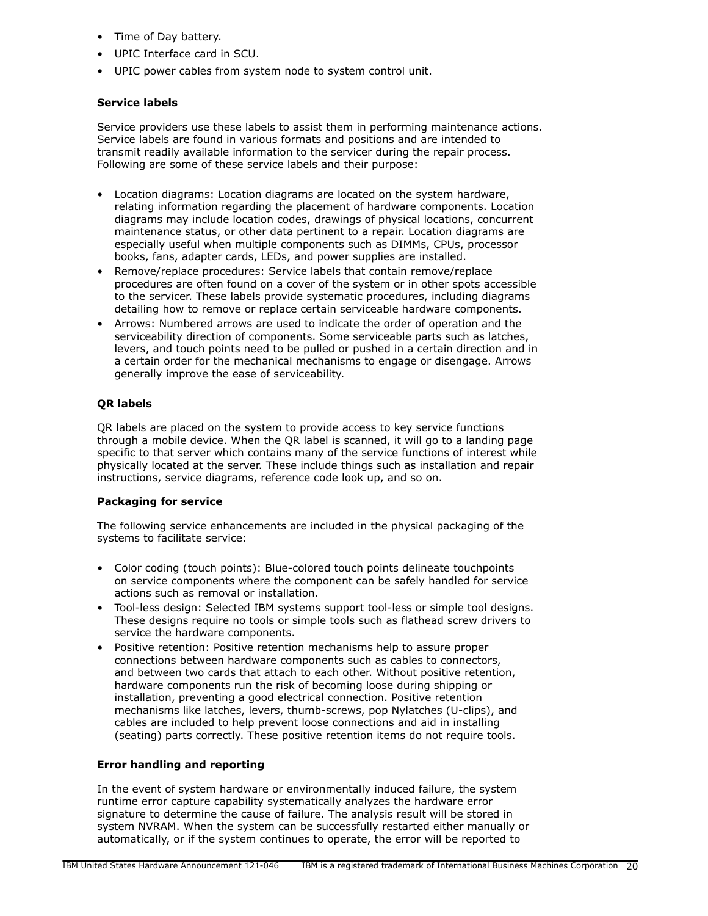- Time of Day battery.
- UPIC Interface card in SCU.
- UPIC power cables from system node to system control unit.

**Service labels**

Service providers use these labels to assist them in performing maintenance actions. Service labels are found in various formats and positions and are intended to transmit readily available information to the servicer during the repair process. Following are some of these service labels and their purpose:

- Location diagrams: Location diagrams are located on the system hardware, relating information regarding the placement of hardware components. Location diagrams may include location codes, drawings of physical locations, concurrent maintenance status, or other data pertinent to a repair. Location diagrams are especially useful when multiple components such as DIMMs, CPUs, processor books, fans, adapter cards, LEDs, and power supplies are installed.
- Remove/replace procedures: Service labels that contain remove/replace procedures are often found on a cover of the system or in other spots accessible to the servicer. These labels provide systematic procedures, including diagrams detailing how to remove or replace certain serviceable hardware components.
- Arrows: Numbered arrows are used to indicate the order of operation and the serviceability direction of components. Some serviceable parts such as latches, levers, and touch points need to be pulled or pushed in a certain direction and in a certain order for the mechanical mechanisms to engage or disengage. Arrows generally improve the ease of serviceability.

**QR labels**

QR labels are placed on the system to provide access to key service functions through a mobile device. When the QR label is scanned, it will go to a landing page specific to that server which contains many of the service functions of interest while physically located at the server. These include things such as installation and repair instructions, service diagrams, reference code look up, and so on.

**Packaging for service**

The following service enhancements are included in the physical packaging of the systems to facilitate service:

- Color coding (touch points): Blue-colored touch points delineate touchpoints on service components where the component can be safely handled for service actions such as removal or installation.
- Tool-less design: Selected IBM systems support tool-less or simple tool designs. These designs require no tools or simple tools such as flathead screw drivers to service the hardware components.
- Positive retention: Positive retention mechanisms help to assure proper connections between hardware components such as cables to connectors, and between two cards that attach to each other. Without positive retention, hardware components run the risk of becoming loose during shipping or installation, preventing a good electrical connection. Positive retention mechanisms like latches, levers, thumb-screws, pop Nylatches (U-clips), and cables are included to help prevent loose connections and aid in installing (seating) parts correctly. These positive retention items do not require tools.

**Error handling and reporting**

In the event of system hardware or environmentally induced failure, the system runtime error capture capability systematically analyzes the hardware error signature to determine the cause of failure. The analysis result will be stored in system NVRAM. When the system can be successfully restarted either manually or automatically, or if the system continues to operate, the error will be reported to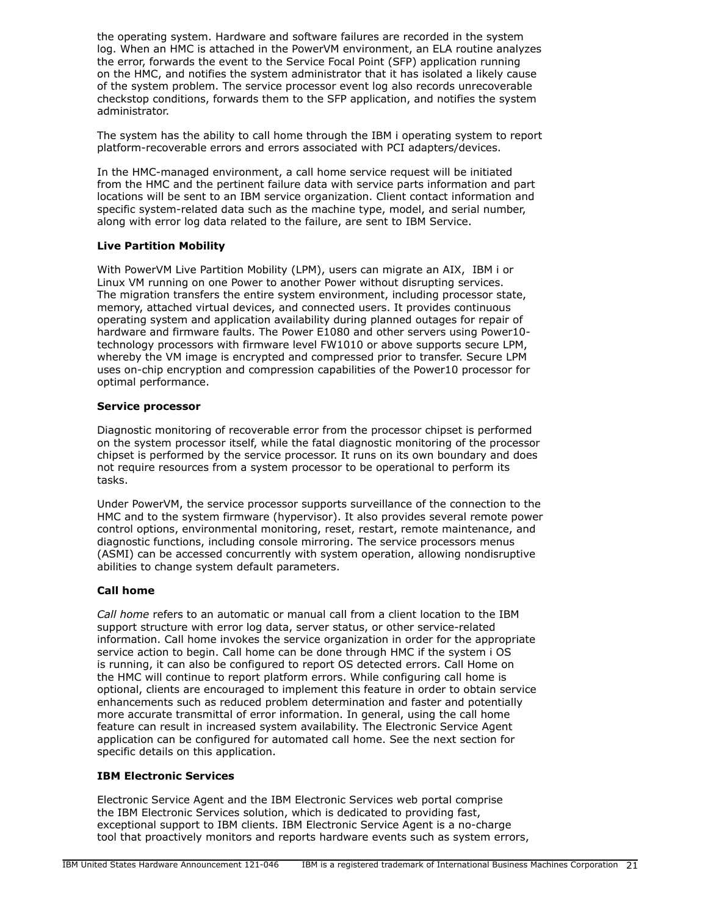the operating system. Hardware and software failures are recorded in the system log. When an HMC is attached in the PowerVM environment, an ELA routine analyzes the error, forwards the event to the Service Focal Point (SFP) application running on the HMC, and notifies the system administrator that it has isolated a likely cause of the system problem. The service processor event log also records unrecoverable checkstop conditions, forwards them to the SFP application, and notifies the system administrator.

The system has the ability to call home through the IBM i operating system to report platform-recoverable errors and errors associated with PCI adapters/devices.

In the HMC-managed environment, a call home service request will be initiated from the HMC and the pertinent failure data with service parts information and part locations will be sent to an IBM service organization. Client contact information and specific system-related data such as the machine type, model, and serial number, along with error log data related to the failure, are sent to IBM Service.

**Live Partition Mobility**

With PowerVM Live Partition Mobility (LPM), users can migrate an AIX, IBM i or Linux VM running on one Power to another Power without disrupting services. The migration transfers the entire system environment, including processor state, memory, attached virtual devices, and connected users. It provides continuous operating system and application availability during planned outages for repair of hardware and firmware faults. The Power E1080 and other servers using Power10-technology processors with firmware level FW1010 or above supports secure LPM, whereby the VM image is encrypted and compressed prior to transfer. Secure LPM uses on-chip encryption and compression capabilities of the Power10 processor for optimal performance.

**Service processor**

Diagnostic monitoring of recoverable error from the processor chipset is performed on the system processor itself, while the fatal diagnostic monitoring of the processor chipset is performed by the service processor. It runs on its own boundary and does not require resources from a system processor to be operational to perform its tasks.

Under PowerVM, the service processor supports surveillance of the connection to the HMC and to the system firmware (hypervisor). It also provides several remote power control options, environmental monitoring, reset, restart, remote maintenance, and diagnostic functions, including console mirroring. The service processors menus (ASMI) can be accessed concurrently with system operation, allowing nondisruptive abilities to change system default parameters.

**Call home**

*Call home* refers to an automatic or manual call from a client location to the IBM support structure with error log data, server status, or other service-related information. Call home invokes the service organization in order for the appropriate service action to begin. Call home can be done through HMC if the system i OS is running, it can also be configured to report OS detected errors. Call Home on the HMC will continue to report platform errors. While configuring call home is optional, clients are encouraged to implement this feature in order to obtain service enhancements such as reduced problem determination and faster and potentially more accurate transmittal of error information. In general, using the call home feature can result in increased system availability. The Electronic Service Agent application can be configured for automated call home. See the next section for specific details on this application.

**IBM Electronic Services**

Electronic Service Agent and the IBM Electronic Services web portal comprise the IBM Electronic Services solution, which is dedicated to providing fast, exceptional support to IBM clients. IBM Electronic Service Agent is a no-charge tool that proactively monitors and reports hardware events such as system errors,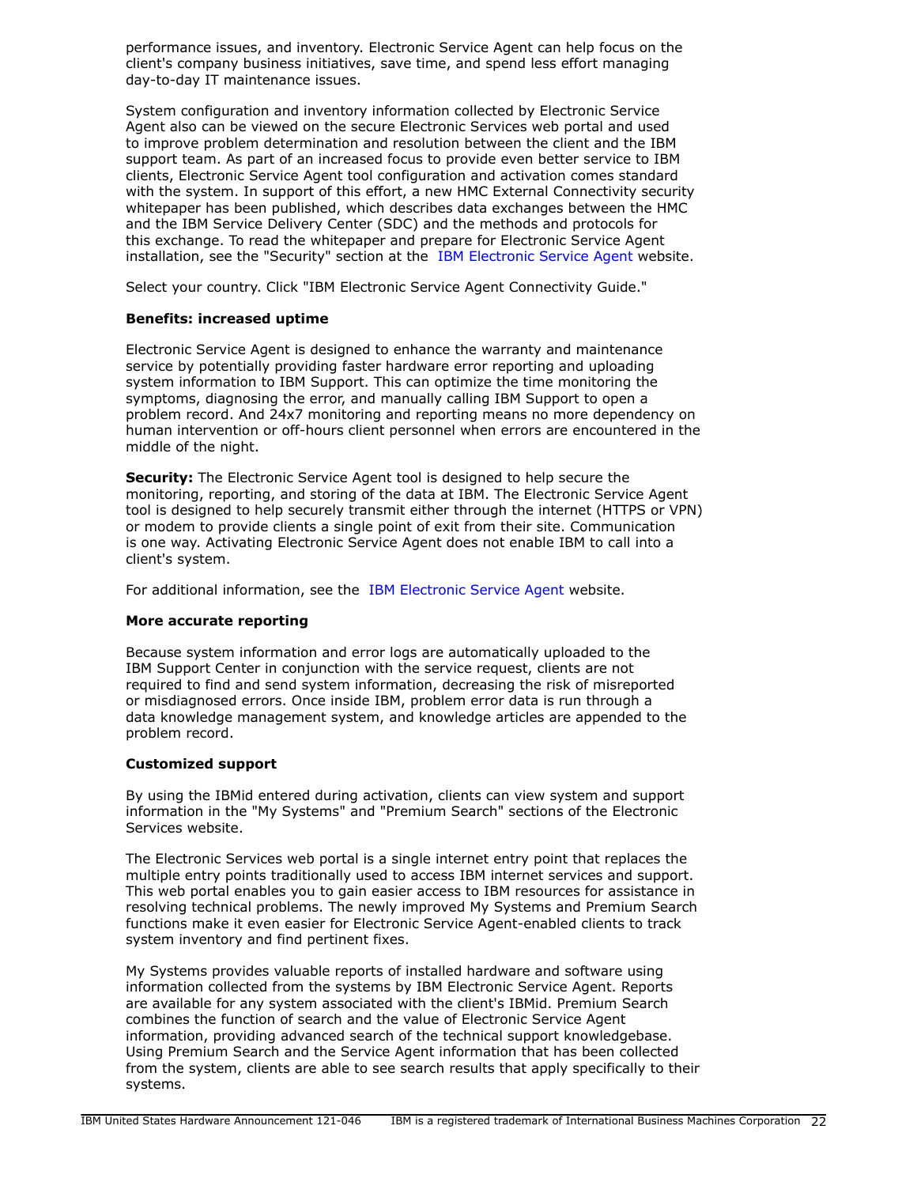performance issues, and inventory. Electronic Service Agent can help focus on the client's company business initiatives, save time, and spend less effort managing day-to-day IT maintenance issues.

System configuration and inventory information collected by Electronic Service Agent also can be viewed on the secure Electronic Services web portal and used to improve problem determination and resolution between the client and the IBM support team. As part of an increased focus to provide even better service to IBM clients, Electronic Service Agent tool configuration and activation comes standard with the system. In support of this effort, a new HMC External Connectivity security whitepaper has been published, which describes data exchanges between the HMC and the IBM Service Delivery Center (SDC) and the methods and protocols for this exchange. To read the whitepaper and prepare for Electronic Service Agent installation, see the "Security" section at the IBM Electronic Service Agent website.

Select your country. Click "IBM Electronic Service Agent Connectivity Guide."

**Benefits: increased uptime**

Electronic Service Agent is designed to enhance the warranty and maintenance service by potentially providing faster hardware error reporting and uploading system information to IBM Support. This can optimize the time monitoring the symptoms, diagnosing the error, and manually calling IBM Support to open a problem record. And 24x7 monitoring and reporting means no more dependency on human intervention or off-hours client personnel when errors are encountered in the middle of the night.

**Security:** The Electronic Service Agent tool is designed to help secure the monitoring, reporting, and storing of the data at IBM. The Electronic Service Agent tool is designed to help securely transmit either through the internet (HTTPS or VPN) or modem to provide clients a single point of exit from their site. Communication is one way. Activating Electronic Service Agent does not enable IBM to call into a client's system.

For additional information, see the IBM Electronic Service Agent website.

**More accurate reporting**

Because system information and error logs are automatically uploaded to the IBM Support Center in conjunction with the service request, clients are not required to find and send system information, decreasing the risk of misreported or misdiagnosed errors. Once inside IBM, problem error data is run through a data knowledge management system, and knowledge articles are appended to the problem record.

**Customized support**

By using the IBMid entered during activation, clients can view system and support information in the "My Systems" and "Premium Search" sections of the Electronic Services website.

The Electronic Services web portal is a single internet entry point that replaces the multiple entry points traditionally used to access IBM internet services and support. This web portal enables you to gain easier access to IBM resources for assistance in resolving technical problems. The newly improved My Systems and Premium Search functions make it even easier for Electronic Service Agent-enabled clients to track system inventory and find pertinent fixes.

My Systems provides valuable reports of installed hardware and software using information collected from the systems by IBM Electronic Service Agent. Reports are available for any system associated with the client's IBMid. Premium Search combines the function of search and the value of Electronic Service Agent information, providing advanced search of the technical support knowledgebase. Using Premium Search and the Service Agent information that has been collected from the system, clients are able to see search results that apply specifically to their systems.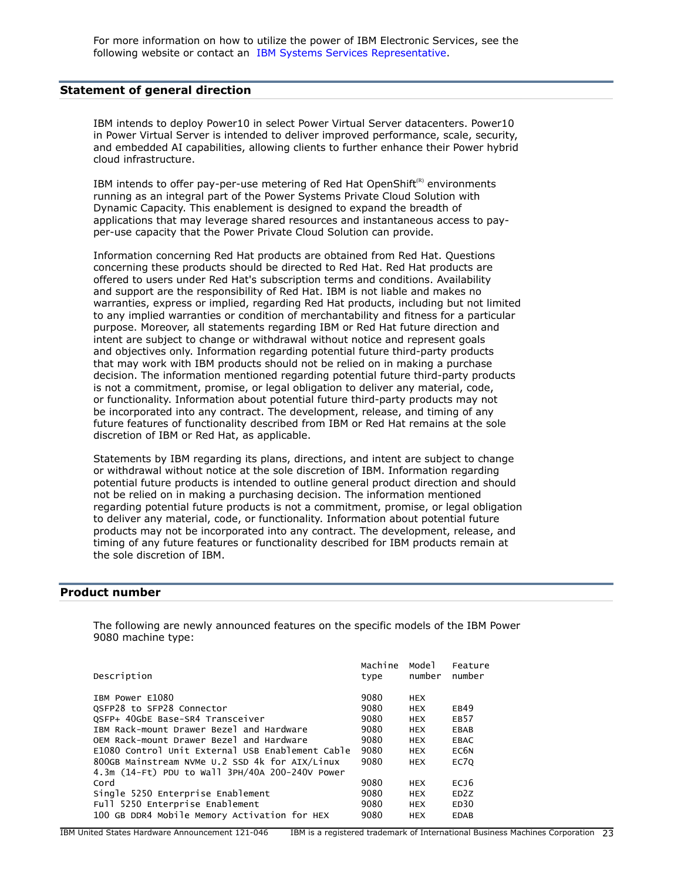For more information on how to utilize the power of IBM Electronic Services, see the following website or contact an IBM Systems Services Representative.

## Statement of general direction

IBM intends to deploy Power10 in select Power Virtual Server datacenters. Power10 in Power Virtual Server is intended to deliver improved performance, scale, security, and embedded AI capabilities, allowing clients to further enhance their Power hybrid cloud infrastructure.

IBM intends to offer pay-per-use metering of Red Hat OpenShift(R) environments running as an integral part of the Power Systems Private Cloud Solution with Dynamic Capacity. This enablement is designed to expand the breadth of applications that may leverage shared resources and instantaneous access to pay-per-use capacity that the Power Private Cloud Solution can provide.

Information concerning Red Hat products are obtained from Red Hat. Questions concerning these products should be directed to Red Hat. Red Hat products are offered to users under Red Hat's subscription terms and conditions. Availability and support are the responsibility of Red Hat. IBM is not liable and makes no warranties, express or implied, regarding Red Hat products, including but not limited to any implied warranties or condition of merchantability and fitness for a particular purpose. Moreover, all statements regarding IBM or Red Hat future direction and intent are subject to change or withdrawal without notice and represent goals and objectives only. Information regarding potential future third-party products that may work with IBM products should not be relied on in making a purchase decision. The information mentioned regarding potential future third-party products is not a commitment, promise, or legal obligation to deliver any material, code, or functionality. Information about potential future third-party products may not be incorporated into any contract. The development, release, and timing of any future features of functionality described from IBM or Red Hat remains at the sole discretion of IBM or Red Hat, as applicable.

Statements by IBM regarding its plans, directions, and intent are subject to change or withdrawal without notice at the sole discretion of IBM. Information regarding potential future products is intended to outline general product direction and should not be relied on in making a purchasing decision. The information mentioned regarding potential future products is not a commitment, promise, or legal obligation to deliver any material, code, or functionality. Information about potential future products may not be incorporated into any contract. The development, release, and timing of any future features or functionality described for IBM products remain at the sole discretion of IBM.

## Product number

The following are newly announced features on the specific models of the IBM Power 9080 machine type:

| Description | Machine type | Model number | Feature number |
|---|---|---|---|
| IBM Power E1080 | 9080 | HEX | |
| QSFP28 to SFP28 Connector | 9080 | HEX | EB49 |
| QSFP+ 40GbE Base-SR4 Transceiver | 9080 | HEX | EB57 |
| IBM Rack-mount Drawer Bezel and Hardware | 9080 | HEX | EBAB |
| OEM Rack-mount Drawer Bezel and Hardware | 9080 | HEX | EBAC |
| E1080 Control Unit External USB Enablement Cable | 9080 | HEX | EC6N |
| 800GB Mainstream NVMe U.2 SSD 4k for AIX/Linux | 9080 | HEX | EC7Q |
| 4.3m (14-Ft) PDU to Wall 3PH/40A 200-240V Power Cord | 9080 | HEX | ECJ6 |
| Single 5250 Enterprise Enablement | 9080 | HEX | ED2Z |
| Full 5250 Enterprise Enablement | 9080 | HEX | ED30 |
| 100 GB DDR4 Mobile Memory Activation for HEX | 9080 | HEX | EDAB |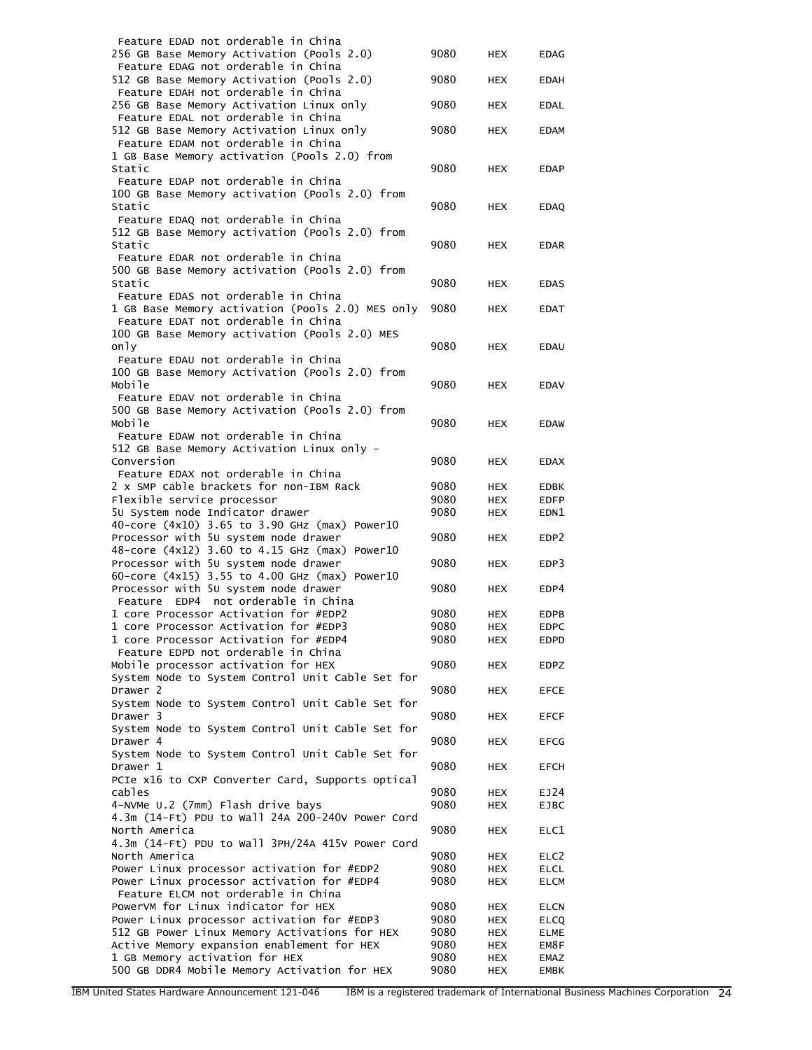| | | | |
|---|---|---|---|
| Feature EDAD not orderable in China | | | |
| 256 GB Base Memory Activation (Pools 2.0) | 9080 | HEX | EDAG |
| Feature EDAG not orderable in China | | | |
| 512 GB Base Memory Activation (Pools 2.0) | 9080 | HEX | EDAH |
| Feature EDAH not orderable in China | | | |
| 256 GB Base Memory Activation Linux only | 9080 | HEX | EDAL |
| Feature EDAL not orderable in China | | | |
| 512 GB Base Memory Activation Linux only | 9080 | HEX | EDAM |
| Feature EDAM not orderable in China | | | |
| 1 GB Base Memory activation (Pools 2.0) from Static | 9080 | HEX | EDAP |
| Feature EDAP not orderable in China | | | |
| 100 GB Base Memory activation (Pools 2.0) from Static | 9080 | HEX | EDAQ |
| Feature EDAQ not orderable in China | | | |
| 512 GB Base Memory activation (Pools 2.0) from Static | 9080 | HEX | EDAR |
| Feature EDAR not orderable in China | | | |
| 500 GB Base Memory activation (Pools 2.0) from Static | 9080 | HEX | EDAS |
| Feature EDAS not orderable in China | | | |
| 1 GB Base Memory activation (Pools 2.0) MES only | 9080 | HEX | EDAT |
| Feature EDAT not orderable in China | | | |
| 100 GB Base Memory activation (Pools 2.0) MES only | 9080 | HEX | EDAU |
| Feature EDAU not orderable in China | | | |
| 100 GB Base Memory Activation (Pools 2.0) from Mobile | 9080 | HEX | EDAV |
| Feature EDAV not orderable in China | | | |
| 500 GB Base Memory Activation (Pools 2.0) from Mobile | 9080 | HEX | EDAW |
| Feature EDAW not orderable in China | | | |
| 512 GB Base Memory Activation Linux only - Conversion | 9080 | HEX | EDAX |
| Feature EDAX not orderable in China | | | |
| 2 x SMP cable brackets for non-IBM Rack | 9080 | HEX | EDBK |
| Flexible service processor | 9080 | HEX | EDFP |
| 5U System node Indicator drawer | 9080 | HEX | EDN1 |
| 40-core (4x10) 3.65 to 3.90 GHz (max) Power10 Processor with 5U system node drawer | 9080 | HEX | EDP2 |
| 48-core (4x12) 3.60 to 4.15 GHz (max) Power10 Processor with 5U system node drawer | 9080 | HEX | EDP3 |
| 60-core (4x15) 3.55 to 4.00 GHz (max) Power10 Processor with 5U system node drawer | 9080 | HEX | EDP4 |
| Feature EDP4 not orderable in China | | | |
| 1 core Processor Activation for #EDP2 | 9080 | HEX | EDPB |
| 1 core Processor Activation for #EDP3 | 9080 | HEX | EDPC |
| 1 core Processor Activation for #EDP4 | 9080 | HEX | EDPD |
| Feature EDPD not orderable in China | | | |
| Mobile processor activation for HEX | 9080 | HEX | EDPZ |
| System Node to System Control Unit Cable Set for Drawer 2 | 9080 | HEX | EFCE |
| System Node to System Control Unit Cable Set for Drawer 3 | 9080 | HEX | EFCF |
| System Node to System Control Unit Cable Set for Drawer 4 | 9080 | HEX | EFCG |
| System Node to System Control Unit Cable Set for Drawer 1 | 9080 | HEX | EFCH |
| PCIe x16 to CXP Converter Card, Supports optical cables | 9080 | HEX | EJ24 |
| 4-NVMe U.2 (7mm) Flash drive bays | 9080 | HEX | EJBC |
| 4.3m (14-Ft) PDU to Wall 24A 200-240V Power Cord North America | 9080 | HEX | ELC1 |
| 4.3m (14-Ft) PDU to Wall 3PH/24A 415V Power Cord North America | 9080 | HEX | ELC2 |
| Power Linux processor activation for #EDP2 | 9080 | HEX | ELCL |
| Power Linux processor activation for #EDP4 | 9080 | HEX | ELCM |
| Feature ELCM not orderable in China | | | |
| PowerVM for Linux indicator for HEX | 9080 | HEX | ELCN |
| Power Linux processor activation for #EDP3 | 9080 | HEX | ELCQ |
| 512 GB Power Linux Memory Activations for HEX | 9080 | HEX | ELME |
| Active Memory expansion enablement for HEX | 9080 | HEX | EM8F |
| 1 GB Memory activation for HEX | 9080 | HEX | EMAZ |
| 500 GB DDR4 Mobile Memory Activation for HEX | 9080 | HEX | EMBK |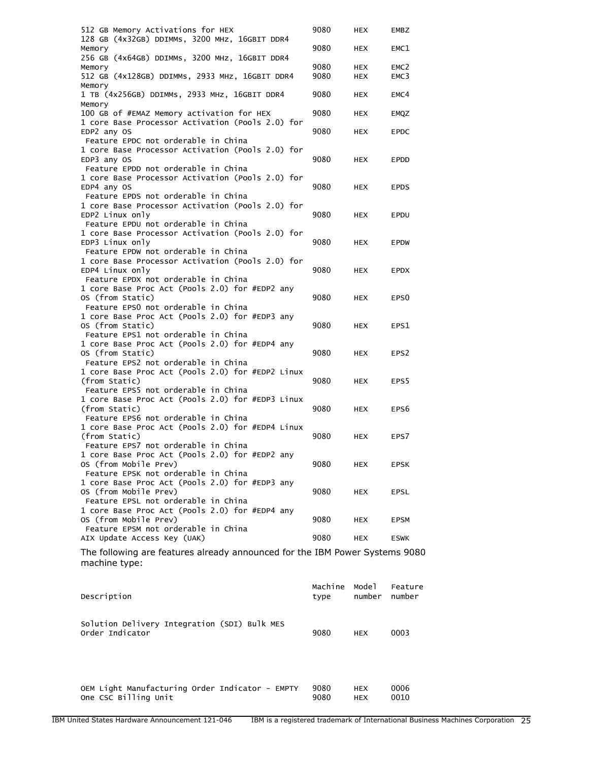| | | | |
|---|---|---|---|
| 512 GB Memory Activations for HEX | 9080 | HEX | EMBZ |
| 128 GB (4x32GB) DDIMMs, 3200 MHz, 16GBIT DDR4 Memory | 9080 | HEX | EMC1 |
| 256 GB (4x64GB) DDIMMs, 3200 MHz, 16GBIT DDR4 Memory | 9080 | HEX | EMC2 |
| 512 GB (4x128GB) DDIMMs, 2933 MHz, 16GBIT DDR4 Memory | 9080 | HEX | EMC3 |
| 1 TB (4x256GB) DDIMMs, 2933 MHz, 16GBIT DDR4 Memory | 9080 | HEX | EMC4 |
| 100 GB of #EMAZ Memory activation for HEX | 9080 | HEX | EMQZ |
| 1 core Base Processor Activation (Pools 2.0) for EDP2 any OS<br>Feature EPDC not orderable in China | 9080 | HEX | EPDC |
| 1 core Base Processor Activation (Pools 2.0) for EDP3 any OS<br>Feature EPDD not orderable in China | 9080 | HEX | EPDD |
| 1 core Base Processor Activation (Pools 2.0) for EDP4 any OS<br>Feature EPDS not orderable in China | 9080 | HEX | EPDS |
| 1 core Base Processor Activation (Pools 2.0) for EDP2 Linux only<br>Feature EPDU not orderable in China | 9080 | HEX | EPDU |
| 1 core Base Processor Activation (Pools 2.0) for EDP3 Linux only<br>Feature EPDW not orderable in China | 9080 | HEX | EPDW |
| 1 core Base Processor Activation (Pools 2.0) for EDP4 Linux only<br>Feature EPDX not orderable in China | 9080 | HEX | EPDX |
| 1 core Base Proc Act (Pools 2.0) for #EDP2 any OS (from Static)<br>Feature EPS0 not orderable in China | 9080 | HEX | EPS0 |
| 1 core Base Proc Act (Pools 2.0) for #EDP3 any OS (from Static)<br>Feature EPS1 not orderable in China | 9080 | HEX | EPS1 |
| 1 core Base Proc Act (Pools 2.0) for #EDP4 any OS (from Static)<br>Feature EPS2 not orderable in China | 9080 | HEX | EPS2 |
| 1 core Base Proc Act (Pools 2.0) for #EDP2 Linux (from Static)<br>Feature EPS5 not orderable in China | 9080 | HEX | EPS5 |
| 1 core Base Proc Act (Pools 2.0) for #EDP3 Linux (from Static)<br>Feature EPS6 not orderable in China | 9080 | HEX | EPS6 |
| 1 core Base Proc Act (Pools 2.0) for #EDP4 Linux (from Static)<br>Feature EPS7 not orderable in China | 9080 | HEX | EPS7 |
| 1 core Base Proc Act (Pools 2.0) for #EDP2 any OS (from Mobile Prev)<br>Feature EPSK not orderable in China | 9080 | HEX | EPSK |
| 1 core Base Proc Act (Pools 2.0) for #EDP3 any OS (from Mobile Prev)<br>Feature EPSL not orderable in China | 9080 | HEX | EPSL |
| 1 core Base Proc Act (Pools 2.0) for #EDP4 any OS (from Mobile Prev)<br>Feature EPSM not orderable in China | 9080 | HEX | EPSM |
| AIX Update Access Key (UAK) | 9080 | HEX | ESWK |

The following are features already announced for the IBM Power Systems 9080 machine type:

| Description | Machine type | Model number | Feature number |
|---|---|---|---|
| Solution Delivery Integration (SDI) Bulk MES Order Indicator | 9080 | HEX | 0003 |
| OEM Light Manufacturing Order Indicator - EMPTY | 9080 | HEX | 0006 |
| One CSC Billing Unit | 9080 | HEX | 0010 |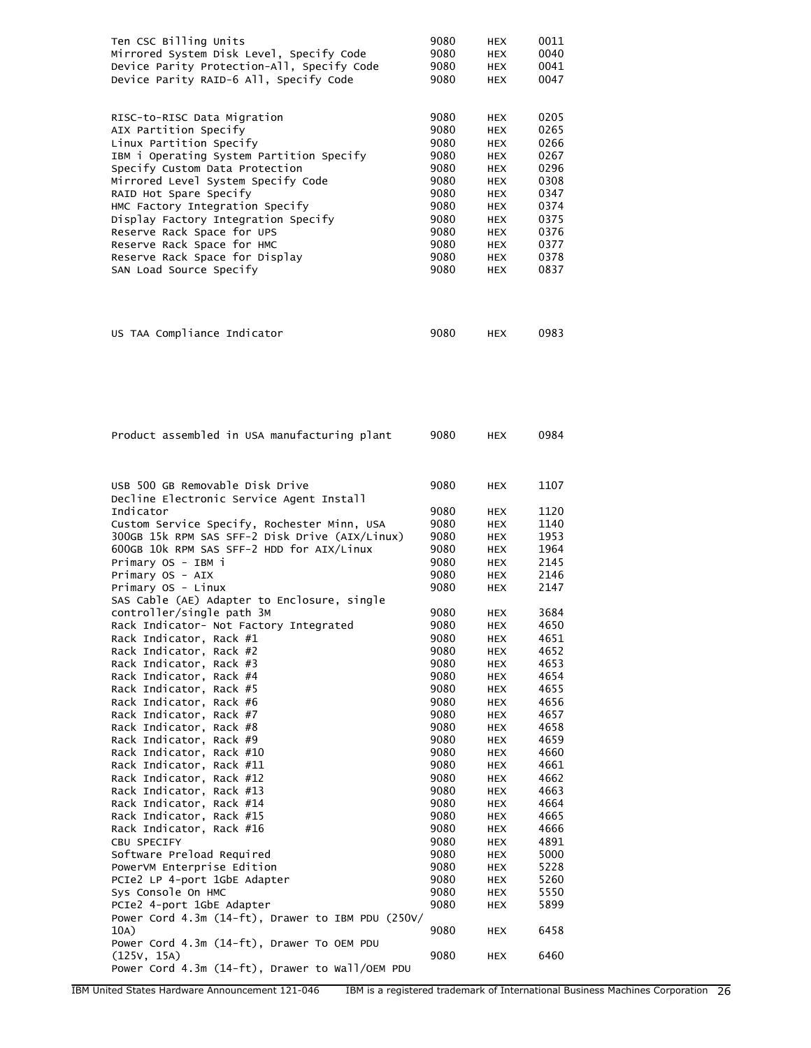| | | | |
|---|---|---|---|
| Ten CSC Billing Units | 9080 | HEX | 0011 |
| Mirrored System Disk Level, Specify Code | 9080 | HEX | 0040 |
| Device Parity Protection-All, Specify Code | 9080 | HEX | 0041 |
| Device Parity RAID-6 All, Specify Code | 9080 | HEX | 0047 |
| RISC-to-RISC Data Migration | 9080 | HEX | 0205 |
| AIX Partition Specify | 9080 | HEX | 0265 |
| Linux Partition Specify | 9080 | HEX | 0266 |
| IBM i Operating System Partition Specify | 9080 | HEX | 0267 |
| Specify Custom Data Protection | 9080 | HEX | 0296 |
| Mirrored Level System Specify Code | 9080 | HEX | 0308 |
| RAID Hot Spare Specify | 9080 | HEX | 0347 |
| HMC Factory Integration Specify | 9080 | HEX | 0374 |
| Display Factory Integration Specify | 9080 | HEX | 0375 |
| Reserve Rack Space for UPS | 9080 | HEX | 0376 |
| Reserve Rack Space for HMC | 9080 | HEX | 0377 |
| Reserve Rack Space for Display | 9080 | HEX | 0378 |
| SAN Load Source Specify | 9080 | HEX | 0837 |
| US TAA Compliance Indicator | 9080 | HEX | 0983 |
| Product assembled in USA manufacturing plant | 9080 | HEX | 0984 |
| USB 500 GB Removable Disk Drive | 9080 | HEX | 1107 |
| Decline Electronic Service Agent Install Indicator | 9080 | HEX | 1120 |
| Custom Service Specify, Rochester Minn, USA | 9080 | HEX | 1140 |
| 300GB 15k RPM SAS SFF-2 Disk Drive (AIX/Linux) | 9080 | HEX | 1953 |
| 600GB 10k RPM SAS SFF-2 HDD for AIX/Linux | 9080 | HEX | 1964 |
| Primary OS - IBM i | 9080 | HEX | 2145 |
| Primary OS - AIX | 9080 | HEX | 2146 |
| Primary OS - Linux | 9080 | HEX | 2147 |
| SAS Cable (AE) Adapter to Enclosure, single controller/single path 3M | 9080 | HEX | 3684 |
| Rack Indicator- Not Factory Integrated | 9080 | HEX | 4650 |
| Rack Indicator, Rack #1 | 9080 | HEX | 4651 |
| Rack Indicator, Rack #2 | 9080 | HEX | 4652 |
| Rack Indicator, Rack #3 | 9080 | HEX | 4653 |
| Rack Indicator, Rack #4 | 9080 | HEX | 4654 |
| Rack Indicator, Rack #5 | 9080 | HEX | 4655 |
| Rack Indicator, Rack #6 | 9080 | HEX | 4656 |
| Rack Indicator, Rack #7 | 9080 | HEX | 4657 |
| Rack Indicator, Rack #8 | 9080 | HEX | 4658 |
| Rack Indicator, Rack #9 | 9080 | HEX | 4659 |
| Rack Indicator, Rack #10 | 9080 | HEX | 4660 |
| Rack Indicator, Rack #11 | 9080 | HEX | 4661 |
| Rack Indicator, Rack #12 | 9080 | HEX | 4662 |
| Rack Indicator, Rack #13 | 9080 | HEX | 4663 |
| Rack Indicator, Rack #14 | 9080 | HEX | 4664 |
| Rack Indicator, Rack #15 | 9080 | HEX | 4665 |
| Rack Indicator, Rack #16 | 9080 | HEX | 4666 |
| CBU SPECIFY | 9080 | HEX | 4891 |
| Software Preload Required | 9080 | HEX | 5000 |
| PowerVM Enterprise Edition | 9080 | HEX | 5228 |
| PCIe2 LP 4-port 1GbE Adapter | 9080 | HEX | 5260 |
| Sys Console On HMC | 9080 | HEX | 5550 |
| PCIe2 4-port 1GbE Adapter | 9080 | HEX | 5899 |
| Power Cord 4.3m (14-ft), Drawer to IBM PDU (250V/10A) | 9080 | HEX | 6458 |
| Power Cord 4.3m (14-ft), Drawer To OEM PDU (125V, 15A) | 9080 | HEX | 6460 |
| Power Cord 4.3m (14-ft), Drawer to Wall/OEM PDU | | | |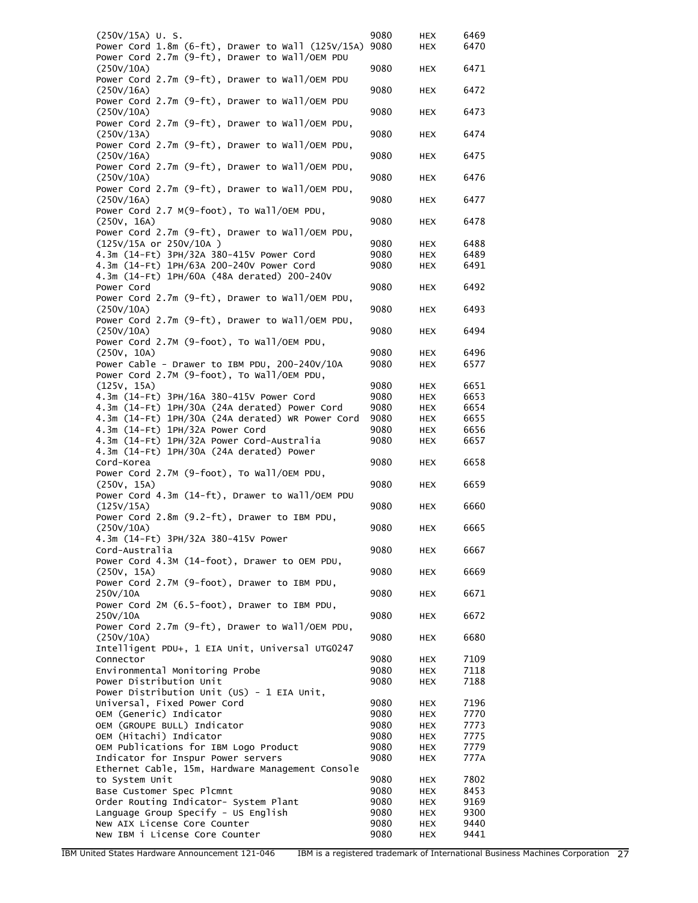| | | | |
|---|---|---|---|
| (250V/15A) U. S. | 9080 | HEX | 6469 |
| Power Cord 1.8m (6-ft), Drawer to Wall (125V/15A) | 9080 | HEX | 6470 |
| Power Cord 2.7m (9-ft), Drawer to Wall/OEM PDU (250V/10A) | 9080 | HEX | 6471 |
| Power Cord 2.7m (9-ft), Drawer to Wall/OEM PDU (250V/16A) | 9080 | HEX | 6472 |
| Power Cord 2.7m (9-ft), Drawer to Wall/OEM PDU (250V/10A) | 9080 | HEX | 6473 |
| Power Cord 2.7m (9-ft), Drawer to Wall/OEM PDU, (250V/13A) | 9080 | HEX | 6474 |
| Power Cord 2.7m (9-ft), Drawer to Wall/OEM PDU, (250V/16A) | 9080 | HEX | 6475 |
| Power Cord 2.7m (9-ft), Drawer to Wall/OEM PDU, (250V/10A) | 9080 | HEX | 6476 |
| Power Cord 2.7m (9-ft), Drawer to Wall/OEM PDU, (250V/16A) | 9080 | HEX | 6477 |
| Power Cord 2.7 M(9-foot), To Wall/OEM PDU, (250V, 16A) | 9080 | HEX | 6478 |
| Power Cord 2.7m (9-ft), Drawer to Wall/OEM PDU, (125V/15A or 250V/10A ) | 9080 | HEX | 6488 |
| 4.3m (14-Ft) 3PH/32A 380-415V Power Cord | 9080 | HEX | 6489 |
| 4.3m (14-Ft) 1PH/63A 200-240V Power Cord | 9080 | HEX | 6491 |
| 4.3m (14-Ft) 1PH/60A (48A derated) 200-240V Power Cord | 9080 | HEX | 6492 |
| Power Cord 2.7m (9-ft), Drawer to Wall/OEM PDU, (250V/10A) | 9080 | HEX | 6493 |
| Power Cord 2.7m (9-ft), Drawer to Wall/OEM PDU, (250V/10A) | 9080 | HEX | 6494 |
| Power Cord 2.7M (9-foot), To Wall/OEM PDU, (250V, 10A) | 9080 | HEX | 6496 |
| Power Cable - Drawer to IBM PDU, 200-240V/10A | 9080 | HEX | 6577 |
| Power Cord 2.7M (9-foot), To Wall/OEM PDU, (125V, 15A) | 9080 | HEX | 6651 |
| 4.3m (14-Ft) 3PH/16A 380-415V Power Cord | 9080 | HEX | 6653 |
| 4.3m (14-Ft) 1PH/30A (24A derated) Power Cord | 9080 | HEX | 6654 |
| 4.3m (14-Ft) 1PH/30A (24A derated) WR Power Cord | 9080 | HEX | 6655 |
| 4.3m (14-Ft) 1PH/32A Power Cord | 9080 | HEX | 6656 |
| 4.3m (14-Ft) 1PH/32A Power Cord-Australia | 9080 | HEX | 6657 |
| 4.3m (14-Ft) 1PH/30A (24A derated) Power Cord-Korea | 9080 | HEX | 6658 |
| Power Cord 2.7M (9-foot), To Wall/OEM PDU, (250V, 15A) | 9080 | HEX | 6659 |
| Power Cord 4.3m (14-ft), Drawer to Wall/OEM PDU (125V/15A) | 9080 | HEX | 6660 |
| Power Cord 2.8m (9.2-ft), Drawer to IBM PDU, (250V/10A) | 9080 | HEX | 6665 |
| 4.3m (14-Ft) 3PH/32A 380-415V Power Cord-Australia | 9080 | HEX | 6667 |
| Power Cord 4.3M (14-foot), Drawer to OEM PDU, (250V, 15A) | 9080 | HEX | 6669 |
| Power Cord 2.7M (9-foot), Drawer to IBM PDU, 250V/10A | 9080 | HEX | 6671 |
| Power Cord 2M (6.5-foot), Drawer to IBM PDU, 250V/10A | 9080 | HEX | 6672 |
| Power Cord 2.7m (9-ft), Drawer to Wall/OEM PDU, (250V/10A) | 9080 | HEX | 6680 |
| Intelligent PDU+, 1 EIA Unit, Universal UTG0247 Connector | 9080 | HEX | 7109 |
| Environmental Monitoring Probe | 9080 | HEX | 7118 |
| Power Distribution Unit | 9080 | HEX | 7188 |
| Power Distribution Unit (US) - 1 EIA Unit, Universal, Fixed Power Cord | 9080 | HEX | 7196 |
| OEM (Generic) Indicator | 9080 | HEX | 7770 |
| OEM (GROUPE BULL) Indicator | 9080 | HEX | 7773 |
| OEM (Hitachi) Indicator | 9080 | HEX | 7775 |
| OEM Publications for IBM Logo Product | 9080 | HEX | 7779 |
| Indicator for Inspur Power servers | 9080 | HEX | 777A |
| Ethernet Cable, 15m, Hardware Management Console to System Unit | 9080 | HEX | 7802 |
| Base Customer Spec Plcmnt | 9080 | HEX | 8453 |
| Order Routing Indicator- System Plant | 9080 | HEX | 9169 |
| Language Group Specify - US English | 9080 | HEX | 9300 |
| New AIX License Core Counter | 9080 | HEX | 9440 |
| New IBM i License Core Counter | 9080 | HEX | 9441 |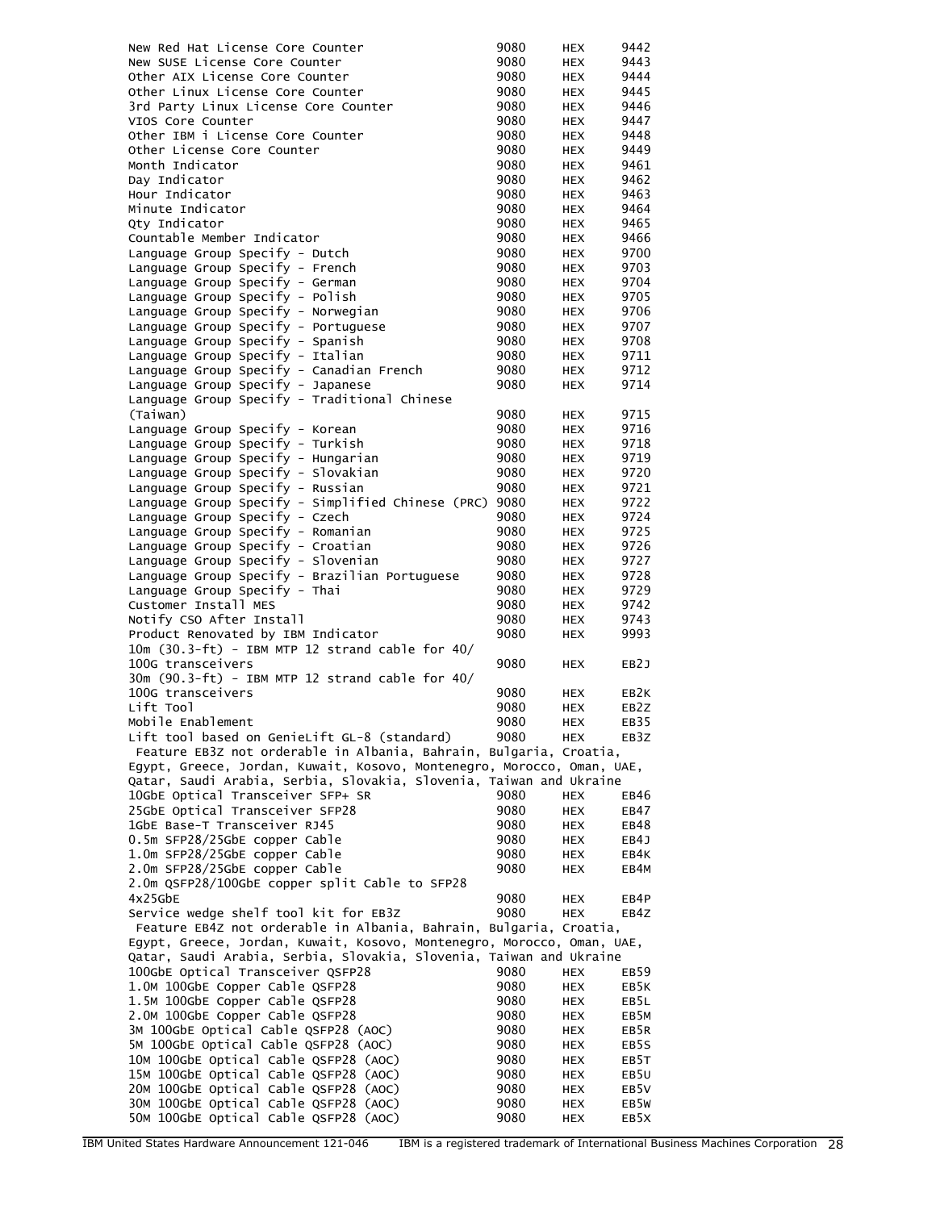| | | | |
|---|---|---|---|
| New Red Hat License Core Counter | 9080 | HEX | 9442 |
| New SUSE License Core Counter | 9080 | HEX | 9443 |
| Other AIX License Core Counter | 9080 | HEX | 9444 |
| Other Linux License Core Counter | 9080 | HEX | 9445 |
| 3rd Party Linux License Core Counter | 9080 | HEX | 9446 |
| VIOS Core Counter | 9080 | HEX | 9447 |
| Other IBM i License Core Counter | 9080 | HEX | 9448 |
| Other License Core Counter | 9080 | HEX | 9449 |
| Month Indicator | 9080 | HEX | 9461 |
| Day Indicator | 9080 | HEX | 9462 |
| Hour Indicator | 9080 | HEX | 9463 |
| Minute Indicator | 9080 | HEX | 9464 |
| Qty Indicator | 9080 | HEX | 9465 |
| Countable Member Indicator | 9080 | HEX | 9466 |
| Language Group Specify - Dutch | 9080 | HEX | 9700 |
| Language Group Specify - French | 9080 | HEX | 9703 |
| Language Group Specify - German | 9080 | HEX | 9704 |
| Language Group Specify - Polish | 9080 | HEX | 9705 |
| Language Group Specify - Norwegian | 9080 | HEX | 9706 |
| Language Group Specify - Portuguese | 9080 | HEX | 9707 |
| Language Group Specify - Spanish | 9080 | HEX | 9708 |
| Language Group Specify - Italian | 9080 | HEX | 9711 |
| Language Group Specify - Canadian French | 9080 | HEX | 9712 |
| Language Group Specify - Japanese | 9080 | HEX | 9714 |
| Language Group Specify - Traditional Chinese (Taiwan) | 9080 | HEX | 9715 |
| Language Group Specify - Korean | 9080 | HEX | 9716 |
| Language Group Specify - Turkish | 9080 | HEX | 9718 |
| Language Group Specify - Hungarian | 9080 | HEX | 9719 |
| Language Group Specify - Slovakian | 9080 | HEX | 9720 |
| Language Group Specify - Russian | 9080 | HEX | 9721 |
| Language Group Specify - Simplified Chinese (PRC) | 9080 | HEX | 9722 |
| Language Group Specify - Czech | 9080 | HEX | 9724 |
| Language Group Specify - Romanian | 9080 | HEX | 9725 |
| Language Group Specify - Croatian | 9080 | HEX | 9726 |
| Language Group Specify - Slovenian | 9080 | HEX | 9727 |
| Language Group Specify - Brazilian Portuguese | 9080 | HEX | 9728 |
| Language Group Specify - Thai | 9080 | HEX | 9729 |
| Customer Install MES | 9080 | HEX | 9742 |
| Notify CSO After Install | 9080 | HEX | 9743 |
| Product Renovated by IBM Indicator | 9080 | HEX | 9993 |
| 10m (30.3-ft) - IBM MTP 12 strand cable for 40/100G transceivers | 9080 | HEX | EB2J |
| 30m (90.3-ft) - IBM MTP 12 strand cable for 40/100G transceivers | 9080 | HEX | EB2K |
| Lift Tool | 9080 | HEX | EB2Z |
| Mobile Enablement | 9080 | HEX | EB35 |
| Lift tool based on GenieLift GL-8 (standard) | 9080 | HEX | EB3Z |

Feature EB3Z not orderable in Albania, Bahrain, Bulgaria, Croatia, Egypt, Greece, Jordan, Kuwait, Kosovo, Montenegro, Morocco, Oman, UAE, Qatar, Saudi Arabia, Serbia, Slovakia, Slovenia, Taiwan and Ukraine

| | | | |
|---|---|---|---|
| 10GbE Optical Transceiver SFP+ SR | 9080 | HEX | EB46 |
| 25GbE Optical Transceiver SFP28 | 9080 | HEX | EB47 |
| 1GbE Base-T Transceiver RJ45 | 9080 | HEX | EB48 |
| 0.5m SFP28/25GbE copper Cable | 9080 | HEX | EB4J |
| 1.0m SFP28/25GbE copper Cable | 9080 | HEX | EB4K |
| 2.0m SFP28/25GbE copper Cable | 9080 | HEX | EB4M |
| 2.0m QSFP28/100GbE copper split Cable to SFP28 4x25GbE | 9080 | HEX | EB4P |
| Service wedge shelf tool kit for EB3Z | 9080 | HEX | EB4Z |

Feature EB4Z not orderable in Albania, Bahrain, Bulgaria, Croatia, Egypt, Greece, Jordan, Kuwait, Kosovo, Montenegro, Morocco, Oman, UAE, Qatar, Saudi Arabia, Serbia, Slovakia, Slovenia, Taiwan and Ukraine

| | | | |
|---|---|---|---|
| 100GbE Optical Transceiver QSFP28 | 9080 | HEX | EB59 |
| 1.0M 100GbE Copper Cable QSFP28 | 9080 | HEX | EB5K |
| 1.5M 100GbE Copper Cable QSFP28 | 9080 | HEX | EB5L |
| 2.0M 100GbE Copper Cable QSFP28 | 9080 | HEX | EB5M |
| 3M 100GbE Optical Cable QSFP28 (AOC) | 9080 | HEX | EB5R |
| 5M 100GbE Optical Cable QSFP28 (AOC) | 9080 | HEX | EB5S |
| 10M 100GbE Optical Cable QSFP28 (AOC) | 9080 | HEX | EB5T |
| 15M 100GbE Optical Cable QSFP28 (AOC) | 9080 | HEX | EB5U |
| 20M 100GbE Optical Cable QSFP28 (AOC) | 9080 | HEX | EB5V |
| 30M 100GbE Optical Cable QSFP28 (AOC) | 9080 | HEX | EB5W |
| 50M 100GbE Optical Cable QSFP28 (AOC) | 9080 | HEX | EB5X |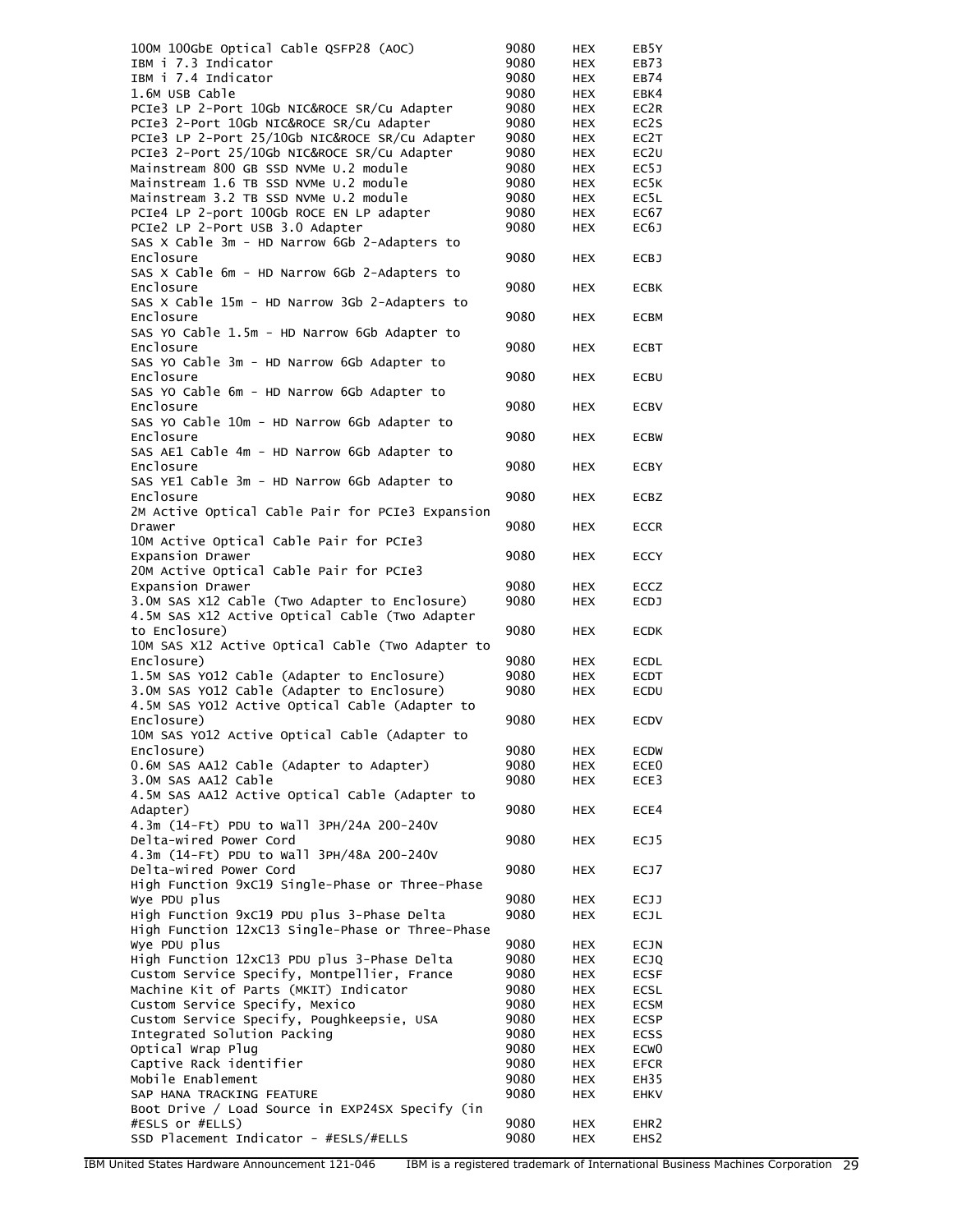| | | | |
|---|---|---|---|
| 100M 100GbE Optical Cable QSFP28 (AOC) | 9080 | HEX | EB5Y |
| IBM i 7.3 Indicator | 9080 | HEX | EB73 |
| IBM i 7.4 Indicator | 9080 | HEX | EB74 |
| 1.6M USB Cable | 9080 | HEX | EBK4 |
| PCIe3 LP 2-Port 10Gb NIC&ROCE SR/Cu Adapter | 9080 | HEX | EC2R |
| PCIe3 2-Port 10Gb NIC&ROCE SR/Cu Adapter | 9080 | HEX | EC2S |
| PCIe3 LP 2-Port 25/10Gb NIC&ROCE SR/Cu Adapter | 9080 | HEX | EC2T |
| PCIe3 2-Port 25/10Gb NIC&ROCE SR/Cu Adapter | 9080 | HEX | EC2U |
| Mainstream 800 GB SSD NVMe U.2 module | 9080 | HEX | EC5J |
| Mainstream 1.6 TB SSD NVMe U.2 module | 9080 | HEX | EC5K |
| Mainstream 3.2 TB SSD NVMe U.2 module | 9080 | HEX | EC5L |
| PCIe4 LP 2-port 100Gb ROCE EN LP adapter | 9080 | HEX | EC67 |
| PCIe2 LP 2-Port USB 3.0 Adapter | 9080 | HEX | EC6J |
| SAS X Cable 3m - HD Narrow 6Gb 2-Adapters to Enclosure | 9080 | HEX | ECBJ |
| SAS X Cable 6m - HD Narrow 6Gb 2-Adapters to Enclosure | 9080 | HEX | ECBK |
| SAS X Cable 15m - HD Narrow 3Gb 2-Adapters to Enclosure | 9080 | HEX | ECBM |
| SAS YO Cable 1.5m - HD Narrow 6Gb Adapter to Enclosure | 9080 | HEX | ECBT |
| SAS YO Cable 3m - HD Narrow 6Gb Adapter to Enclosure | 9080 | HEX | ECBU |
| SAS YO Cable 6m - HD Narrow 6Gb Adapter to Enclosure | 9080 | HEX | ECBV |
| SAS YO Cable 10m - HD Narrow 6Gb Adapter to Enclosure | 9080 | HEX | ECBW |
| SAS AE1 Cable 4m - HD Narrow 6Gb Adapter to Enclosure | 9080 | HEX | ECBY |
| SAS YE1 Cable 3m - HD Narrow 6Gb Adapter to Enclosure | 9080 | HEX | ECBZ |
| 2M Active Optical Cable Pair for PCIe3 Expansion Drawer | 9080 | HEX | ECCR |
| 10M Active Optical Cable Pair for PCIe3 Expansion Drawer | 9080 | HEX | ECCY |
| 20M Active Optical Cable Pair for PCIe3 Expansion Drawer | 9080 | HEX | ECCZ |
| 3.0M SAS X12 Cable (Two Adapter to Enclosure) | 9080 | HEX | ECDJ |
| 4.5M SAS X12 Active Optical Cable (Two Adapter to Enclosure) | 9080 | HEX | ECDK |
| 10M SAS X12 Active Optical Cable (Two Adapter to Enclosure) | 9080 | HEX | ECDL |
| 1.5M SAS YO12 Cable (Adapter to Enclosure) | 9080 | HEX | ECDT |
| 3.0M SAS YO12 Cable (Adapter to Enclosure) | 9080 | HEX | ECDU |
| 4.5M SAS YO12 Active Optical Cable (Adapter to Enclosure) | 9080 | HEX | ECDV |
| 10M SAS YO12 Active Optical Cable (Adapter to Enclosure) | 9080 | HEX | ECDW |
| 0.6M SAS AA12 Cable (Adapter to Adapter) | 9080 | HEX | ECE0 |
| 3.0M SAS AA12 Cable | 9080 | HEX | ECE3 |
| 4.5M SAS AA12 Active Optical Cable (Adapter to Adapter) | 9080 | HEX | ECE4 |
| 4.3m (14-Ft) PDU to Wall 3PH/24A 200-240V Delta-wired Power Cord | 9080 | HEX | ECJ5 |
| 4.3m (14-Ft) PDU to Wall 3PH/48A 200-240V Delta-wired Power Cord | 9080 | HEX | ECJ7 |
| High Function 9xC19 Single-Phase or Three-Phase Wye PDU plus | 9080 | HEX | ECJJ |
| High Function 9xC19 PDU plus 3-Phase Delta | 9080 | HEX | ECJL |
| High Function 12xC13 Single-Phase or Three-Phase Wye PDU plus | 9080 | HEX | ECJN |
| High Function 12xC13 PDU plus 3-Phase Delta | 9080 | HEX | ECJQ |
| Custom Service Specify, Montpellier, France | 9080 | HEX | ECSF |
| Machine Kit of Parts (MKIT) Indicator | 9080 | HEX | ECSL |
| Custom Service Specify, Mexico | 9080 | HEX | ECSM |
| Custom Service Specify, Poughkeepsie, USA | 9080 | HEX | ECSP |
| Integrated Solution Packing | 9080 | HEX | ECSS |
| Optical Wrap Plug | 9080 | HEX | ECW0 |
| Captive Rack identifier | 9080 | HEX | EFCR |
| Mobile Enablement | 9080 | HEX | EH35 |
| SAP HANA TRACKING FEATURE | 9080 | HEX | EHKV |
| Boot Drive / Load Source in EXP24SX Specify (in #ESLS or #ELLS) | 9080 | HEX | EHR2 |
| SSD Placement Indicator - #ESLS/#ELLS | 9080 | HEX | EHS2 |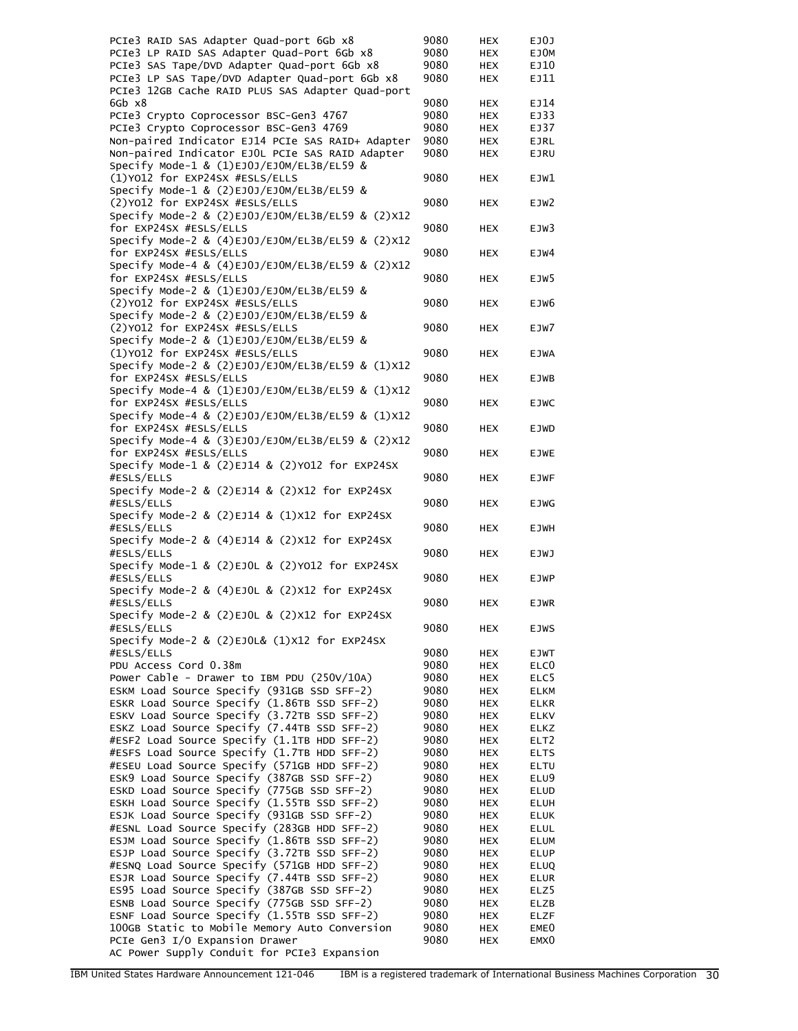| | | | |
|---|---|---|---|
| PCIe3 RAID SAS Adapter Quad-port 6Gb x8 | 9080 | HEX | EJ0J |
| PCIe3 LP RAID SAS Adapter Quad-Port 6Gb x8 | 9080 | HEX | EJ0M |
| PCIe3 SAS Tape/DVD Adapter Quad-port 6Gb x8 | 9080 | HEX | EJ10 |
| PCIe3 LP SAS Tape/DVD Adapter Quad-port 6Gb x8 | 9080 | HEX | EJ11 |
| PCIe3 12GB Cache RAID PLUS SAS Adapter Quad-port 6Gb x8 | 9080 | HEX | EJ14 |
| PCIe3 Crypto Coprocessor BSC-Gen3 4767 | 9080 | HEX | EJ33 |
| PCIe3 Crypto Coprocessor BSC-Gen3 4769 | 9080 | HEX | EJ37 |
| Non-paired Indicator EJ14 PCIe SAS RAID+ Adapter | 9080 | HEX | EJRL |
| Non-paired Indicator EJ0L PCIe SAS RAID Adapter | 9080 | HEX | EJRU |
| Specify Mode-1 & (1)EJ0J/EJ0M/EL3B/EL59 & (1)YO12 for EXP24SX #ESLS/ELLS | 9080 | HEX | EJW1 |
| Specify Mode-1 & (2)EJ0J/EJ0M/EL3B/EL59 & (2)YO12 for EXP24SX #ESLS/ELLS | 9080 | HEX | EJW2 |
| Specify Mode-2 & (2)EJ0J/EJ0M/EL3B/EL59 & (2)X12 for EXP24SX #ESLS/ELLS | 9080 | HEX | EJW3 |
| Specify Mode-2 & (4)EJ0J/EJ0M/EL3B/EL59 & (2)X12 for EXP24SX #ESLS/ELLS | 9080 | HEX | EJW4 |
| Specify Mode-4 & (4)EJ0J/EJ0M/EL3B/EL59 & (2)X12 for EXP24SX #ESLS/ELLS | 9080 | HEX | EJW5 |
| Specify Mode-2 & (1)EJ0J/EJ0M/EL3B/EL59 & (2)YO12 for EXP24SX #ESLS/ELLS | 9080 | HEX | EJW6 |
| Specify Mode-2 & (2)EJ0J/EJ0M/EL3B/EL59 & (2)YO12 for EXP24SX #ESLS/ELLS | 9080 | HEX | EJW7 |
| Specify Mode-2 & (1)EJ0J/EJ0M/EL3B/EL59 & (1)YO12 for EXP24SX #ESLS/ELLS | 9080 | HEX | EJWA |
| Specify Mode-2 & (2)EJ0J/EJ0M/EL3B/EL59 & (1)X12 for EXP24SX #ESLS/ELLS | 9080 | HEX | EJWB |
| Specify Mode-4 & (1)EJ0J/EJ0M/EL3B/EL59 & (1)X12 for EXP24SX #ESLS/ELLS | 9080 | HEX | EJWC |
| Specify Mode-4 & (2)EJ0J/EJ0M/EL3B/EL59 & (1)X12 for EXP24SX #ESLS/ELLS | 9080 | HEX | EJWD |
| Specify Mode-4 & (3)EJ0J/EJ0M/EL3B/EL59 & (2)X12 for EXP24SX #ESLS/ELLS | 9080 | HEX | EJWE |
| Specify Mode-1 & (2)EJ14 & (2)YO12 for EXP24SX #ESLS/ELLS | 9080 | HEX | EJWF |
| Specify Mode-2 & (2)EJ14 & (2)X12 for EXP24SX #ESLS/ELLS | 9080 | HEX | EJWG |
| Specify Mode-2 & (2)EJ14 & (1)X12 for EXP24SX #ESLS/ELLS | 9080 | HEX | EJWH |
| Specify Mode-2 & (4)EJ14 & (2)X12 for EXP24SX #ESLS/ELLS | 9080 | HEX | EJWJ |
| Specify Mode-1 & (2)EJ0L & (2)YO12 for EXP24SX #ESLS/ELLS | 9080 | HEX | EJWP |
| Specify Mode-2 & (4)EJ0L & (2)X12 for EXP24SX #ESLS/ELLS | 9080 | HEX | EJWR |
| Specify Mode-2 & (2)EJ0L & (2)X12 for EXP24SX #ESLS/ELLS | 9080 | HEX | EJWS |
| Specify Mode-2 & (2)EJ0L& (1)X12 for EXP24SX #ESLS/ELLS | 9080 | HEX | EJWT |
| PDU Access Cord 0.38m | 9080 | HEX | ELC0 |
| Power Cable - Drawer to IBM PDU (250V/10A) | 9080 | HEX | ELC5 |
| ESKM Load Source Specify (931GB SSD SFF-2) | 9080 | HEX | ELKM |
| ESKR Load Source Specify (1.86TB SSD SFF-2) | 9080 | HEX | ELKR |
| ESKV Load Source Specify (3.72TB SSD SFF-2) | 9080 | HEX | ELKV |
| ESKZ Load Source Specify (7.44TB SSD SFF-2) | 9080 | HEX | ELKZ |
| #ESF2 Load Source Specify (1.1TB HDD SFF-2) | 9080 | HEX | ELT2 |
| #ESFS Load Source Specify (1.7TB HDD SFF-2) | 9080 | HEX | ELTS |
| #ESEU Load Source Specify (571GB HDD SFF-2) | 9080 | HEX | ELTU |
| ESK9 Load Source Specify (387GB SSD SFF-2) | 9080 | HEX | ELU9 |
| ESKD Load Source Specify (775GB SSD SFF-2) | 9080 | HEX | ELUD |
| ESKH Load Source Specify (1.55TB SSD SFF-2) | 9080 | HEX | ELUH |
| ESJK Load Source Specify (931GB SSD SFF-2) | 9080 | HEX | ELUK |
| #ESNL Load Source Specify (283GB HDD SFF-2) | 9080 | HEX | ELUL |
| ESJM Load Source Specify (1.86TB SSD SFF-2) | 9080 | HEX | ELUM |
| ESJP Load Source Specify (3.72TB SSD SFF-2) | 9080 | HEX | ELUP |
| #ESNQ Load Source Specify (571GB HDD SFF-2) | 9080 | HEX | ELUQ |
| ESJR Load Source Specify (7.44TB SSD SFF-2) | 9080 | HEX | ELUR |
| ES95 Load Source Specify (387GB SSD SFF-2) | 9080 | HEX | ELZ5 |
| ESNB Load Source Specify (775GB SSD SFF-2) | 9080 | HEX | ELZB |
| ESNF Load Source Specify (1.55TB SSD SFF-2) | 9080 | HEX | ELZF |
| 100GB Static to Mobile Memory Auto Conversion | 9080 | HEX | EME0 |
| PCIe Gen3 I/O Expansion Drawer | 9080 | HEX | EMX0 |
| AC Power Supply Conduit for PCIe3 Expansion | | | |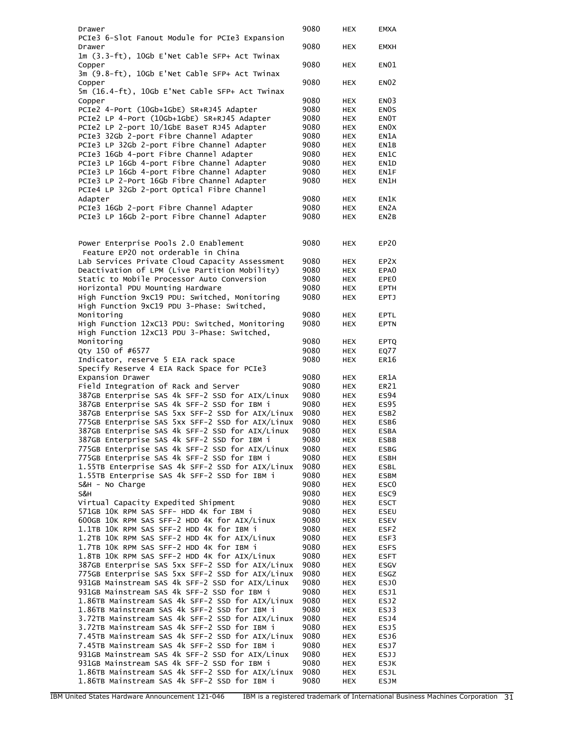| | | | |
|---|---|---|---|
| Drawer | 9080 | HEX | EMXA |
| PCIe3 6-Slot Fanout Module for PCIe3 Expansion Drawer | 9080 | HEX | EMXH |
| 1m (3.3-ft), 10Gb E'Net Cable SFP+ Act Twinax Copper | 9080 | HEX | EN01 |
| 3m (9.8-ft), 10Gb E'Net Cable SFP+ Act Twinax Copper | 9080 | HEX | EN02 |
| 5m (16.4-ft), 10Gb E'Net Cable SFP+ Act Twinax Copper | 9080 | HEX | EN03 |
| PCIe2 4-Port (10Gb+1GbE) SR+RJ45 Adapter | 9080 | HEX | EN0S |
| PCIe2 LP 4-Port (10Gb+1GbE) SR+RJ45 Adapter | 9080 | HEX | EN0T |
| PCIe2 LP 2-port 10/1GbE BaseT RJ45 Adapter | 9080 | HEX | EN0X |
| PCIe3 32Gb 2-port Fibre Channel Adapter | 9080 | HEX | EN1A |
| PCIe3 LP 32Gb 2-port Fibre Channel Adapter | 9080 | HEX | EN1B |
| PCIe3 16Gb 4-port Fibre Channel Adapter | 9080 | HEX | EN1C |
| PCIe3 LP 16Gb 4-port Fibre Channel Adapter | 9080 | HEX | EN1D |
| PCIe3 LP 16Gb 4-port Fibre Channel Adapter | 9080 | HEX | EN1F |
| PCIe3 LP 2-Port 16Gb Fibre Channel Adapter | 9080 | HEX | EN1H |
| PCIe4 LP 32Gb 2-port Optical Fibre Channel Adapter | 9080 | HEX | EN1K |
| PCIe3 16Gb 2-port Fibre Channel Adapter | 9080 | HEX | EN2A |
| PCIe3 LP 16Gb 2-port Fibre Channel Adapter | 9080 | HEX | EN2B |
| | | | |
| Power Enterprise Pools 2.0 Enablement<br>Feature EP20 not orderable in China | 9080 | HEX | EP20 |
| Lab Services Private Cloud Capacity Assessment | 9080 | HEX | EP2X |
| Deactivation of LPM (Live Partition Mobility) | 9080 | HEX | EPA0 |
| Static to Mobile Processor Auto Conversion | 9080 | HEX | EPE0 |
| Horizontal PDU Mounting Hardware | 9080 | HEX | EPTH |
| High Function 9xC19 PDU: Switched, Monitoring | 9080 | HEX | EPTJ |
| High Function 9xC19 PDU 3-Phase: Switched, Monitoring | 9080 | HEX | EPTL |
| High Function 12xC13 PDU: Switched, Monitoring | 9080 | HEX | EPTN |
| High Function 12xC13 PDU 3-Phase: Switched, Monitoring | 9080 | HEX | EPTQ |
| Qty 150 of #6577 | 9080 | HEX | EQ77 |
| Indicator, reserve 5 EIA rack space | 9080 | HEX | ER16 |
| Specify Reserve 4 EIA Rack Space for PCIe3 Expansion Drawer | 9080 | HEX | ER1A |
| Field Integration of Rack and Server | 9080 | HEX | ER21 |
| 387GB Enterprise SAS 4k SFF-2 SSD for AIX/Linux | 9080 | HEX | ES94 |
| 387GB Enterprise SAS 4k SFF-2 SSD for IBM i | 9080 | HEX | ES95 |
| 387GB Enterprise SAS 5xx SFF-2 SSD for AIX/Linux | 9080 | HEX | ESB2 |
| 775GB Enterprise SAS 5xx SFF-2 SSD for AIX/Linux | 9080 | HEX | ESB6 |
| 387GB Enterprise SAS 4k SFF-2 SSD for AIX/Linux | 9080 | HEX | ESBA |
| 387GB Enterprise SAS 4k SFF-2 SSD for IBM i | 9080 | HEX | ESBB |
| 775GB Enterprise SAS 4k SFF-2 SSD for AIX/Linux | 9080 | HEX | ESBG |
| 775GB Enterprise SAS 4k SFF-2 SSD for IBM i | 9080 | HEX | ESBH |
| 1.55TB Enterprise SAS 4k SFF-2 SSD for AIX/Linux | 9080 | HEX | ESBL |
| 1.55TB Enterprise SAS 4k SFF-2 SSD for IBM i | 9080 | HEX | ESBM |
| S&H - No Charge | 9080 | HEX | ESC0 |
| S&H | 9080 | HEX | ESC9 |
| Virtual Capacity Expedited Shipment | 9080 | HEX | ESCT |
| 571GB 10K RPM SAS SFF- HDD 4K for IBM i | 9080 | HEX | ESEU |
| 600GB 10K RPM SAS SFF-2 HDD 4K for AIX/Linux | 9080 | HEX | ESEV |
| 1.1TB 10K RPM SAS SFF-2 HDD 4K for IBM i | 9080 | HEX | ESF2 |
| 1.2TB 10K RPM SAS SFF-2 HDD 4K for AIX/Linux | 9080 | HEX | ESF3 |
| 1.7TB 10K RPM SAS SFF-2 HDD 4K for IBM i | 9080 | HEX | ESFS |
| 1.8TB 10K RPM SAS SFF-2 HDD 4K for AIX/Linux | 9080 | HEX | ESFT |
| 387GB Enterprise SAS 5xx SFF-2 SSD for AIX/Linux | 9080 | HEX | ESGV |
| 775GB Enterprise SAS 5xx SFF-2 SSD for AIX/Linux | 9080 | HEX | ESGZ |
| 931GB Mainstream SAS 4k SFF-2 SSD for AIX/Linux | 9080 | HEX | ESJ0 |
| 931GB Mainstream SAS 4k SFF-2 SSD for IBM i | 9080 | HEX | ESJ1 |
| 1.86TB Mainstream SAS 4k SFF-2 SSD for AIX/Linux | 9080 | HEX | ESJ2 |
| 1.86TB Mainstream SAS 4k SFF-2 SSD for IBM i | 9080 | HEX | ESJ3 |
| 3.72TB Mainstream SAS 4k SFF-2 SSD for AIX/Linux | 9080 | HEX | ESJ4 |
| 3.72TB Mainstream SAS 4k SFF-2 SSD for IBM i | 9080 | HEX | ESJ5 |
| 7.45TB Mainstream SAS 4k SFF-2 SSD for AIX/Linux | 9080 | HEX | ESJ6 |
| 7.45TB Mainstream SAS 4k SFF-2 SSD for IBM i | 9080 | HEX | ESJ7 |
| 931GB Mainstream SAS 4k SFF-2 SSD for AIX/Linux | 9080 | HEX | ESJJ |
| 931GB Mainstream SAS 4k SFF-2 SSD for IBM i | 9080 | HEX | ESJK |
| 1.86TB Mainstream SAS 4k SFF-2 SSD for AIX/Linux | 9080 | HEX | ESJL |
| 1.86TB Mainstream SAS 4k SFF-2 SSD for IBM i | 9080 | HEX | ESJM |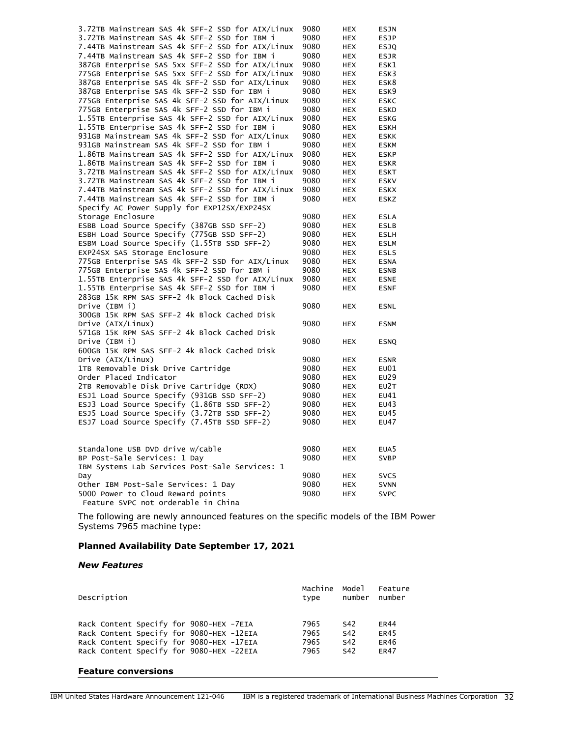| | | | |
|---|---|---|---|
| 3.72TB Mainstream SAS 4k SFF-2 SSD for AIX/Linux | 9080 | HEX | ESJN |
| 3.72TB Mainstream SAS 4k SFF-2 SSD for IBM i | 9080 | HEX | ESJP |
| 7.44TB Mainstream SAS 4k SFF-2 SSD for AIX/Linux | 9080 | HEX | ESJQ |
| 7.44TB Mainstream SAS 4k SFF-2 SSD for IBM i | 9080 | HEX | ESJR |
| 387GB Enterprise SAS 5xx SFF-2 SSD for AIX/Linux | 9080 | HEX | ESK1 |
| 775GB Enterprise SAS 5xx SFF-2 SSD for AIX/Linux | 9080 | HEX | ESK3 |
| 387GB Enterprise SAS 4k SFF-2 SSD for AIX/Linux | 9080 | HEX | ESK8 |
| 387GB Enterprise SAS 4k SFF-2 SSD for IBM i | 9080 | HEX | ESK9 |
| 775GB Enterprise SAS 4k SFF-2 SSD for AIX/Linux | 9080 | HEX | ESKC |
| 775GB Enterprise SAS 4k SFF-2 SSD for IBM i | 9080 | HEX | ESKD |
| 1.55TB Enterprise SAS 4k SFF-2 SSD for AIX/Linux | 9080 | HEX | ESKG |
| 1.55TB Enterprise SAS 4k SFF-2 SSD for IBM i | 9080 | HEX | ESKH |
| 931GB Mainstream SAS 4k SFF-2 SSD for AIX/Linux | 9080 | HEX | ESKK |
| 931GB Mainstream SAS 4k SFF-2 SSD for IBM i | 9080 | HEX | ESKM |
| 1.86TB Mainstream SAS 4k SFF-2 SSD for AIX/Linux | 9080 | HEX | ESKP |
| 1.86TB Mainstream SAS 4k SFF-2 SSD for IBM i | 9080 | HEX | ESKR |
| 3.72TB Mainstream SAS 4k SFF-2 SSD for AIX/Linux | 9080 | HEX | ESKT |
| 3.72TB Mainstream SAS 4k SFF-2 SSD for IBM i | 9080 | HEX | ESKV |
| 7.44TB Mainstream SAS 4k SFF-2 SSD for AIX/Linux | 9080 | HEX | ESKX |
| 7.44TB Mainstream SAS 4k SFF-2 SSD for IBM i | 9080 | HEX | ESKZ |
| Specify AC Power Supply for EXP12SX/EXP24SX Storage Enclosure | 9080 | HEX | ESLA |
| ESBB Load Source Specify (387GB SSD SFF-2) | 9080 | HEX | ESLB |
| ESBH Load Source Specify (775GB SSD SFF-2) | 9080 | HEX | ESLH |
| ESBM Load Source Specify (1.55TB SSD SFF-2) | 9080 | HEX | ESLM |
| EXP24SX SAS Storage Enclosure | 9080 | HEX | ESLS |
| 775GB Enterprise SAS 4k SFF-2 SSD for AIX/Linux | 9080 | HEX | ESNA |
| 775GB Enterprise SAS 4k SFF-2 SSD for IBM i | 9080 | HEX | ESNB |
| 1.55TB Enterprise SAS 4k SFF-2 SSD for AIX/Linux | 9080 | HEX | ESNE |
| 1.55TB Enterprise SAS 4k SFF-2 SSD for IBM i | 9080 | HEX | ESNF |
| 283GB 15K RPM SAS SFF-2 4k Block Cached Disk Drive (IBM i) | 9080 | HEX | ESNL |
| 300GB 15K RPM SAS SFF-2 4k Block Cached Disk Drive (AIX/Linux) | 9080 | HEX | ESNM |
| 571GB 15K RPM SAS SFF-2 4k Block Cached Disk Drive (IBM i) | 9080 | HEX | ESNQ |
| 600GB 15K RPM SAS SFF-2 4k Block Cached Disk Drive (AIX/Linux) | 9080 | HEX | ESNR |
| 1TB Removable Disk Drive Cartridge | 9080 | HEX | EU01 |
| Order Placed Indicator | 9080 | HEX | EU29 |
| 2TB Removable Disk Drive Cartridge (RDX) | 9080 | HEX | EU2T |
| ESJ1 Load Source Specify (931GB SSD SFF-2) | 9080 | HEX | EU41 |
| ESJ3 Load Source Specify (1.86TB SSD SFF-2) | 9080 | HEX | EU43 |
| ESJ5 Load Source Specify (3.72TB SSD SFF-2) | 9080 | HEX | EU45 |
| ESJ7 Load Source Specify (7.45TB SSD SFF-2) | 9080 | HEX | EU47 |
| Standalone USB DVD drive w/cable | 9080 | HEX | EUA5 |
| BP Post-Sale Services: 1 Day | 9080 | HEX | SVBP |
| IBM Systems Lab Services Post-Sale Services: 1 Day | 9080 | HEX | SVCS |
| Other IBM Post-Sale Services: 1 Day | 9080 | HEX | SVNN |
| 5000 Power to Cloud Reward points | 9080 | HEX | SVPC |

Feature SVPC not orderable in China

The following are newly announced features on the specific models of the IBM Power Systems 7965 machine type:

**Planned Availability Date September 17, 2021**

***New Features***

| Description | Machine type | Model number | Feature number |
|---|---|---|---|
| Rack Content Specify for 9080-HEX -7EIA | 7965 | S42 | ER44 |
| Rack Content Specify for 9080-HEX -12EIA | 7965 | S42 | ER45 |
| Rack Content Specify for 9080-HEX -17EIA | 7965 | S42 | ER46 |
| Rack Content Specify for 9080-HEX -22EIA | 7965 | S42 | ER47 |

**Feature conversions**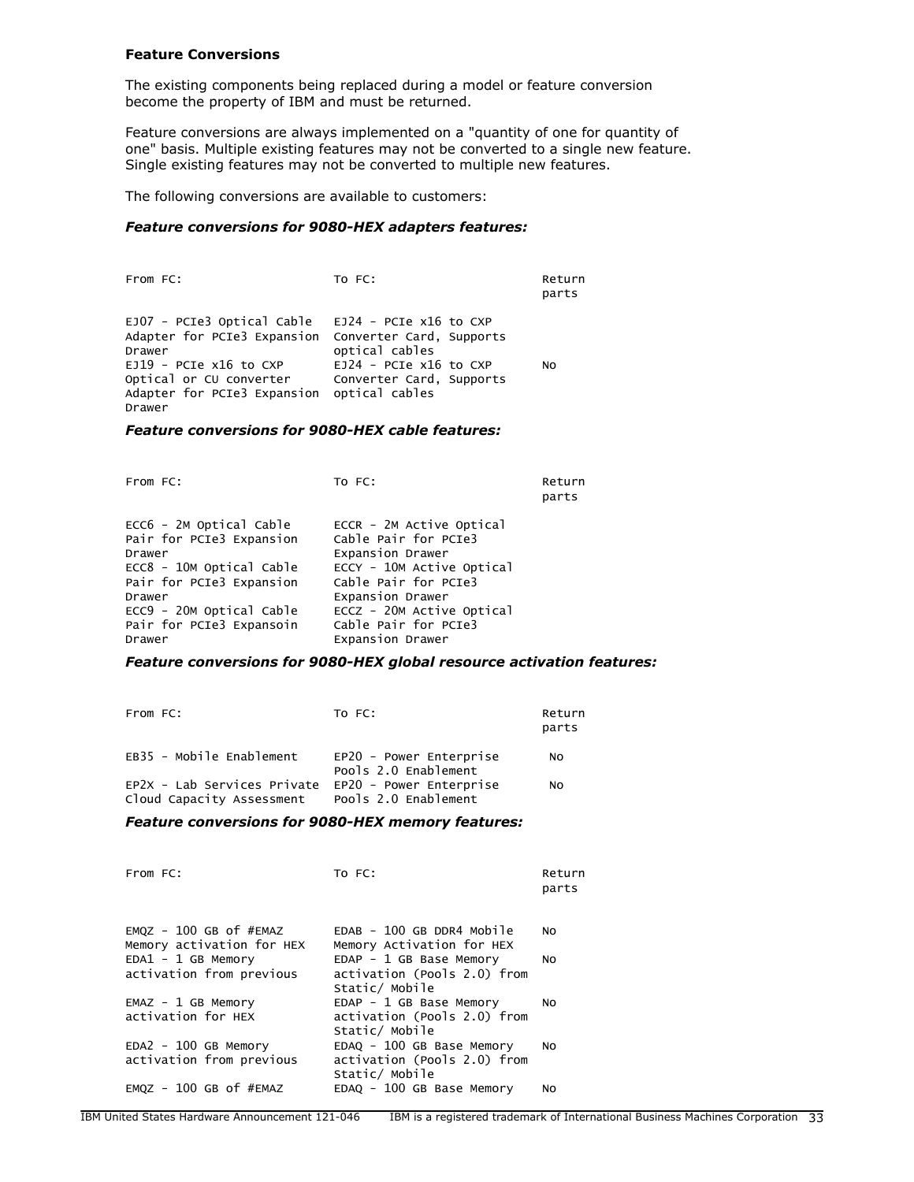**Feature Conversions**

The existing components being replaced during a model or feature conversion become the property of IBM and must be returned.

Feature conversions are always implemented on a "quantity of one for quantity of one" basis. Multiple existing features may not be converted to a single new feature. Single existing features may not be converted to multiple new features.

The following conversions are available to customers:

***Feature conversions for 9080-HEX adapters features:***

| From FC: | To FC: | Return parts |
|---|---|---|
| EJ07 - PCIe3 Optical Cable Adapter for PCIe3 Expansion Drawer | EJ24 - PCIe x16 to CXP Converter Card, Supports optical cables | |
| EJ19 - PCIe x16 to CXP Optical or CU converter Adapter for PCIe3 Expansion Drawer | EJ24 - PCIe x16 to CXP Converter Card, Supports optical cables | No |

***Feature conversions for 9080-HEX cable features:***

| From FC: | To FC: | Return parts |
|---|---|---|
| ECC6 - 2M Optical Cable Pair for PCIe3 Expansion Drawer | ECCR - 2M Active Optical Cable Pair for PCIe3 Expansion Drawer | |
| ECC8 - 10M Optical Cable Pair for PCIe3 Expansion Drawer | ECCY - 10M Active Optical Cable Pair for PCIe3 Expansion Drawer | |
| ECC9 - 20M Optical Cable Pair for PCIe3 Expansoin Drawer | ECCZ - 20M Active Optical Cable Pair for PCIe3 Expansion Drawer | |

***Feature conversions for 9080-HEX global resource activation features:***

| From FC: | To FC: | Return parts |
|---|---|---|
| EB35 - Mobile Enablement | EP20 - Power Enterprise Pools 2.0 Enablement | No |
| EP2X - Lab Services Private Cloud Capacity Assessment | EP20 - Power Enterprise Pools 2.0 Enablement | No |

***Feature conversions for 9080-HEX memory features:***

| From FC: | To FC: | Return parts |
|---|---|---|
| EMQZ - 100 GB of #EMAZ Memory activation for HEX | EDAB - 100 GB DDR4 Mobile Memory Activation for HEX | No |
| EDA1 - 1 GB Memory activation from previous | EDAP - 1 GB Base Memory activation (Pools 2.0) from Static/ Mobile | No |
| EMAZ - 1 GB Memory activation for HEX | EDAP - 1 GB Base Memory activation (Pools 2.0) from Static/ Mobile | No |
| EDA2 - 100 GB Memory activation from previous | EDAQ - 100 GB Base Memory activation (Pools 2.0) from Static/ Mobile | No |
| EMQZ - 100 GB of #EMAZ | EDAQ - 100 GB Base Memory | No |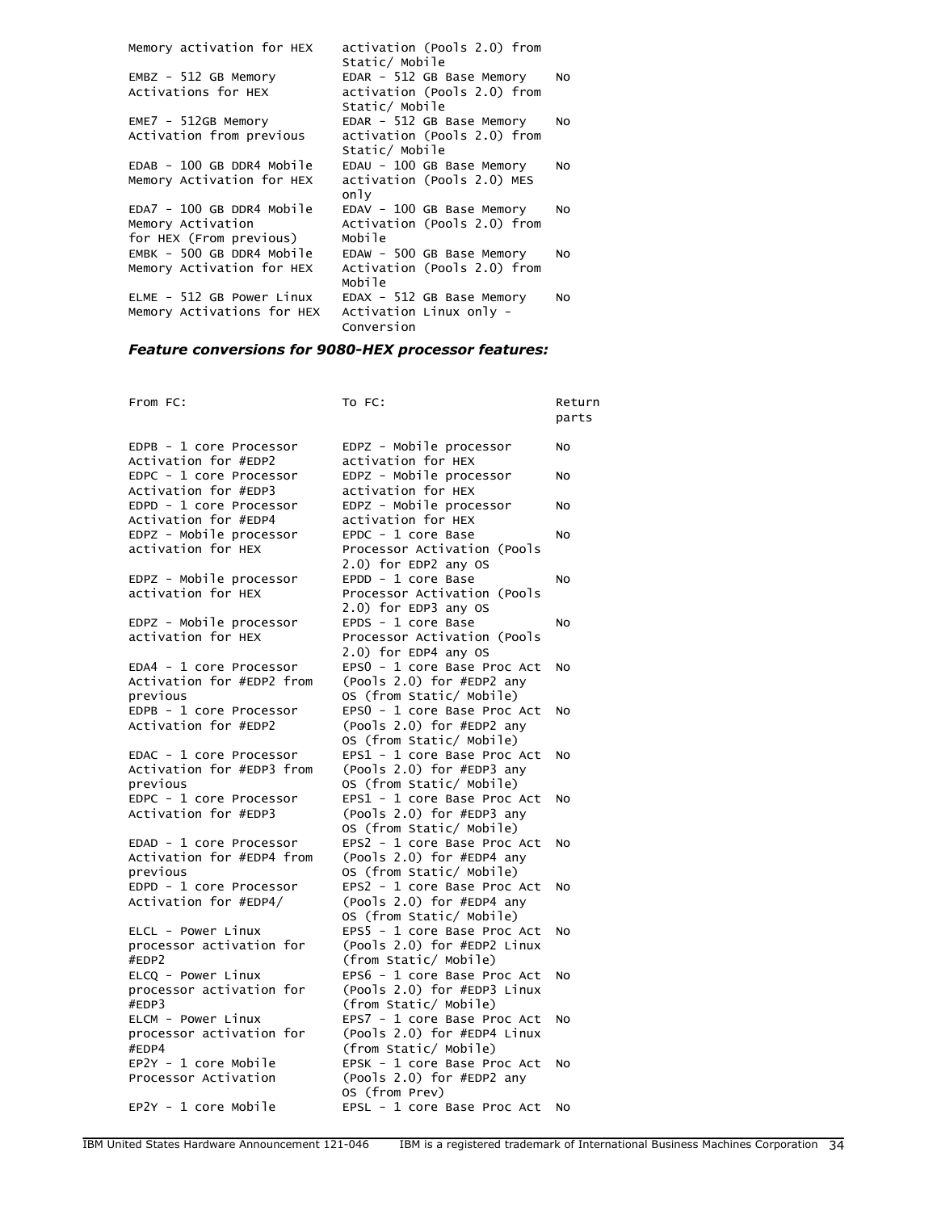| | | |
|---|---|---|
| Memory activation for HEX | activation (Pools 2.0) from Static/ Mobile | |
| EMBZ - 512 GB Memory Activations for HEX | EDAR - 512 GB Base Memory activation (Pools 2.0) from Static/ Mobile | No |
| EME7 - 512GB Memory Activation from previous | EDAR - 512 GB Base Memory activation (Pools 2.0) from Static/ Mobile | No |
| EDAB - 100 GB DDR4 Mobile Memory Activation for HEX | EDAU - 100 GB Base Memory activation (Pools 2.0) MES only | No |
| EDA7 - 100 GB DDR4 Mobile Memory Activation for HEX (From previous) | EDAV - 100 GB Base Memory Activation (Pools 2.0) from Mobile | No |
| EMBK - 500 GB DDR4 Mobile Memory Activation for HEX | EDAW - 500 GB Base Memory Activation (Pools 2.0) from Mobile | No |
| ELME - 512 GB Power Linux Memory Activations for HEX | EDAX - 512 GB Base Memory Activation Linux only - Conversion | No |

***Feature conversions for 9080-HEX processor features:***

| From FC: | To FC: | Return parts |
|---|---|---|
| EDPB - 1 core Processor Activation for #EDP2 | EDPZ - Mobile processor activation for HEX | No |
| EDPC - 1 core Processor Activation for #EDP3 | EDPZ - Mobile processor activation for HEX | No |
| EDPD - 1 core Processor Activation for #EDP4 | EDPZ - Mobile processor activation for HEX | No |
| EDPZ - Mobile processor activation for HEX | EPDC - 1 core Base Processor Activation (Pools 2.0) for EDP2 any OS | No |
| EDPZ - Mobile processor activation for HEX | EPDD - 1 core Base Processor Activation (Pools 2.0) for EDP3 any OS | No |
| EDPZ - Mobile processor activation for HEX | EPDS - 1 core Base Processor Activation (Pools 2.0) for EDP4 any OS | No |
| EDA4 - 1 core Processor Activation for #EDP2 from previous | EPS0 - 1 core Base Proc Act (Pools 2.0) for #EDP2 any OS (from Static/ Mobile) | No |
| EDPB - 1 core Processor Activation for #EDP2 | EPS0 - 1 core Base Proc Act (Pools 2.0) for #EDP2 any OS (from Static/ Mobile) | No |
| EDAC - 1 core Processor Activation for #EDP3 from previous | EPS1 - 1 core Base Proc Act (Pools 2.0) for #EDP3 any OS (from Static/ Mobile) | No |
| EDPC - 1 core Processor Activation for #EDP3 | EPS1 - 1 core Base Proc Act (Pools 2.0) for #EDP3 any OS (from Static/ Mobile) | No |
| EDAD - 1 core Processor Activation for #EDP4 from previous | EPS2 - 1 core Base Proc Act (Pools 2.0) for #EDP4 any OS (from Static/ Mobile) | No |
| EDPD - 1 core Processor Activation for #EDP4/ | EPS2 - 1 core Base Proc Act (Pools 2.0) for #EDP4 any OS (from Static/ Mobile) | No |
| ELCL - Power Linux processor activation for #EDP2 | EPS5 - 1 core Base Proc Act (Pools 2.0) for #EDP2 Linux (from Static/ Mobile) | No |
| ELCQ - Power Linux processor activation for #EDP3 | EPS6 - 1 core Base Proc Act (Pools 2.0) for #EDP3 Linux (from Static/ Mobile) | No |
| ELCM - Power Linux processor activation for #EDP4 | EPS7 - 1 core Base Proc Act (Pools 2.0) for #EDP4 Linux (from Static/ Mobile) | No |
| EP2Y - 1 core Mobile Processor Activation | EPSK - 1 core Base Proc Act (Pools 2.0) for #EDP2 any OS (from Prev) | No |
| EP2Y - 1 core Mobile | EPSL - 1 core Base Proc Act | No |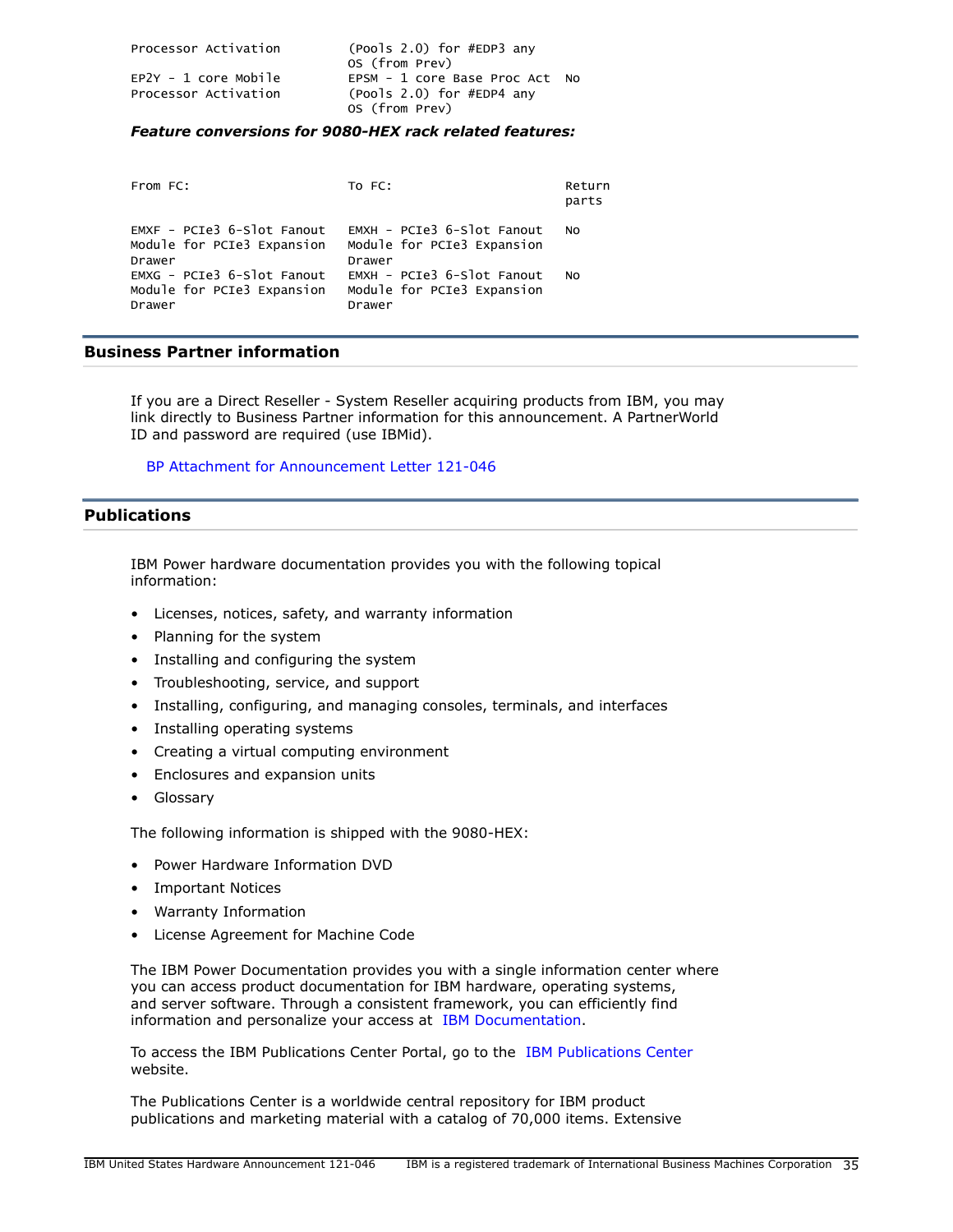| | | |
|---|---|---|
| Processor Activation | (Pools 2.0) for #EDP3 any OS (from Prev) | |
| EP2Y - 1 core Mobile Processor Activation | EPSM - 1 core Base Proc Act (Pools 2.0) for #EDP4 any OS (from Prev) | No |

***Feature conversions for 9080-HEX rack related features:***

| From FC: | To FC: | Return parts |
|---|---|---|
| EMXF - PCIe3 6-Slot Fanout Module for PCIe3 Expansion Drawer | EMXH - PCIe3 6-Slot Fanout Module for PCIe3 Expansion Drawer | No |
| EMXG - PCIe3 6-Slot Fanout Module for PCIe3 Expansion Drawer | EMXH - PCIe3 6-Slot Fanout Module for PCIe3 Expansion Drawer | No |

## Business Partner information

If you are a Direct Reseller - System Reseller acquiring products from IBM, you may link directly to Business Partner information for this announcement. A PartnerWorld ID and password are required (use IBMid).

BP Attachment for Announcement Letter 121-046

## Publications

IBM Power hardware documentation provides you with the following topical information:

- Licenses, notices, safety, and warranty information
- Planning for the system
- Installing and configuring the system
- Troubleshooting, service, and support
- Installing, configuring, and managing consoles, terminals, and interfaces
- Installing operating systems
- Creating a virtual computing environment
- Enclosures and expansion units
- Glossary

The following information is shipped with the 9080-HEX:

- Power Hardware Information DVD
- Important Notices
- Warranty Information
- License Agreement for Machine Code

The IBM Power Documentation provides you with a single information center where you can access product documentation for IBM hardware, operating systems, and server software. Through a consistent framework, you can efficiently find information and personalize your access at IBM Documentation.

To access the IBM Publications Center Portal, go to the IBM Publications Center website.

The Publications Center is a worldwide central repository for IBM product publications and marketing material with a catalog of 70,000 items. Extensive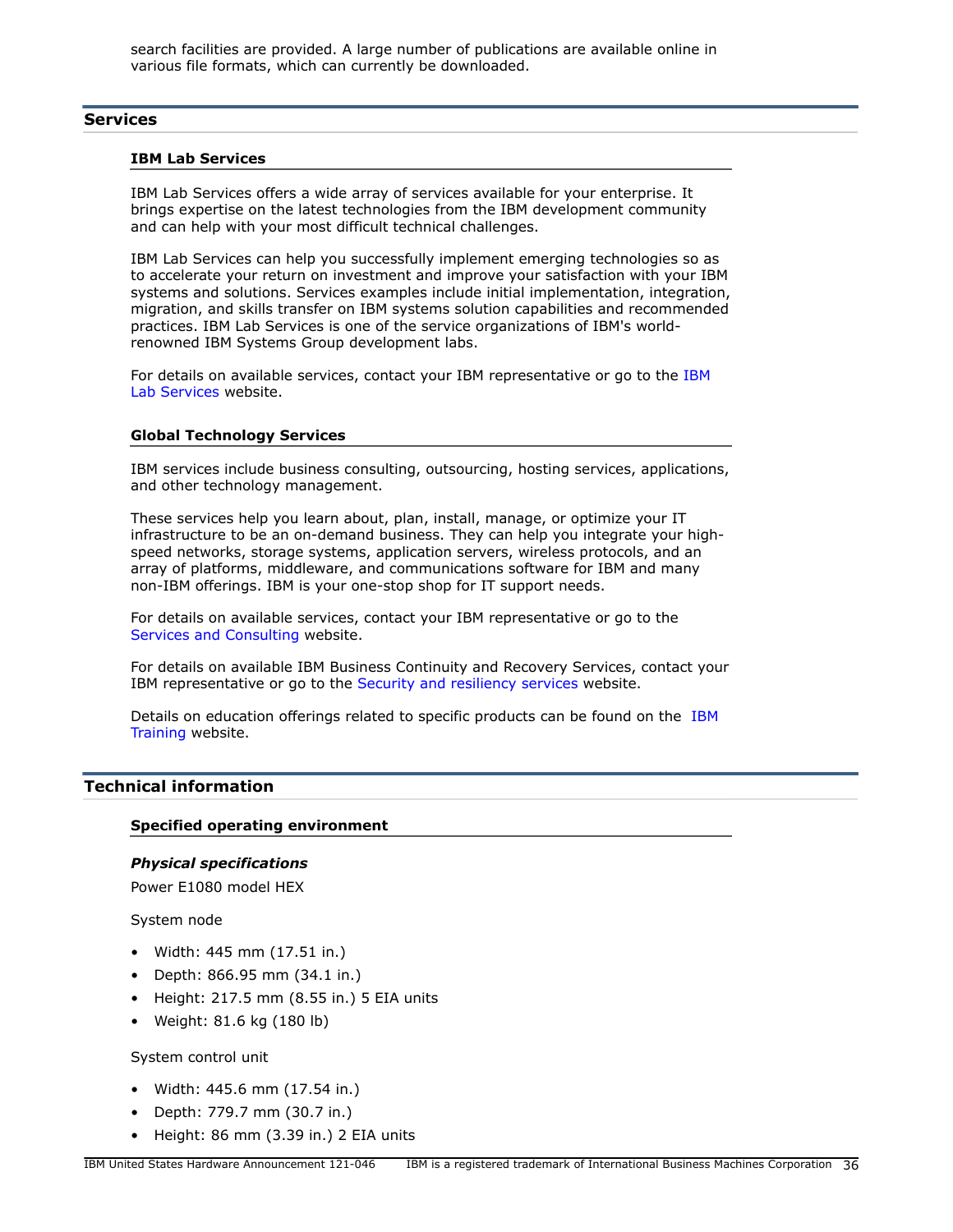search facilities are provided. A large number of publications are available online in various file formats, which can currently be downloaded.

## Services

### IBM Lab Services

IBM Lab Services offers a wide array of services available for your enterprise. It brings expertise on the latest technologies from the IBM development community and can help with your most difficult technical challenges.

IBM Lab Services can help you successfully implement emerging technologies so as to accelerate your return on investment and improve your satisfaction with your IBM systems and solutions. Services examples include initial implementation, integration, migration, and skills transfer on IBM systems solution capabilities and recommended practices. IBM Lab Services is one of the service organizations of IBM's world-renowned IBM Systems Group development labs.

For details on available services, contact your IBM representative or go to the IBM Lab Services website.

### Global Technology Services

IBM services include business consulting, outsourcing, hosting services, applications, and other technology management.

These services help you learn about, plan, install, manage, or optimize your IT infrastructure to be an on-demand business. They can help you integrate your high-speed networks, storage systems, application servers, wireless protocols, and an array of platforms, middleware, and communications software for IBM and many non-IBM offerings. IBM is your one-stop shop for IT support needs.

For details on available services, contact your IBM representative or go to the Services and Consulting website.

For details on available IBM Business Continuity and Recovery Services, contact your IBM representative or go to the Security and resiliency services website.

Details on education offerings related to specific products can be found on the IBM Training website.

## Technical information

### Specified operating environment

***Physical specifications***

Power E1080 model HEX

System node

- Width: 445 mm (17.51 in.)
- Depth: 866.95 mm (34.1 in.)
- Height: 217.5 mm (8.55 in.) 5 EIA units
- Weight: 81.6 kg (180 lb)

System control unit

- Width: 445.6 mm (17.54 in.)
- Depth: 779.7 mm (30.7 in.)
- Height: 86 mm (3.39 in.) 2 EIA units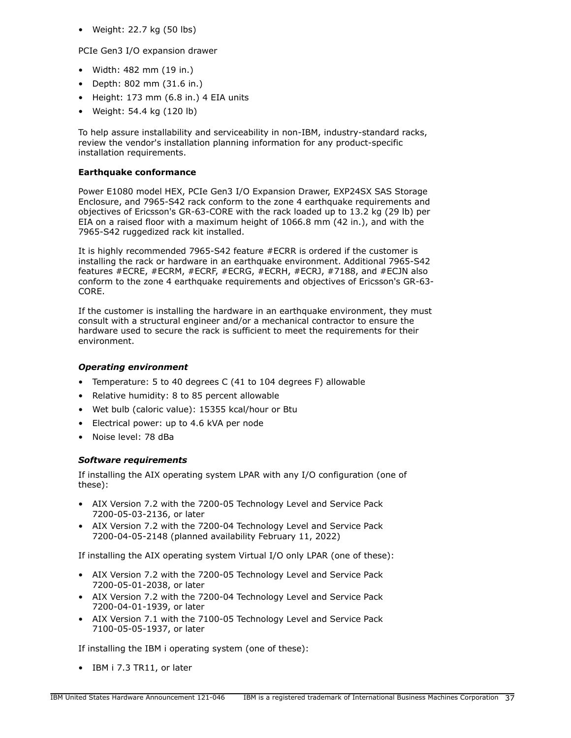- Weight: 22.7 kg (50 lbs)

PCIe Gen3 I/O expansion drawer

- Width: 482 mm (19 in.)
- Depth: 802 mm (31.6 in.)
- Height: 173 mm (6.8 in.) 4 EIA units
- Weight: 54.4 kg (120 lb)

To help assure installability and serviceability in non-IBM, industry-standard racks, review the vendor's installation planning information for any product-specific installation requirements.

**Earthquake conformance**

Power E1080 model HEX, PCIe Gen3 I/O Expansion Drawer, EXP24SX SAS Storage Enclosure, and 7965-S42 rack conform to the zone 4 earthquake requirements and objectives of Ericsson's GR-63-CORE with the rack loaded up to 13.2 kg (29 lb) per EIA on a raised floor with a maximum height of 1066.8 mm (42 in.), and with the 7965-S42 ruggedized rack kit installed.

It is highly recommended 7965-S42 feature #ECRR is ordered if the customer is installing the rack or hardware in an earthquake environment. Additional 7965-S42 features #ECRE, #ECRM, #ECRF, #ECRG, #ECRH, #ECRJ, #7188, and #ECJN also conform to the zone 4 earthquake requirements and objectives of Ericsson's GR-63-CORE.

If the customer is installing the hardware in an earthquake environment, they must consult with a structural engineer and/or a mechanical contractor to ensure the hardware used to secure the rack is sufficient to meet the requirements for their environment.

### *Operating environment*

- Temperature: 5 to 40 degrees C (41 to 104 degrees F) allowable
- Relative humidity: 8 to 85 percent allowable
- Wet bulb (caloric value): 15355 kcal/hour or Btu
- Electrical power: up to 4.6 kVA per node
- Noise level: 78 dBa

### *Software requirements*

If installing the AIX operating system LPAR with any I/O configuration (one of these):

- AIX Version 7.2 with the 7200-05 Technology Level and Service Pack 7200-05-03-2136, or later
- AIX Version 7.2 with the 7200-04 Technology Level and Service Pack 7200-04-05-2148 (planned availability February 11, 2022)

If installing the AIX operating system Virtual I/O only LPAR (one of these):

- AIX Version 7.2 with the 7200-05 Technology Level and Service Pack 7200-05-01-2038, or later
- AIX Version 7.2 with the 7200-04 Technology Level and Service Pack 7200-04-01-1939, or later
- AIX Version 7.1 with the 7100-05 Technology Level and Service Pack 7100-05-05-1937, or later

If installing the IBM i operating system (one of these):

- IBM i 7.3 TR11, or later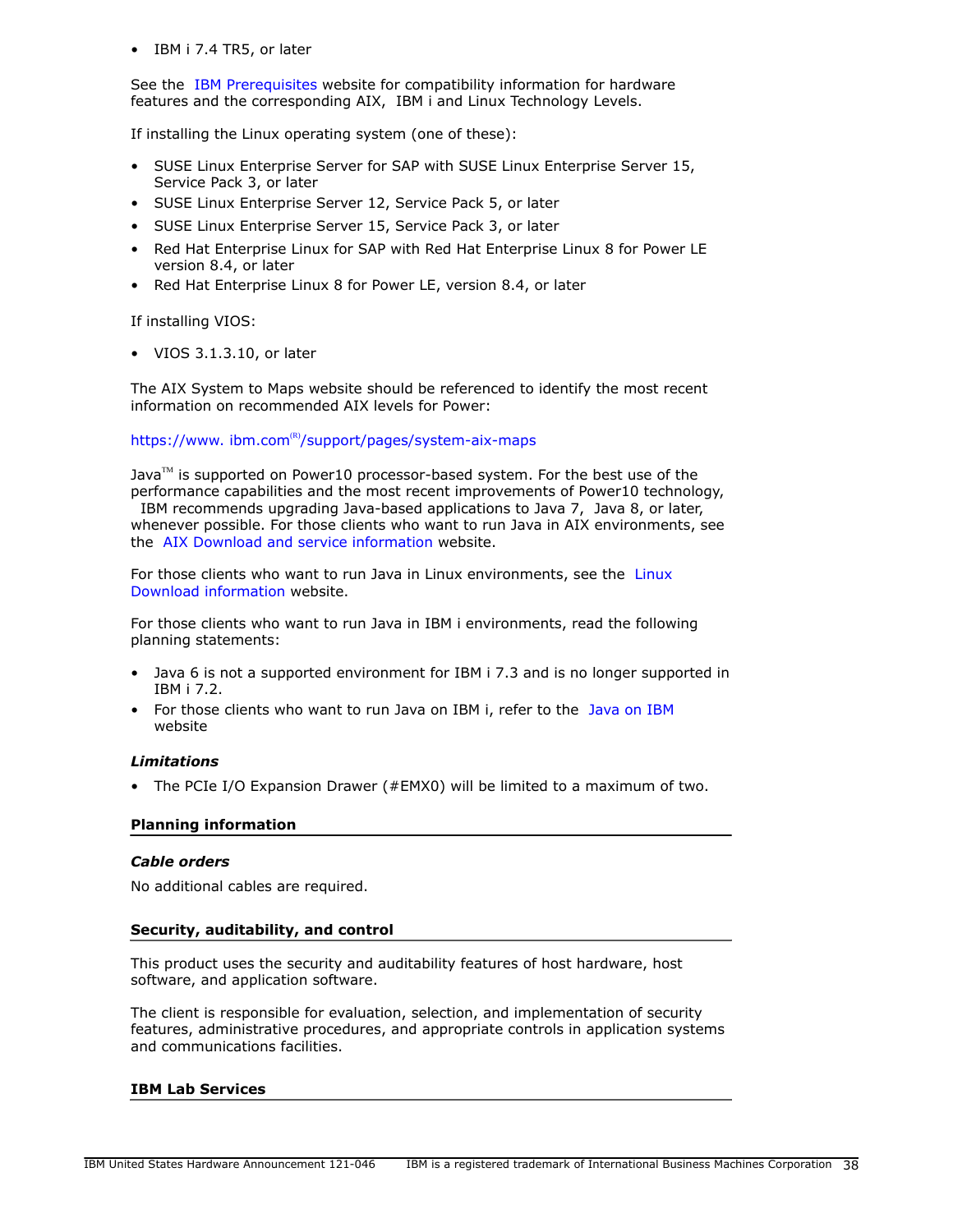- IBM i 7.4 TR5, or later

See the IBM Prerequisites website for compatibility information for hardware features and the corresponding AIX, IBM i and Linux Technology Levels.

If installing the Linux operating system (one of these):

- SUSE Linux Enterprise Server for SAP with SUSE Linux Enterprise Server 15, Service Pack 3, or later
- SUSE Linux Enterprise Server 12, Service Pack 5, or later
- SUSE Linux Enterprise Server 15, Service Pack 3, or later
- Red Hat Enterprise Linux for SAP with Red Hat Enterprise Linux 8 for Power LE version 8.4, or later
- Red Hat Enterprise Linux 8 for Power LE, version 8.4, or later

If installing VIOS:

- VIOS 3.1.3.10, or later

The AIX System to Maps website should be referenced to identify the most recent information on recommended AIX levels for Power:

https://www. ibm.com(R)/support/pages/system-aix-maps

Java(TM) is supported on Power10 processor-based system. For the best use of the performance capabilities and the most recent improvements of Power10 technology, IBM recommends upgrading Java-based applications to Java 7, Java 8, or later, whenever possible. For those clients who want to run Java in AIX environments, see the AIX Download and service information website.

For those clients who want to run Java in Linux environments, see the Linux Download information website.

For those clients who want to run Java in IBM i environments, read the following planning statements:

- Java 6 is not a supported environment for IBM i 7.3 and is no longer supported in IBM i 7.2.
- For those clients who want to run Java on IBM i, refer to the Java on IBM website

***Limitations***

- The PCIe I/O Expansion Drawer (#EMX0) will be limited to a maximum of two.

## Planning information

***Cable orders***

No additional cables are required.

## Security, auditability, and control

This product uses the security and auditability features of host hardware, host software, and application software.

The client is responsible for evaluation, selection, and implementation of security features, administrative procedures, and appropriate controls in application systems and communications facilities.

## IBM Lab Services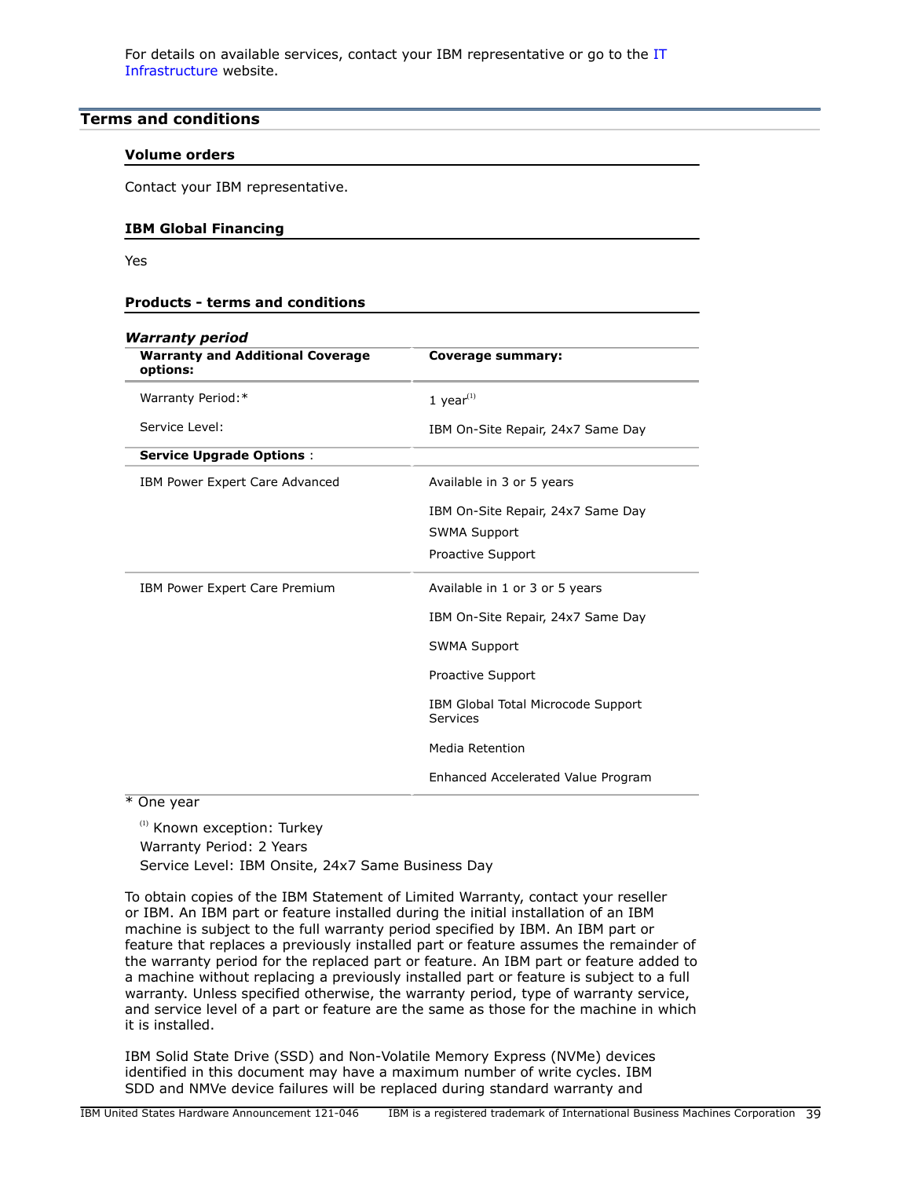For details on available services, contact your IBM representative or go to the IT Infrastructure website.

## Terms and conditions

### Volume orders

Contact your IBM representative.

### IBM Global Financing

Yes

### Products - terms and conditions

***Warranty period***

| Warranty and Additional Coverage options: | Coverage summary: |
|---|---|
| Warranty Period:* | 1 year[1] |
| Service Level: | IBM On-Site Repair, 24x7 Same Day |
| **Service Upgrade Options** : | |
| IBM Power Expert Care Advanced | Available in 3 or 5 years<br>IBM On-Site Repair, 24x7 Same Day<br>SWMA Support<br>Proactive Support |
| IBM Power Expert Care Premium | Available in 1 or 3 or 5 years<br>IBM On-Site Repair, 24x7 Same Day<br>SWMA Support<br>Proactive Support<br>IBM Global Total Microcode Support Services<br>Media Retention<br>Enhanced Accelerated Value Program |

* One year

[1] Known exception: Turkey
Warranty Period: 2 Years
Service Level: IBM Onsite, 24x7 Same Business Day

To obtain copies of the IBM Statement of Limited Warranty, contact your reseller or IBM. An IBM part or feature installed during the initial installation of an IBM machine is subject to the full warranty period specified by IBM. An IBM part or feature that replaces a previously installed part or feature assumes the remainder of the warranty period for the replaced part or feature. An IBM part or feature added to a machine without replacing a previously installed part or feature is subject to a full warranty. Unless specified otherwise, the warranty period, type of warranty service, and service level of a part or feature are the same as those for the machine in which it is installed.

IBM Solid State Drive (SSD) and Non-Volatile Memory Express (NVMe) devices identified in this document may have a maximum number of write cycles. IBM SDD and NMVe device failures will be replaced during standard warranty and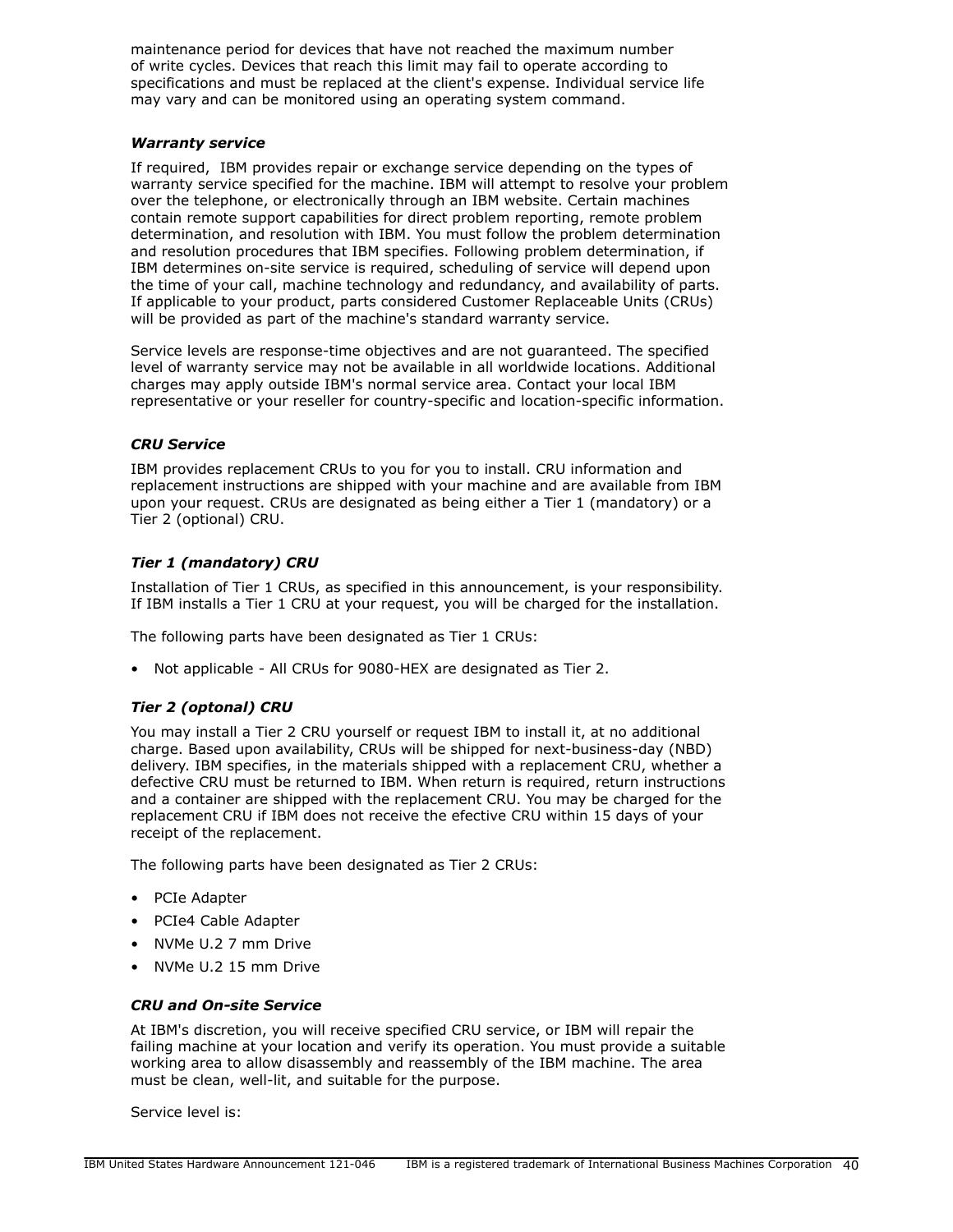maintenance period for devices that have not reached the maximum number of write cycles. Devices that reach this limit may fail to operate according to specifications and must be replaced at the client's expense. Individual service life may vary and can be monitored using an operating system command.

### *Warranty service*

If required, IBM provides repair or exchange service depending on the types of warranty service specified for the machine. IBM will attempt to resolve your problem over the telephone, or electronically through an IBM website. Certain machines contain remote support capabilities for direct problem reporting, remote problem determination, and resolution with IBM. You must follow the problem determination and resolution procedures that IBM specifies. Following problem determination, if IBM determines on-site service is required, scheduling of service will depend upon the time of your call, machine technology and redundancy, and availability of parts. If applicable to your product, parts considered Customer Replaceable Units (CRUs) will be provided as part of the machine's standard warranty service.

Service levels are response-time objectives and are not guaranteed. The specified level of warranty service may not be available in all worldwide locations. Additional charges may apply outside IBM's normal service area. Contact your local IBM representative or your reseller for country-specific and location-specific information.

### *CRU Service*

IBM provides replacement CRUs to you for you to install. CRU information and replacement instructions are shipped with your machine and are available from IBM upon your request. CRUs are designated as being either a Tier 1 (mandatory) or a Tier 2 (optional) CRU.

### *Tier 1 (mandatory) CRU*

Installation of Tier 1 CRUs, as specified in this announcement, is your responsibility. If IBM installs a Tier 1 CRU at your request, you will be charged for the installation.

The following parts have been designated as Tier 1 CRUs:

- Not applicable - All CRUs for 9080-HEX are designated as Tier 2.

### *Tier 2 (optonal) CRU*

You may install a Tier 2 CRU yourself or request IBM to install it, at no additional charge. Based upon availability, CRUs will be shipped for next-business-day (NBD) delivery. IBM specifies, in the materials shipped with a replacement CRU, whether a defective CRU must be returned to IBM. When return is required, return instructions and a container are shipped with the replacement CRU. You may be charged for the replacement CRU if IBM does not receive the efective CRU within 15 days of your receipt of the replacement.

The following parts have been designated as Tier 2 CRUs:

- PCIe Adapter
- PCIe4 Cable Adapter
- NVMe U.2 7 mm Drive
- NVMe U.2 15 mm Drive

### *CRU and On-site Service*

At IBM's discretion, you will receive specified CRU service, or IBM will repair the failing machine at your location and verify its operation. You must provide a suitable working area to allow disassembly and reassembly of the IBM machine. The area must be clean, well-lit, and suitable for the purpose.

Service level is: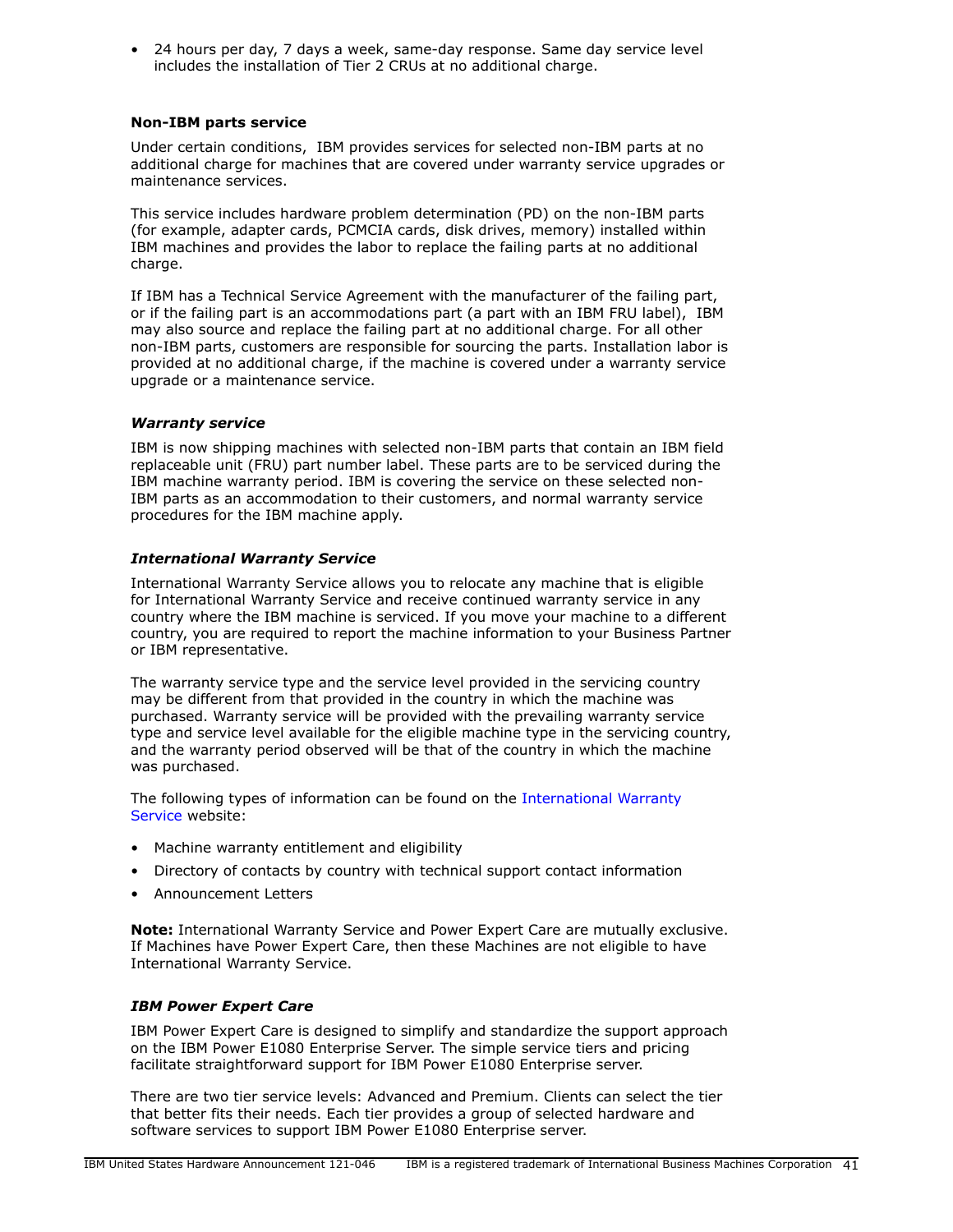- 24 hours per day, 7 days a week, same-day response. Same day service level includes the installation of Tier 2 CRUs at no additional charge.

### Non-IBM parts service

Under certain conditions, IBM provides services for selected non-IBM parts at no additional charge for machines that are covered under warranty service upgrades or maintenance services.

This service includes hardware problem determination (PD) on the non-IBM parts (for example, adapter cards, PCMCIA cards, disk drives, memory) installed within IBM machines and provides the labor to replace the failing parts at no additional charge.

If IBM has a Technical Service Agreement with the manufacturer of the failing part, or if the failing part is an accommodations part (a part with an IBM FRU label), IBM may also source and replace the failing part at no additional charge. For all other non-IBM parts, customers are responsible for sourcing the parts. Installation labor is provided at no additional charge, if the machine is covered under a warranty service upgrade or a maintenance service.

#### *Warranty service*

IBM is now shipping machines with selected non-IBM parts that contain an IBM field replaceable unit (FRU) part number label. These parts are to be serviced during the IBM machine warranty period. IBM is covering the service on these selected non-IBM parts as an accommodation to their customers, and normal warranty service procedures for the IBM machine apply.

#### *International Warranty Service*

International Warranty Service allows you to relocate any machine that is eligible for International Warranty Service and receive continued warranty service in any country where the IBM machine is serviced. If you move your machine to a different country, you are required to report the machine information to your Business Partner or IBM representative.

The warranty service type and the service level provided in the servicing country may be different from that provided in the country in which the machine was purchased. Warranty service will be provided with the prevailing warranty service type and service level available for the eligible machine type in the servicing country, and the warranty period observed will be that of the country in which the machine was purchased.

The following types of information can be found on the International Warranty Service website:

- Machine warranty entitlement and eligibility
- Directory of contacts by country with technical support contact information
- Announcement Letters

**Note:** International Warranty Service and Power Expert Care are mutually exclusive. If Machines have Power Expert Care, then these Machines are not eligible to have International Warranty Service.

#### *IBM Power Expert Care*

IBM Power Expert Care is designed to simplify and standardize the support approach on the IBM Power E1080 Enterprise Server. The simple service tiers and pricing facilitate straightforward support for IBM Power E1080 Enterprise server.

There are two tier service levels: Advanced and Premium. Clients can select the tier that better fits their needs. Each tier provides a group of selected hardware and software services to support IBM Power E1080 Enterprise server.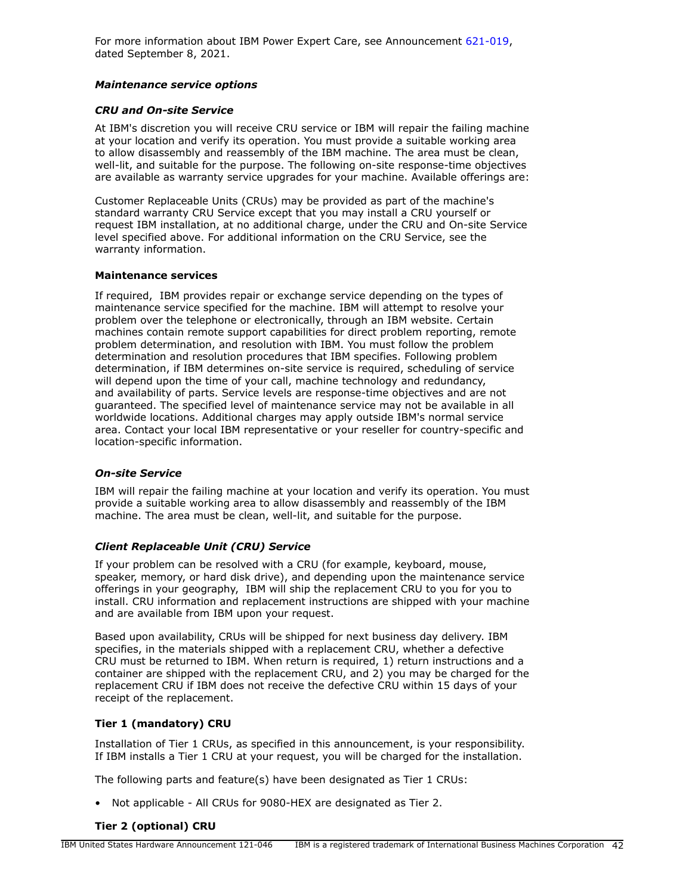For more information about IBM Power Expert Care, see Announcement 621-019, dated September 8, 2021.

***Maintenance service options***

***CRU and On-site Service***

At IBM's discretion you will receive CRU service or IBM will repair the failing machine at your location and verify its operation. You must provide a suitable working area to allow disassembly and reassembly of the IBM machine. The area must be clean, well-lit, and suitable for the purpose. The following on-site response-time objectives are available as warranty service upgrades for your machine. Available offerings are:

Customer Replaceable Units (CRUs) may be provided as part of the machine's standard warranty CRU Service except that you may install a CRU yourself or request IBM installation, at no additional charge, under the CRU and On-site Service level specified above. For additional information on the CRU Service, see the warranty information.

**Maintenance services**

If required, IBM provides repair or exchange service depending on the types of maintenance service specified for the machine. IBM will attempt to resolve your problem over the telephone or electronically, through an IBM website. Certain machines contain remote support capabilities for direct problem reporting, remote problem determination, and resolution with IBM. You must follow the problem determination and resolution procedures that IBM specifies. Following problem determination, if IBM determines on-site service is required, scheduling of service will depend upon the time of your call, machine technology and redundancy, and availability of parts. Service levels are response-time objectives and are not guaranteed. The specified level of maintenance service may not be available in all worldwide locations. Additional charges may apply outside IBM's normal service area. Contact your local IBM representative or your reseller for country-specific and location-specific information.

***On-site Service***

IBM will repair the failing machine at your location and verify its operation. You must provide a suitable working area to allow disassembly and reassembly of the IBM machine. The area must be clean, well-lit, and suitable for the purpose.

***Client Replaceable Unit (CRU) Service***

If your problem can be resolved with a CRU (for example, keyboard, mouse, speaker, memory, or hard disk drive), and depending upon the maintenance service offerings in your geography, IBM will ship the replacement CRU to you for you to install. CRU information and replacement instructions are shipped with your machine and are available from IBM upon your request.

Based upon availability, CRUs will be shipped for next business day delivery. IBM specifies, in the materials shipped with a replacement CRU, whether a defective CRU must be returned to IBM. When return is required, 1) return instructions and a container are shipped with the replacement CRU, and 2) you may be charged for the replacement CRU if IBM does not receive the defective CRU within 15 days of your receipt of the replacement.

**Tier 1 (mandatory) CRU**

Installation of Tier 1 CRUs, as specified in this announcement, is your responsibility. If IBM installs a Tier 1 CRU at your request, you will be charged for the installation.

The following parts and feature(s) have been designated as Tier 1 CRUs:

- Not applicable - All CRUs for 9080-HEX are designated as Tier 2.

**Tier 2 (optional) CRU**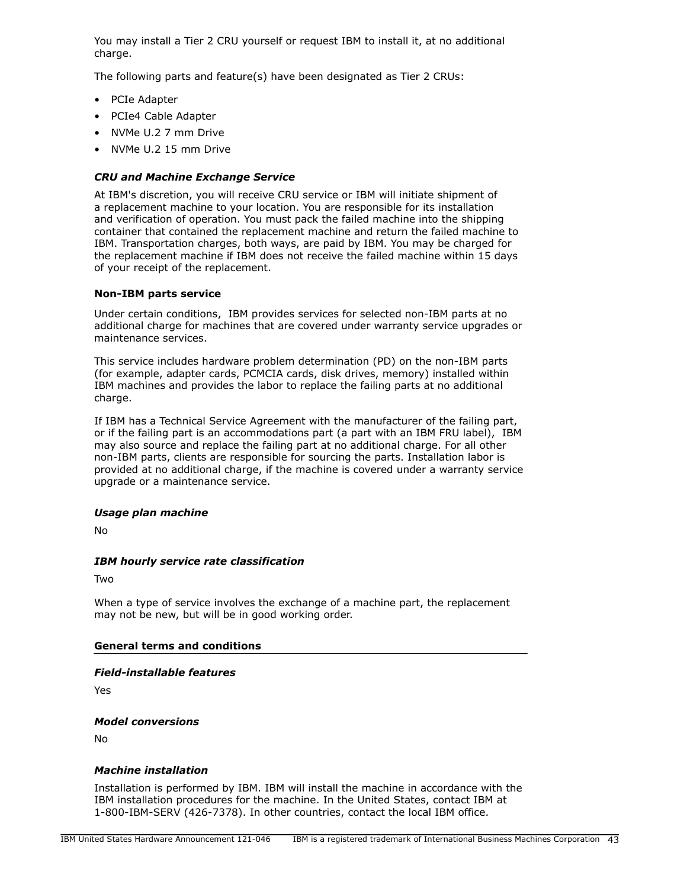You may install a Tier 2 CRU yourself or request IBM to install it, at no additional charge.

The following parts and feature(s) have been designated as Tier 2 CRUs:

- PCIe Adapter
- PCIe4 Cable Adapter
- NVMe U.2 7 mm Drive
- NVMe U.2 15 mm Drive

***CRU and Machine Exchange Service***

At IBM's discretion, you will receive CRU service or IBM will initiate shipment of a replacement machine to your location. You are responsible for its installation and verification of operation. You must pack the failed machine into the shipping container that contained the replacement machine and return the failed machine to IBM. Transportation charges, both ways, are paid by IBM. You may be charged for the replacement machine if IBM does not receive the failed machine within 15 days of your receipt of the replacement.

**Non-IBM parts service**

Under certain conditions, IBM provides services for selected non-IBM parts at no additional charge for machines that are covered under warranty service upgrades or maintenance services.

This service includes hardware problem determination (PD) on the non-IBM parts (for example, adapter cards, PCMCIA cards, disk drives, memory) installed within IBM machines and provides the labor to replace the failing parts at no additional charge.

If IBM has a Technical Service Agreement with the manufacturer of the failing part, or if the failing part is an accommodations part (a part with an IBM FRU label), IBM may also source and replace the failing part at no additional charge. For all other non-IBM parts, clients are responsible for sourcing the parts. Installation labor is provided at no additional charge, if the machine is covered under a warranty service upgrade or a maintenance service.

***Usage plan machine***

No

***IBM hourly service rate classification***

Two

When a type of service involves the exchange of a machine part, the replacement may not be new, but will be in good working order.

## General terms and conditions

***Field-installable features***

Yes

***Model conversions***

No

***Machine installation***

Installation is performed by IBM. IBM will install the machine in accordance with the IBM installation procedures for the machine. In the United States, contact IBM at 1-800-IBM-SERV (426-7378). In other countries, contact the local IBM office.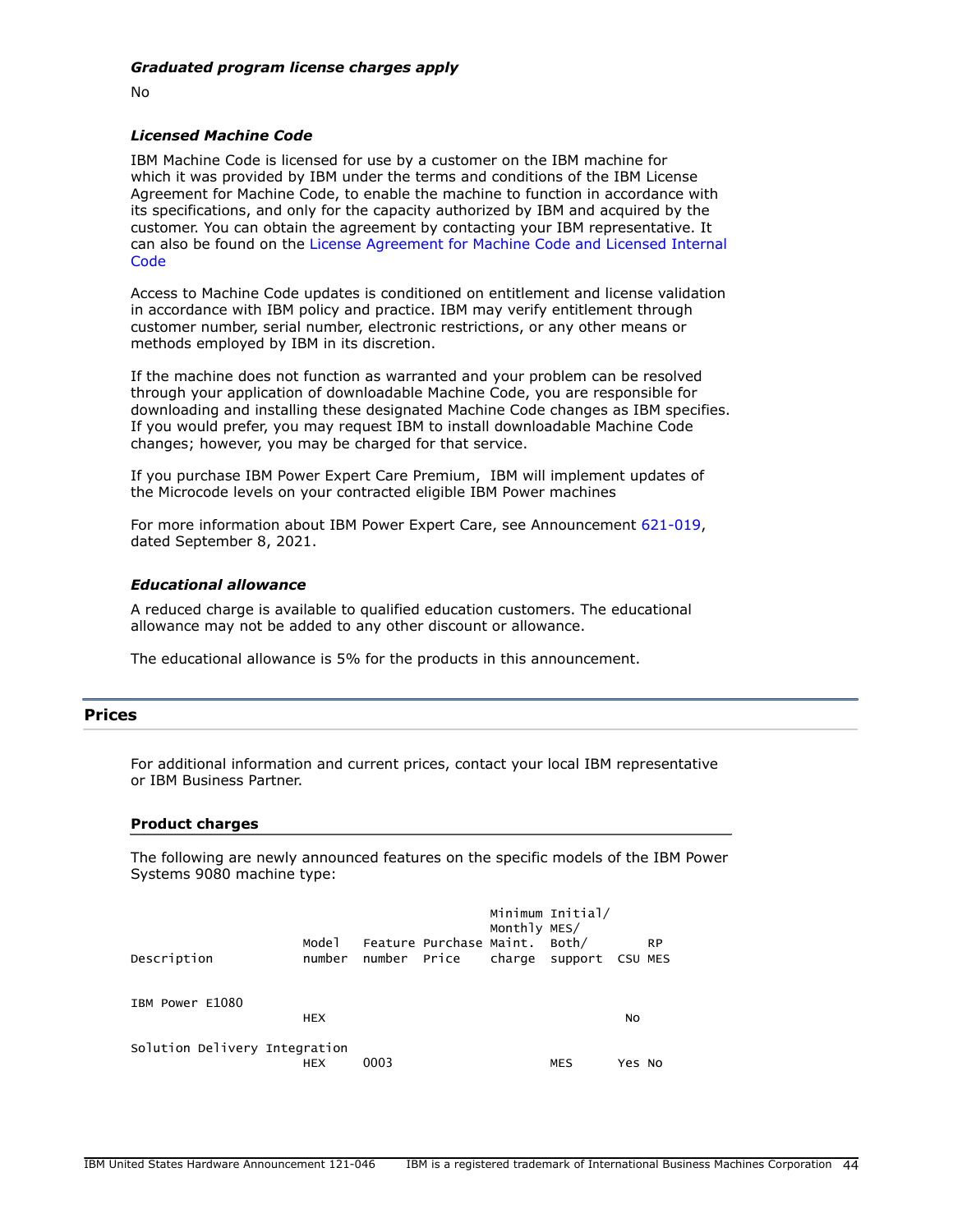### *Graduated program license charges apply*

No

### *Licensed Machine Code*

IBM Machine Code is licensed for use by a customer on the IBM machine for which it was provided by IBM under the terms and conditions of the IBM License Agreement for Machine Code, to enable the machine to function in accordance with its specifications, and only for the capacity authorized by IBM and acquired by the customer. You can obtain the agreement by contacting your IBM representative. It can also be found on the License Agreement for Machine Code and Licensed Internal Code

Access to Machine Code updates is conditioned on entitlement and license validation in accordance with IBM policy and practice. IBM may verify entitlement through customer number, serial number, electronic restrictions, or any other means or methods employed by IBM in its discretion.

If the machine does not function as warranted and your problem can be resolved through your application of downloadable Machine Code, you are responsible for downloading and installing these designated Machine Code changes as IBM specifies. If you would prefer, you may request IBM to install downloadable Machine Code changes; however, you may be charged for that service.

If you purchase IBM Power Expert Care Premium, IBM will implement updates of the Microcode levels on your contracted eligible IBM Power machines

For more information about IBM Power Expert Care, see Announcement 621-019, dated September 8, 2021.

### *Educational allowance*

A reduced charge is available to qualified education customers. The educational allowance may not be added to any other discount or allowance.

The educational allowance is 5% for the products in this announcement.

## Prices

For additional information and current prices, contact your local IBM representative or IBM Business Partner.

### Product charges

The following are newly announced features on the specific models of the IBM Power Systems 9080 machine type:

| Description | Model number | Feature number | Purchase Price | Minimum Monthly Maint. charge | Initial/ MES/ Both/ support | CSU | RP MES |
|---|---|---|---|---|---|---|---|
| IBM Power E1080 | HEX | | | | | No | |
| Solution Delivery Integration | HEX | 0003 | | | MES | Yes | No |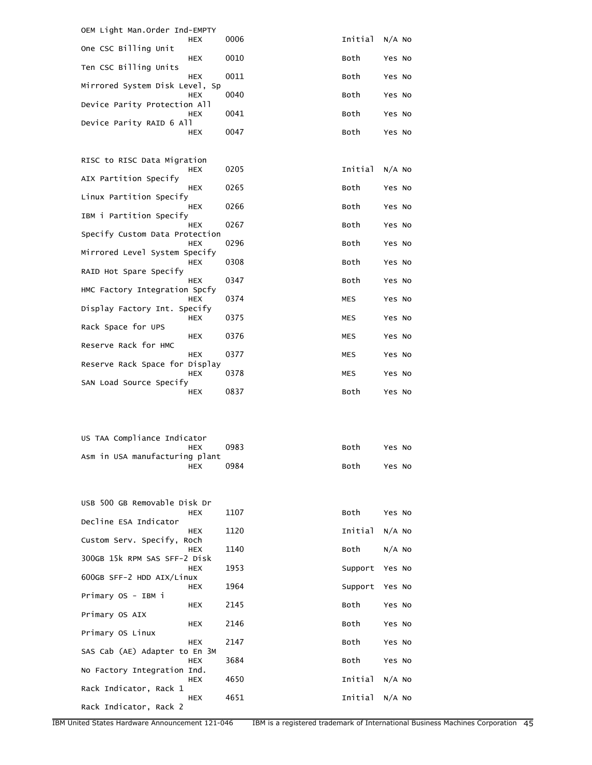| Description | Type | Feature | Initial/MES/Both/Support | CSU | Return parts MES |
|---|---|---|---|---|---|
| OEM Light Man.Order Ind-EMPTY | HEX | 0006 | Initial | N/A | No |
| One CSC Billing Unit | HEX | 0010 | Both | Yes | No |
| Ten CSC Billing Units | HEX | 0011 | Both | Yes | No |
| Mirrored System Disk Level, Sp | HEX | 0040 | Both | Yes | No |
| Device Parity Protection All | HEX | 0041 | Both | Yes | No |
| Device Parity RAID 6 All | HEX | 0047 | Both | Yes | No |
| RISC to RISC Data Migration | HEX | 0205 | Initial | N/A | No |
| AIX Partition Specify | HEX | 0265 | Both | Yes | No |
| Linux Partition Specify | HEX | 0266 | Both | Yes | No |
| IBM i Partition Specify | HEX | 0267 | Both | Yes | No |
| Specify Custom Data Protection | HEX | 0296 | Both | Yes | No |
| Mirrored Level System Specify | HEX | 0308 | Both | Yes | No |
| RAID Hot Spare Specify | HEX | 0347 | Both | Yes | No |
| HMC Factory Integration Spcfy | HEX | 0374 | MES | Yes | No |
| Display Factory Int. Specify | HEX | 0375 | MES | Yes | No |
| Rack Space for UPS | HEX | 0376 | MES | Yes | No |
| Reserve Rack for HMC | HEX | 0377 | MES | Yes | No |
| Reserve Rack Space for Display | HEX | 0378 | MES | Yes | No |
| SAN Load Source Specify | HEX | 0837 | Both | Yes | No |
| US TAA Compliance Indicator | HEX | 0983 | Both | Yes | No |
| Asm in USA manufacturing plant | HEX | 0984 | Both | Yes | No |
| USB 500 GB Removable Disk Dr | HEX | 1107 | Both | Yes | No |
| Decline ESA Indicator | HEX | 1120 | Initial | N/A | No |
| Custom Serv. Specify, Roch | HEX | 1140 | Both | N/A | No |
| 300GB 15k RPM SAS SFF-2 Disk | HEX | 1953 | Support | Yes | No |
| 600GB SFF-2 HDD AIX/Linux | HEX | 1964 | Support | Yes | No |
| Primary OS - IBM i | HEX | 2145 | Both | Yes | No |
| Primary OS AIX | HEX | 2146 | Both | Yes | No |
| Primary OS Linux | HEX | 2147 | Both | Yes | No |
| SAS Cab (AE) Adapter to En 3M | HEX | 3684 | Both | Yes | No |
| No Factory Integration Ind. | HEX | 4650 | Initial | N/A | No |
| Rack Indicator, Rack 1 | HEX | 4651 | Initial | N/A | No |
| Rack Indicator, Rack 2 | | | | | |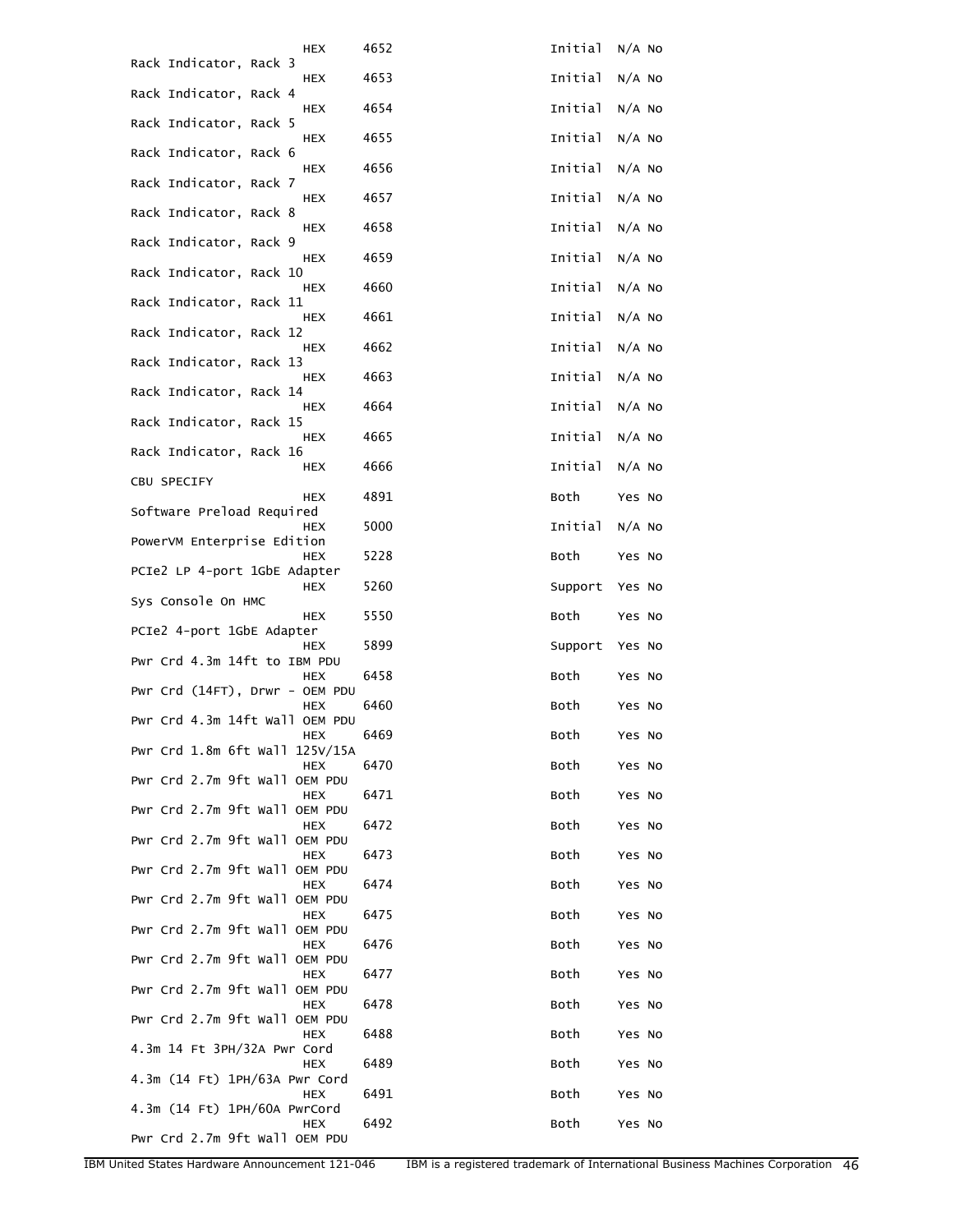| Description | Type | Feature | Availability | | |
|---|---|---|---|---|---|
| | HEX | 4652 | Initial | N/A | No |
| Rack Indicator, Rack 3 | HEX | 4653 | Initial | N/A | No |
| Rack Indicator, Rack 4 | HEX | 4654 | Initial | N/A | No |
| Rack Indicator, Rack 5 | HEX | 4655 | Initial | N/A | No |
| Rack Indicator, Rack 6 | HEX | 4656 | Initial | N/A | No |
| Rack Indicator, Rack 7 | HEX | 4657 | Initial | N/A | No |
| Rack Indicator, Rack 8 | HEX | 4658 | Initial | N/A | No |
| Rack Indicator, Rack 9 | HEX | 4659 | Initial | N/A | No |
| Rack Indicator, Rack 10 | HEX | 4660 | Initial | N/A | No |
| Rack Indicator, Rack 11 | HEX | 4661 | Initial | N/A | No |
| Rack Indicator, Rack 12 | HEX | 4662 | Initial | N/A | No |
| Rack Indicator, Rack 13 | HEX | 4663 | Initial | N/A | No |
| Rack Indicator, Rack 14 | HEX | 4664 | Initial | N/A | No |
| Rack Indicator, Rack 15 | HEX | 4665 | Initial | N/A | No |
| Rack Indicator, Rack 16 | HEX | 4666 | Initial | N/A | No |
| CBU SPECIFY | HEX | 4891 | Both | Yes | No |
| Software Preload Required | HEX | 5000 | Initial | N/A | No |
| PowerVM Enterprise Edition | HEX | 5228 | Both | Yes | No |
| PCIe2 LP 4-port 1GbE Adapter | HEX | 5260 | Support | Yes | No |
| Sys Console On HMC | HEX | 5550 | Both | Yes | No |
| PCIe2 4-port 1GbE Adapter | HEX | 5899 | Support | Yes | No |
| Pwr Crd 4.3m 14ft to IBM PDU | HEX | 6458 | Both | Yes | No |
| Pwr Crd (14FT), Drwr - OEM PDU | HEX | 6460 | Both | Yes | No |
| Pwr Crd 4.3m 14ft Wall OEM PDU | HEX | 6469 | Both | Yes | No |
| Pwr Crd 1.8m 6ft Wall 125V/15A | HEX | 6470 | Both | Yes | No |
| Pwr Crd 2.7m 9ft Wall OEM PDU | HEX | 6471 | Both | Yes | No |
| Pwr Crd 2.7m 9ft Wall OEM PDU | HEX | 6472 | Both | Yes | No |
| Pwr Crd 2.7m 9ft Wall OEM PDU | HEX | 6473 | Both | Yes | No |
| Pwr Crd 2.7m 9ft Wall OEM PDU | HEX | 6474 | Both | Yes | No |
| Pwr Crd 2.7m 9ft Wall OEM PDU | HEX | 6475 | Both | Yes | No |
| Pwr Crd 2.7m 9ft Wall OEM PDU | HEX | 6476 | Both | Yes | No |
| Pwr Crd 2.7m 9ft Wall OEM PDU | HEX | 6477 | Both | Yes | No |
| Pwr Crd 2.7m 9ft Wall OEM PDU | HEX | 6478 | Both | Yes | No |
| Pwr Crd 2.7m 9ft Wall OEM PDU | HEX | 6488 | Both | Yes | No |
| 4.3m 14 Ft 3PH/32A Pwr Cord | HEX | 6489 | Both | Yes | No |
| 4.3m (14 Ft) 1PH/63A Pwr Cord | HEX | 6491 | Both | Yes | No |
| 4.3m (14 Ft) 1PH/60A PwrCord | HEX | 6492 | Both | Yes | No |
| Pwr Crd 2.7m 9ft Wall OEM PDU | | | | | |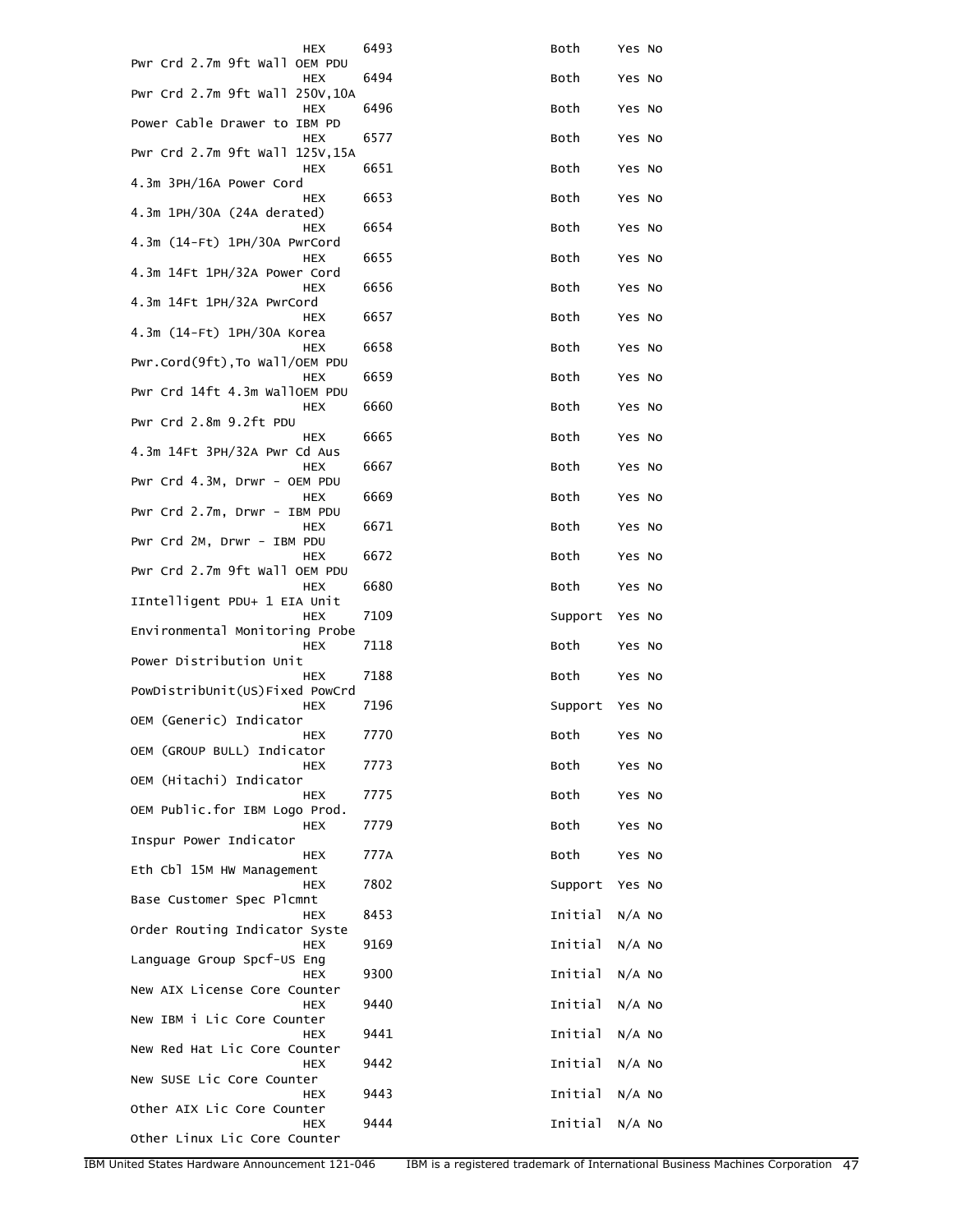| Description | Type | Feature | Set | Return parts MES | CSU |
|---|---|---|---|---|---|
| | HEX | 6493 | Both | Yes | No |
| Pwr Crd 2.7m 9ft Wall OEM PDU | HEX | 6494 | Both | Yes | No |
| Pwr Crd 2.7m 9ft Wall 250V,10A | HEX | 6496 | Both | Yes | No |
| Power Cable Drawer to IBM PD | HEX | 6577 | Both | Yes | No |
| Pwr Crd 2.7m 9ft Wall 125V,15A | HEX | 6651 | Both | Yes | No |
| 4.3m 3PH/16A Power Cord | HEX | 6653 | Both | Yes | No |
| 4.3m 1PH/30A (24A derated) | HEX | 6654 | Both | Yes | No |
| 4.3m (14-Ft) 1PH/30A PwrCord | HEX | 6655 | Both | Yes | No |
| 4.3m 14Ft 1PH/32A Power Cord | HEX | 6656 | Both | Yes | No |
| 4.3m 14Ft 1PH/32A PwrCord | HEX | 6657 | Both | Yes | No |
| 4.3m (14-Ft) 1PH/30A Korea | HEX | 6658 | Both | Yes | No |
| Pwr.Cord(9ft),To Wall/OEM PDU | HEX | 6659 | Both | Yes | No |
| Pwr Crd 14ft 4.3m WallOEM PDU | HEX | 6660 | Both | Yes | No |
| Pwr Crd 2.8m 9.2ft PDU | HEX | 6665 | Both | Yes | No |
| 4.3m 14Ft 3PH/32A Pwr Cd Aus | HEX | 6667 | Both | Yes | No |
| Pwr Crd 4.3M, Drwr - OEM PDU | HEX | 6669 | Both | Yes | No |
| Pwr Crd 2.7m, Drwr - IBM PDU | HEX | 6671 | Both | Yes | No |
| Pwr Crd 2M, Drwr - IBM PDU | HEX | 6672 | Both | Yes | No |
| Pwr Crd 2.7m 9ft Wall OEM PDU | HEX | 6680 | Both | Yes | No |
| IIntelligent PDU+ 1 EIA Unit | HEX | 7109 | Support | Yes | No |
| Environmental Monitoring Probe | HEX | 7118 | Both | Yes | No |
| Power Distribution Unit | HEX | 7188 | Both | Yes | No |
| PowDistribUnit(US)Fixed PowCrd | HEX | 7196 | Support | Yes | No |
| OEM (Generic) Indicator | HEX | 7770 | Both | Yes | No |
| OEM (GROUP BULL) Indicator | HEX | 7773 | Both | Yes | No |
| OEM (Hitachi) Indicator | HEX | 7775 | Both | Yes | No |
| OEM Public.for IBM Logo Prod. | HEX | 7779 | Both | Yes | No |
| Inspur Power Indicator | HEX | 777A | Both | Yes | No |
| Eth Cbl 15M HW Management | HEX | 7802 | Support | Yes | No |
| Base Customer Spec Plcmnt | HEX | 8453 | Initial | N/A | No |
| Order Routing Indicator Syste | HEX | 9169 | Initial | N/A | No |
| Language Group Spcf-US Eng | HEX | 9300 | Initial | N/A | No |
| New AIX License Core Counter | HEX | 9440 | Initial | N/A | No |
| New IBM i Lic Core Counter | HEX | 9441 | Initial | N/A | No |
| New Red Hat Lic Core Counter | HEX | 9442 | Initial | N/A | No |
| New SUSE Lic Core Counter | HEX | 9443 | Initial | N/A | No |
| Other AIX Lic Core Counter | HEX | 9444 | Initial | N/A | No |
| Other Linux Lic Core Counter | | | | | |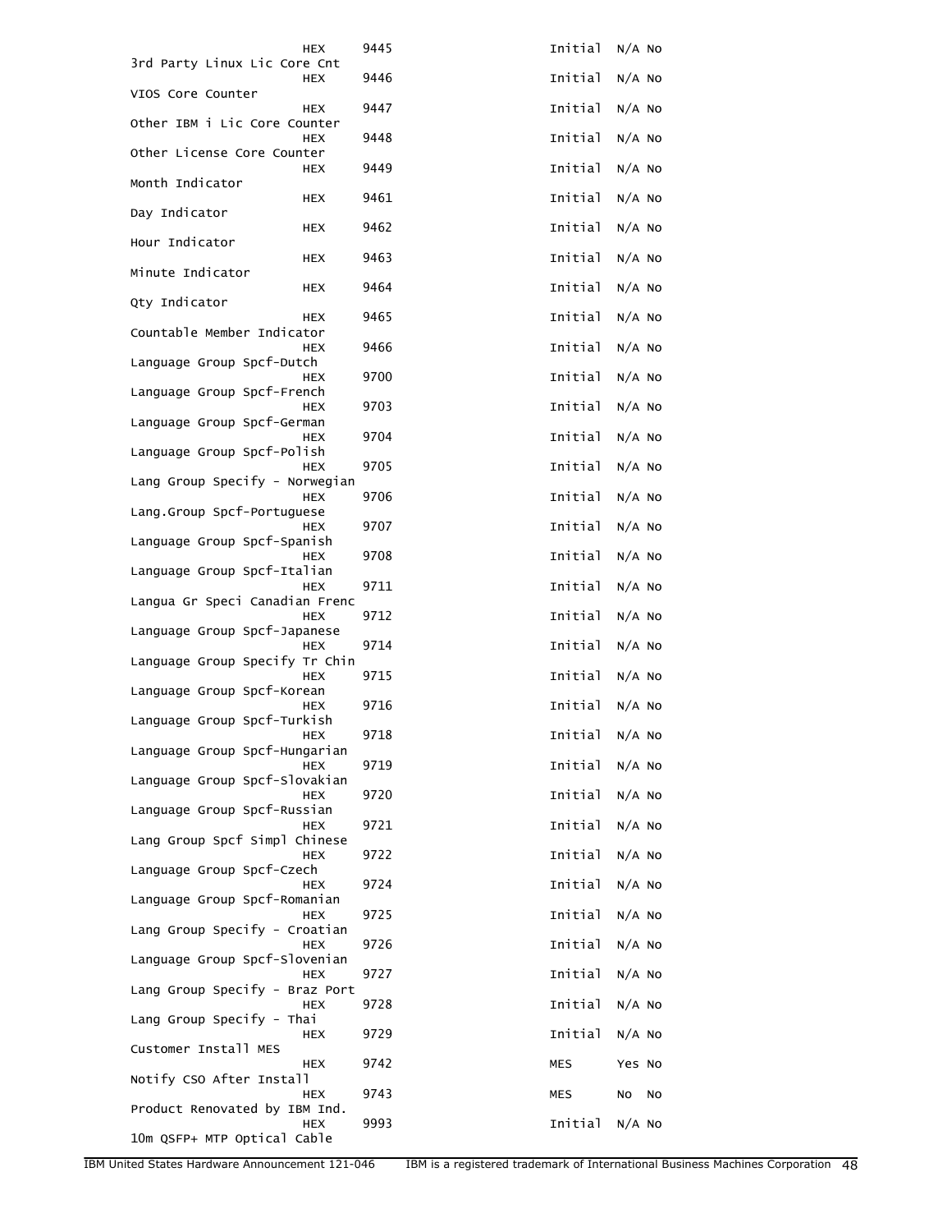```
                      HEX     9445                      Initial  N/A No
3rd Party Linux Lic Core Cnt
                      HEX     9446                      Initial  N/A No
VIOS Core Counter
                      HEX     9447                      Initial  N/A No
Other IBM i Lic Core Counter
                      HEX     9448                      Initial  N/A No
Other License Core Counter
                      HEX     9449                      Initial  N/A No
Month Indicator
                      HEX     9461                      Initial  N/A No
Day Indicator
                      HEX     9462                      Initial  N/A No
Hour Indicator
                      HEX     9463                      Initial  N/A No
Minute Indicator
                      HEX     9464                      Initial  N/A No
Qty Indicator
                      HEX     9465                      Initial  N/A No
Countable Member Indicator
                      HEX     9466                      Initial  N/A No
Language Group Spcf-Dutch
                      HEX     9700                      Initial  N/A No
Language Group Spcf-French
                      HEX     9703                      Initial  N/A No
Language Group Spcf-German
                      HEX     9704                      Initial  N/A No
Language Group Spcf-Polish
                      HEX     9705                      Initial  N/A No
Lang Group Specify - Norwegian
                      HEX     9706                      Initial  N/A No
Lang.Group Spcf-Portuguese
                      HEX     9707                      Initial  N/A No
Language Group Spcf-Spanish
                      HEX     9708                      Initial  N/A No
Language Group Spcf-Italian
                      HEX     9711                      Initial  N/A No
Langua Gr Speci Canadian Frenc
                      HEX     9712                      Initial  N/A No
Language Group Spcf-Japanese
                      HEX     9714                      Initial  N/A No
Language Group Specify Tr Chin
                      HEX     9715                      Initial  N/A No
Language Group Spcf-Korean
                      HEX     9716                      Initial  N/A No
Language Group Spcf-Turkish
                      HEX     9718                      Initial  N/A No
Language Group Spcf-Hungarian
                      HEX     9719                      Initial  N/A No
Language Group Spcf-Slovakian
                      HEX     9720                      Initial  N/A No
Language Group Spcf-Russian
                      HEX     9721                      Initial  N/A No
Lang Group Spcf Simpl Chinese
                      HEX     9722                      Initial  N/A No
Language Group Spcf-Czech
                      HEX     9724                      Initial  N/A No
Language Group Spcf-Romanian
                      HEX     9725                      Initial  N/A No
Lang Group Specify - Croatian
                      HEX     9726                      Initial  N/A No
Language Group Spcf-Slovenian
                      HEX     9727                      Initial  N/A No
Lang Group Specify - Braz Port
                      HEX     9728                      Initial  N/A No
Lang Group Specify - Thai
                      HEX     9729                      Initial  N/A No
Customer Install MES
                      HEX     9742                      MES      Yes No
Notify CSO After Install
                      HEX     9743                      MES      No  No
Product Renovated by IBM Ind.
                      HEX     9993                      Initial  N/A No
10m QSFP+ MTP Optical Cable
```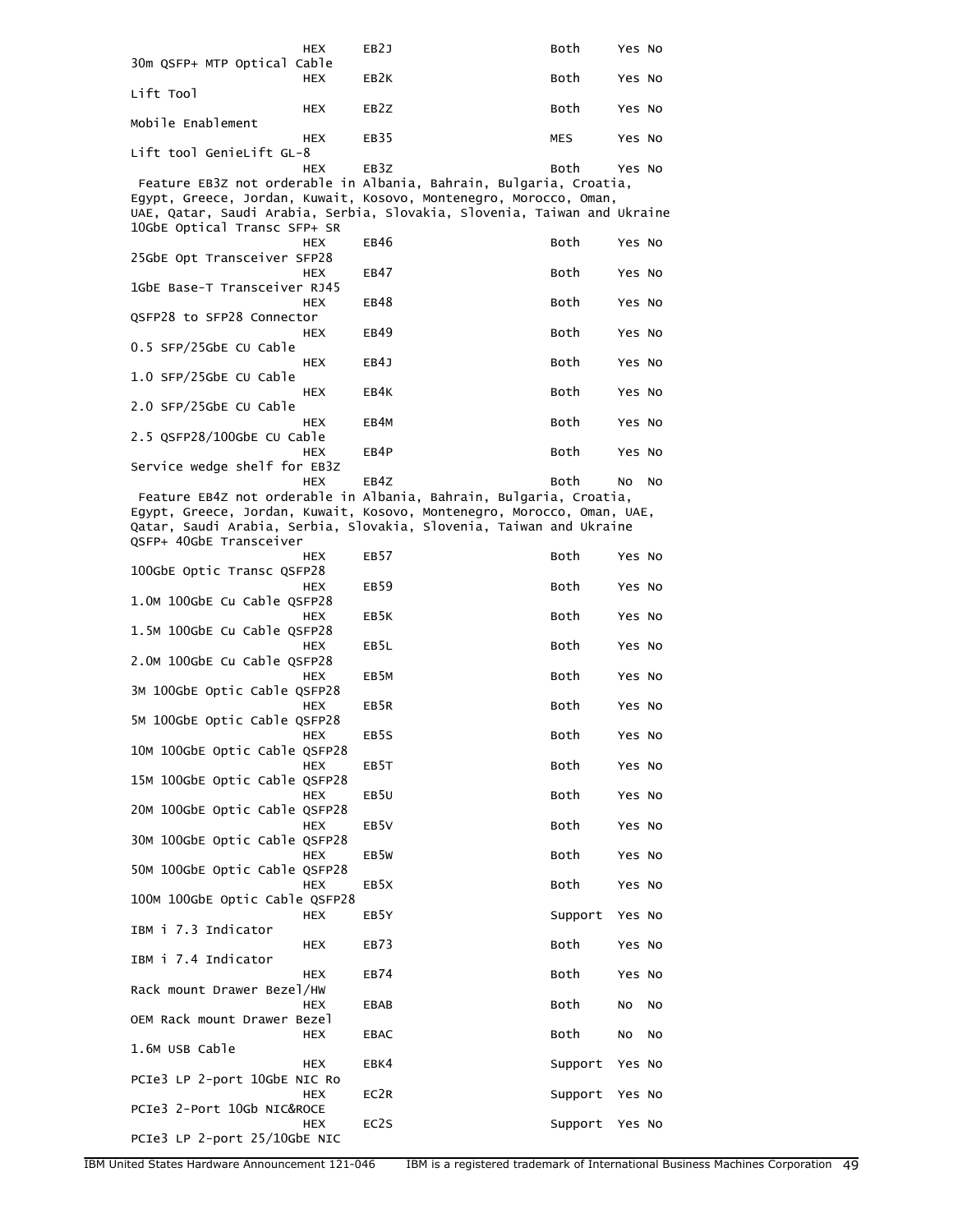```
                    HEX      EB2J                         Both     Yes No
30m QSFP+ MTP Optical Cable
                    HEX      EB2K                         Both     Yes No
Lift Tool
                    HEX      EB2Z                         Both     Yes No
Mobile Enablement
                    HEX      EB35                         MES      Yes No
Lift tool GenieLift GL-8
                    HEX      EB3Z                         Both     Yes No
 Feature EB3Z not orderable in Albania, Bahrain, Bulgaria, Croatia,
Egypt, Greece, Jordan, Kuwait, Kosovo, Montenegro, Morocco, Oman,
UAE, Qatar, Saudi Arabia, Serbia, Slovakia, Slovenia, Taiwan and Ukraine
10GbE Optical Transc SFP+ SR
                    HEX      EB46                         Both     Yes No
25GbE Opt Transceiver SFP28
                    HEX      EB47                         Both     Yes No
1GbE Base-T Transceiver RJ45
                    HEX      EB48                         Both     Yes No
QSFP28 to SFP28 Connector
                    HEX      EB49                         Both     Yes No
0.5 SFP/25GbE CU Cable
                    HEX      EB4J                         Both     Yes No
1.0 SFP/25GbE CU Cable
                    HEX      EB4K                         Both     Yes No
2.0 SFP/25GbE CU Cable
                    HEX      EB4M                         Both     Yes No
2.5 QSFP28/100GbE CU Cable
                    HEX      EB4P                         Both     Yes No
Service wedge shelf for EB3Z
                    HEX      EB4Z                         Both     No  No
 Feature EB4Z not orderable in Albania, Bahrain, Bulgaria, Croatia,
Egypt, Greece, Jordan, Kuwait, Kosovo, Montenegro, Morocco, Oman, UAE,
Qatar, Saudi Arabia, Serbia, Slovakia, Slovenia, Taiwan and Ukraine
QSFP+ 40GbE Transceiver
                    HEX      EB57                         Both     Yes No
100GbE Optic Transc QSFP28
                    HEX      EB59                         Both     Yes No
1.0M 100GbE Cu Cable QSFP28
                    HEX      EB5K                         Both     Yes No
1.5M 100GbE Cu Cable QSFP28
                    HEX      EB5L                         Both     Yes No
2.0M 100GbE Cu Cable QSFP28
                    HEX      EB5M                         Both     Yes No
3M 100GbE Optic Cable QSFP28
                    HEX      EB5R                         Both     Yes No
5M 100GbE Optic Cable QSFP28
                    HEX      EB5S                         Both     Yes No
10M 100GbE Optic Cable QSFP28
                    HEX      EB5T                         Both     Yes No
15M 100GbE Optic Cable QSFP28
                    HEX      EB5U                         Both     Yes No
20M 100GbE Optic Cable QSFP28
                    HEX      EB5V                         Both     Yes No
30M 100GbE Optic Cable QSFP28
                    HEX      EB5W                         Both     Yes No
50M 100GbE Optic Cable QSFP28
                    HEX      EB5X                         Both     Yes No
100M 100GbE Optic Cable QSFP28
                    HEX      EB5Y                         Support  Yes No
IBM i 7.3 Indicator
                    HEX      EB73                         Both     Yes No
IBM i 7.4 Indicator
                    HEX      EB74                         Both     Yes No
Rack mount Drawer Bezel/HW
                    HEX      EBAB                         Both     No  No
OEM Rack mount Drawer Bezel
                    HEX      EBAC                         Both     No  No
1.6M USB Cable
                    HEX      EBK4                         Support  Yes No
PCIe3 LP 2-port 10GbE NIC Ro
                    HEX      EC2R                         Support  Yes No
PCIe3 2-Port 10Gb NIC&ROCE
                    HEX      EC2S                         Support  Yes No
PCIe3 LP 2-port 25/10GbE NIC
```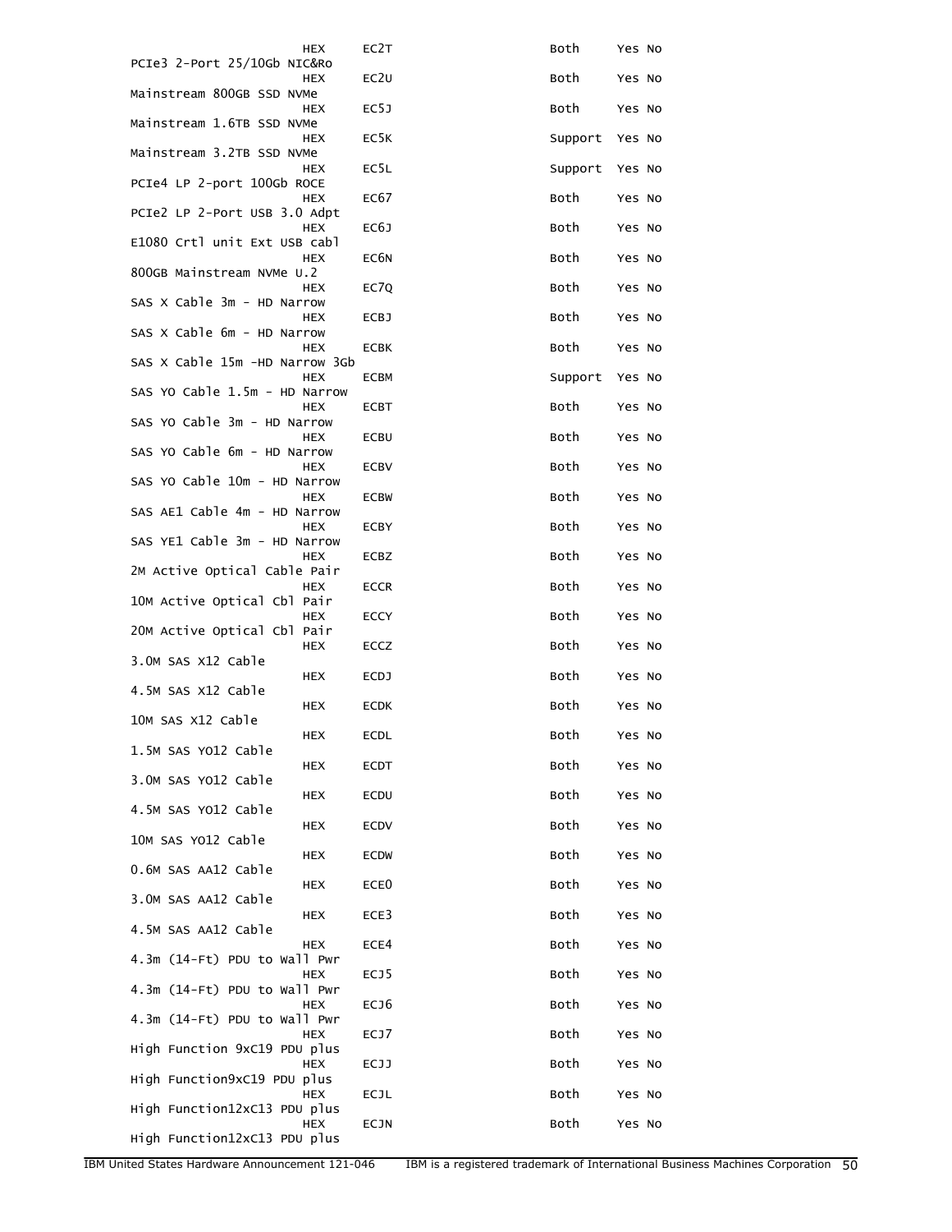```
                 HEX      EC2T                         Both     Yes No
PCIe3 2-Port 25/10Gb NIC&Ro
                 HEX      EC2U                         Both     Yes No
Mainstream 800GB SSD NVMe
                 HEX      EC5J                         Both     Yes No
Mainstream 1.6TB SSD NVMe
                 HEX      EC5K                         Support  Yes No
Mainstream 3.2TB SSD NVMe
                 HEX      EC5L                         Support  Yes No
PCIe4 LP 2-port 100Gb ROCE
                 HEX      EC67                         Both     Yes No
PCIe2 LP 2-Port USB 3.0 Adpt
                 HEX      EC6J                         Both     Yes No
E1080 Crtl unit Ext USB cabl
                 HEX      EC6N                         Both     Yes No
800GB Mainstream NVMe U.2
                 HEX      EC7Q                         Both     Yes No
SAS X Cable 3m - HD Narrow
                 HEX      ECBJ                         Both     Yes No
SAS X Cable 6m - HD Narrow
                 HEX      ECBK                         Both     Yes No
SAS X Cable 15m -HD Narrow 3Gb
                 HEX      ECBM                         Support  Yes No
SAS YO Cable 1.5m - HD Narrow
                 HEX      ECBT                         Both     Yes No
SAS YO Cable 3m - HD Narrow
                 HEX      ECBU                         Both     Yes No
SAS YO Cable 6m - HD Narrow
                 HEX      ECBV                         Both     Yes No
SAS YO Cable 10m - HD Narrow
                 HEX      ECBW                         Both     Yes No
SAS AE1 Cable 4m - HD Narrow
                 HEX      ECBY                         Both     Yes No
SAS YE1 Cable 3m - HD Narrow
                 HEX      ECBZ                         Both     Yes No
2M Active Optical Cable Pair
                 HEX      ECCR                         Both     Yes No
10M Active Optical Cbl Pair
                 HEX      ECCY                         Both     Yes No
20M Active Optical Cbl Pair
                 HEX      ECCZ                         Both     Yes No
3.0M SAS X12 Cable
                 HEX      ECDJ                         Both     Yes No
4.5M SAS X12 Cable
                 HEX      ECDK                         Both     Yes No
10M SAS X12 Cable
                 HEX      ECDL                         Both     Yes No
1.5M SAS YO12 Cable
                 HEX      ECDT                         Both     Yes No
3.0M SAS YO12 Cable
                 HEX      ECDU                         Both     Yes No
4.5M SAS YO12 Cable
                 HEX      ECDV                         Both     Yes No
10M SAS YO12 Cable
                 HEX      ECDW                         Both     Yes No
0.6M SAS AA12 Cable
                 HEX      ECE0                         Both     Yes No
3.0M SAS AA12 Cable
                 HEX      ECE3                         Both     Yes No
4.5M SAS AA12 Cable
                 HEX      ECE4                         Both     Yes No
4.3m (14-Ft) PDU to Wall Pwr
                 HEX      ECJ5                         Both     Yes No
4.3m (14-Ft) PDU to Wall Pwr
                 HEX      ECJ6                         Both     Yes No
4.3m (14-Ft) PDU to Wall Pwr
                 HEX      ECJ7                         Both     Yes No
High Function 9xC19 PDU plus
                 HEX      ECJJ                         Both     Yes No
High Function9xC19 PDU plus
                 HEX      ECJL                         Both     Yes No
High Function12xC13 PDU plus
                 HEX      ECJN                         Both     Yes No
High Function12xC13 PDU plus
```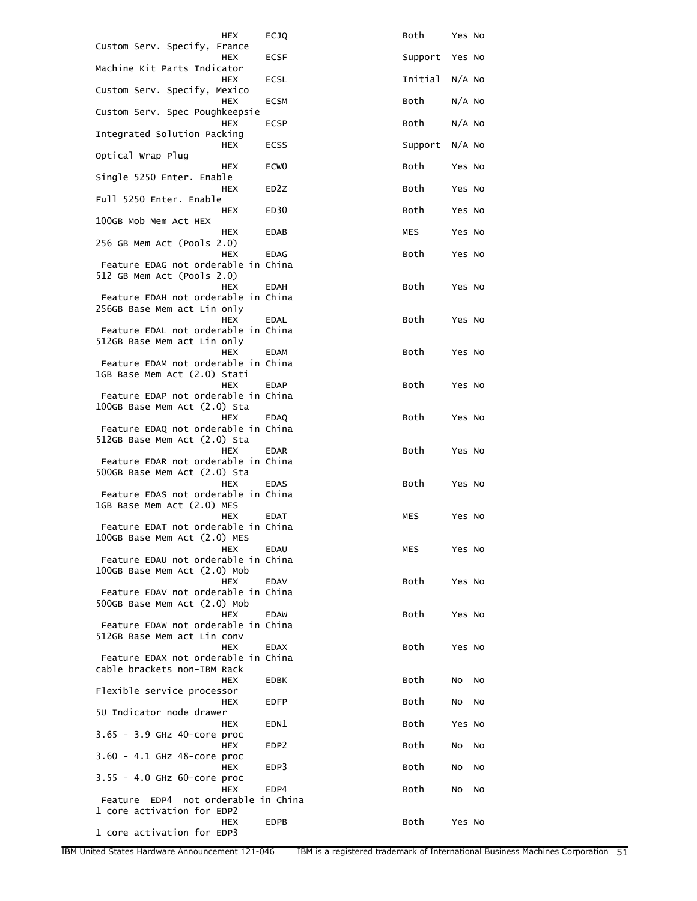```
                    HEX      ECJQ                      Both     Yes No
Custom Serv. Specify, France
                    HEX      ECSF                      Support  Yes No
Machine Kit Parts Indicator
                    HEX      ECSL                      Initial  N/A No
Custom Serv. Specify, Mexico
                    HEX      ECSM                      Both     N/A No
Custom Serv. Spec Poughkeepsie
                    HEX      ECSP                      Both     N/A No
Integrated Solution Packing
                    HEX      ECSS                      Support  N/A No
Optical Wrap Plug
                    HEX      ECW0                      Both     Yes No
Single 5250 Enter. Enable
                    HEX      ED2Z                      Both     Yes No
Full 5250 Enter. Enable
                    HEX      ED30                      Both     Yes No
100GB Mob Mem Act HEX
                    HEX      EDAB                      MES      Yes No
256 GB Mem Act (Pools 2.0)
                    HEX      EDAG                      Both     Yes No
 Feature EDAG not orderable in China
512 GB Mem Act (Pools 2.0)
                    HEX      EDAH                      Both     Yes No
 Feature EDAH not orderable in China
256GB Base Mem act Lin only
                    HEX      EDAL                      Both     Yes No
 Feature EDAL not orderable in China
512GB Base Mem act Lin only
                    HEX      EDAM                      Both     Yes No
 Feature EDAM not orderable in China
1GB Base Mem Act (2.0) Stati
                    HEX      EDAP                      Both     Yes No
 Feature EDAP not orderable in China
100GB Base Mem Act (2.0) Sta
                    HEX      EDAQ                      Both     Yes No
 Feature EDAQ not orderable in China
512GB Base Mem Act (2.0) Sta
                    HEX      EDAR                      Both     Yes No
 Feature EDAR not orderable in China
500GB Base Mem Act (2.0) Sta
                    HEX      EDAS                      Both     Yes No
 Feature EDAS not orderable in China
1GB Base Mem Act (2.0) MES
                    HEX      EDAT                      MES      Yes No
 Feature EDAT not orderable in China
100GB Base Mem Act (2.0) MES
                    HEX      EDAU                      MES      Yes No
 Feature EDAU not orderable in China
100GB Base Mem Act (2.0) Mob
                    HEX      EDAV                      Both     Yes No
 Feature EDAV not orderable in China
500GB Base Mem Act (2.0) Mob
                    HEX      EDAW                      Both     Yes No
 Feature EDAW not orderable in China
512GB Base Mem act Lin conv
                    HEX      EDAX                      Both     Yes No
 Feature EDAX not orderable in China
cable brackets non-IBM Rack
                    HEX      EDBK                      Both     No  No
Flexible service processor
                    HEX      EDFP                      Both     No  No
5U Indicator node drawer
                    HEX      EDN1                      Both     Yes No
3.65 - 3.9 GHz 40-core proc
                    HEX      EDP2                      Both     No  No
3.60 - 4.1 GHz 48-core proc
                    HEX      EDP3                      Both     No  No
3.55 - 4.0 GHz 60-core proc
                    HEX      EDP4                      Both     No  No
 Feature  EDP4  not orderable in China
1 core activation for EDP2
                    HEX      EDPB                      Both     Yes No
1 core activation for EDP3
```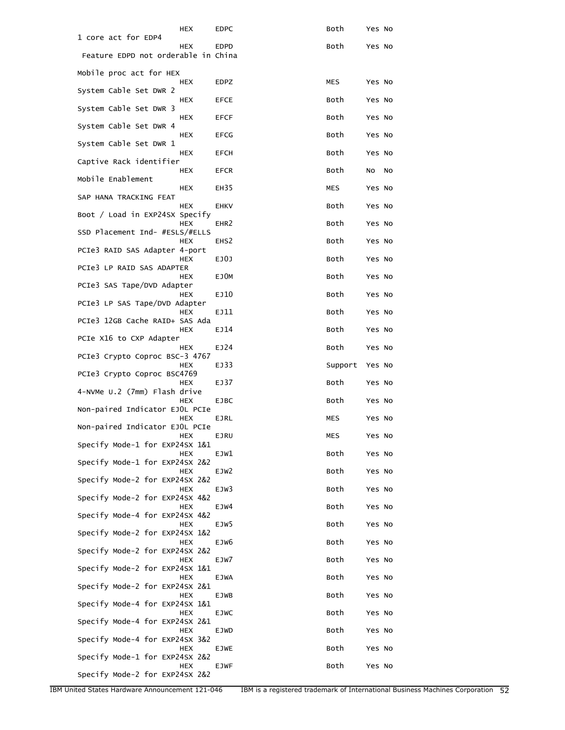```
                        HEX       EDPC                          Both     Yes No
1 core act for EDP4
                        HEX       EDPD                          Both     Yes No
 Feature EDPD not orderable in China

Mobile proc act for HEX
                        HEX       EDPZ                          MES      Yes No
System Cable Set DWR 2
                        HEX       EFCE                          Both     Yes No
System Cable Set DWR 3
                        HEX       EFCF                          Both     Yes No
System Cable Set DWR 4
                        HEX       EFCG                          Both     Yes No
System Cable Set DWR 1
                        HEX       EFCH                          Both     Yes No
Captive Rack identifier
                        HEX       EFCR                          Both     No  No
Mobile Enablement
                        HEX       EH35                          MES      Yes No
SAP HANA TRACKING FEAT
                        HEX       EHKV                          Both     Yes No
Boot / Load in EXP24SX Specify
                        HEX       EHR2                          Both     Yes No
SSD Placement Ind- #ESLS/#ELLS
                        HEX       EHS2                          Both     Yes No
PCIe3 RAID SAS Adapter 4-port
                        HEX       EJ0J                          Both     Yes No
PCIe3 LP RAID SAS ADAPTER
                        HEX       EJ0M                          Both     Yes No
PCIe3 SAS Tape/DVD Adapter
                        HEX       EJ10                          Both     Yes No
PCIe3 LP SAS Tape/DVD Adapter
                        HEX       EJ11                          Both     Yes No
PCIe3 12GB Cache RAID+ SAS Ada
                        HEX       EJ14                          Both     Yes No
PCIe X16 to CXP Adapter
                        HEX       EJ24                          Both     Yes No
PCIe3 Crypto Coproc BSC-3 4767
                        HEX       EJ33                          Support  Yes No
PCIe3 Crypto Coproc BSC4769
                        HEX       EJ37                          Both     Yes No
4-NVMe U.2 (7mm) Flash drive
                        HEX       EJBC                          Both     Yes No
Non-paired Indicator EJ0L PCIe
                        HEX       EJRL                          MES      Yes No
Non-paired Indicator EJ0L PCIe
                        HEX       EJRU                          MES      Yes No
Specify Mode-1 for EXP24SX 1&1
                        HEX       EJW1                          Both     Yes No
Specify Mode-1 for EXP24SX 2&2
                        HEX       EJW2                          Both     Yes No
Specify Mode-2 for EXP24SX 2&2
                        HEX       EJW3                          Both     Yes No
Specify Mode-2 for EXP24SX 4&2
                        HEX       EJW4                          Both     Yes No
Specify Mode-4 for EXP24SX 4&2
                        HEX       EJW5                          Both     Yes No
Specify Mode-2 for EXP24SX 1&2
                        HEX       EJW6                          Both     Yes No
Specify Mode-2 for EXP24SX 2&2
                        HEX       EJW7                          Both     Yes No
Specify Mode-2 for EXP24SX 1&1
                        HEX       EJWA                          Both     Yes No
Specify Mode-2 for EXP24SX 2&1
                        HEX       EJWB                          Both     Yes No
Specify Mode-4 for EXP24SX 1&1
                        HEX       EJWC                          Both     Yes No
Specify Mode-4 for EXP24SX 2&1
                        HEX       EJWD                          Both     Yes No
Specify Mode-4 for EXP24SX 3&2
                        HEX       EJWE                          Both     Yes No
Specify Mode-1 for EXP24SX 2&2
                        HEX       EJWF                          Both     Yes No
Specify Mode-2 for EXP24SX 2&2
```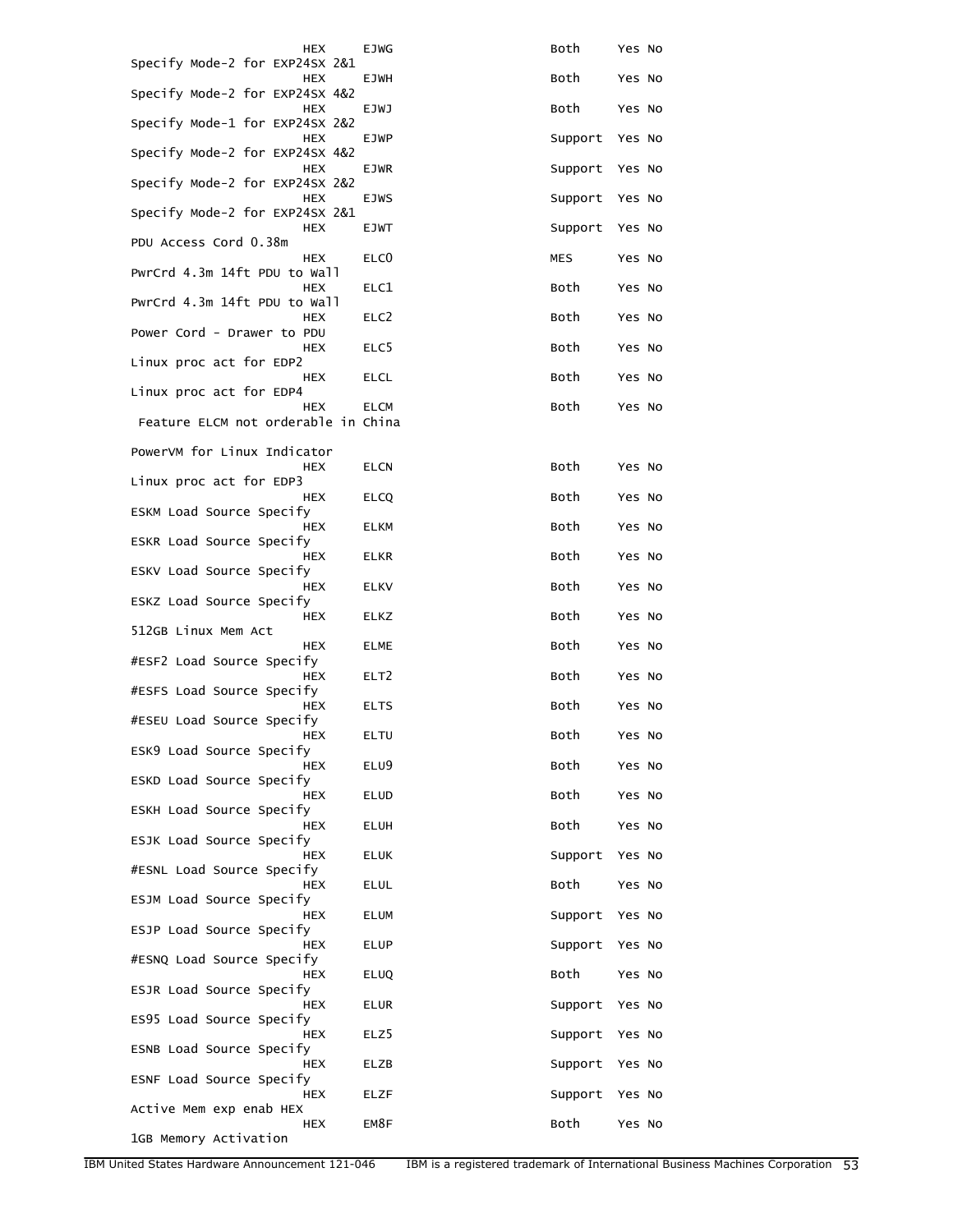| Description | Machine type | Feature | Initial/MES/Both/Support | CSU | RETURN parts MES |
|---|---|---|---|---|---|
| | HEX | EJWG | Both | Yes | No |
| Specify Mode-2 for EXP24SX 2&1 | HEX | EJWH | Both | Yes | No |
| Specify Mode-2 for EXP24SX 4&2 | HEX | EJWJ | Both | Yes | No |
| Specify Mode-1 for EXP24SX 2&2 | HEX | EJWP | Support | Yes | No |
| Specify Mode-2 for EXP24SX 4&2 | HEX | EJWR | Support | Yes | No |
| Specify Mode-2 for EXP24SX 2&2 | HEX | EJWS | Support | Yes | No |
| Specify Mode-2 for EXP24SX 2&1 | HEX | EJWT | Support | Yes | No |
| PDU Access Cord 0.38m | HEX | ELC0 | MES | Yes | No |
| PwrCrd 4.3m 14ft PDU to Wall | HEX | ELC1 | Both | Yes | No |
| PwrCrd 4.3m 14ft PDU to Wall | HEX | ELC2 | Both | Yes | No |
| Power Cord - Drawer to PDU | HEX | ELC5 | Both | Yes | No |
| Linux proc act for EDP2 | HEX | ELCL | Both | Yes | No |
| Linux proc act for EDP4 | HEX | ELCM | Both | Yes | No |
| Feature ELCM not orderable in China | | | | | |
| PowerVM for Linux Indicator | HEX | ELCN | Both | Yes | No |
| Linux proc act for EDP3 | HEX | ELCQ | Both | Yes | No |
| ESKM Load Source Specify | HEX | ELKM | Both | Yes | No |
| ESKR Load Source Specify | HEX | ELKR | Both | Yes | No |
| ESKV Load Source Specify | HEX | ELKV | Both | Yes | No |
| ESKZ Load Source Specify | HEX | ELKZ | Both | Yes | No |
| 512GB Linux Mem Act | HEX | ELME | Both | Yes | No |
| #ESF2 Load Source Specify | HEX | ELT2 | Both | Yes | No |
| #ESFS Load Source Specify | HEX | ELTS | Both | Yes | No |
| #ESEU Load Source Specify | HEX | ELTU | Both | Yes | No |
| ESK9 Load Source Specify | HEX | ELU9 | Both | Yes | No |
| ESKD Load Source Specify | HEX | ELUD | Both | Yes | No |
| ESKH Load Source Specify | HEX | ELUH | Both | Yes | No |
| ESJK Load Source Specify | HEX | ELUK | Support | Yes | No |
| #ESNL Load Source Specify | HEX | ELUL | Both | Yes | No |
| ESJM Load Source Specify | HEX | ELUM | Support | Yes | No |
| ESJP Load Source Specify | HEX | ELUP | Support | Yes | No |
| #ESNQ Load Source Specify | HEX | ELUQ | Both | Yes | No |
| ESJR Load Source Specify | HEX | ELUR | Support | Yes | No |
| ES95 Load Source Specify | HEX | ELZ5 | Support | Yes | No |
| ESNB Load Source Specify | HEX | ELZB | Support | Yes | No |
| ESNF Load Source Specify | HEX | ELZF | Support | Yes | No |
| Active Mem exp enab HEX | HEX | EM8F | Both | Yes | No |
| 1GB Memory Activation | | | | | |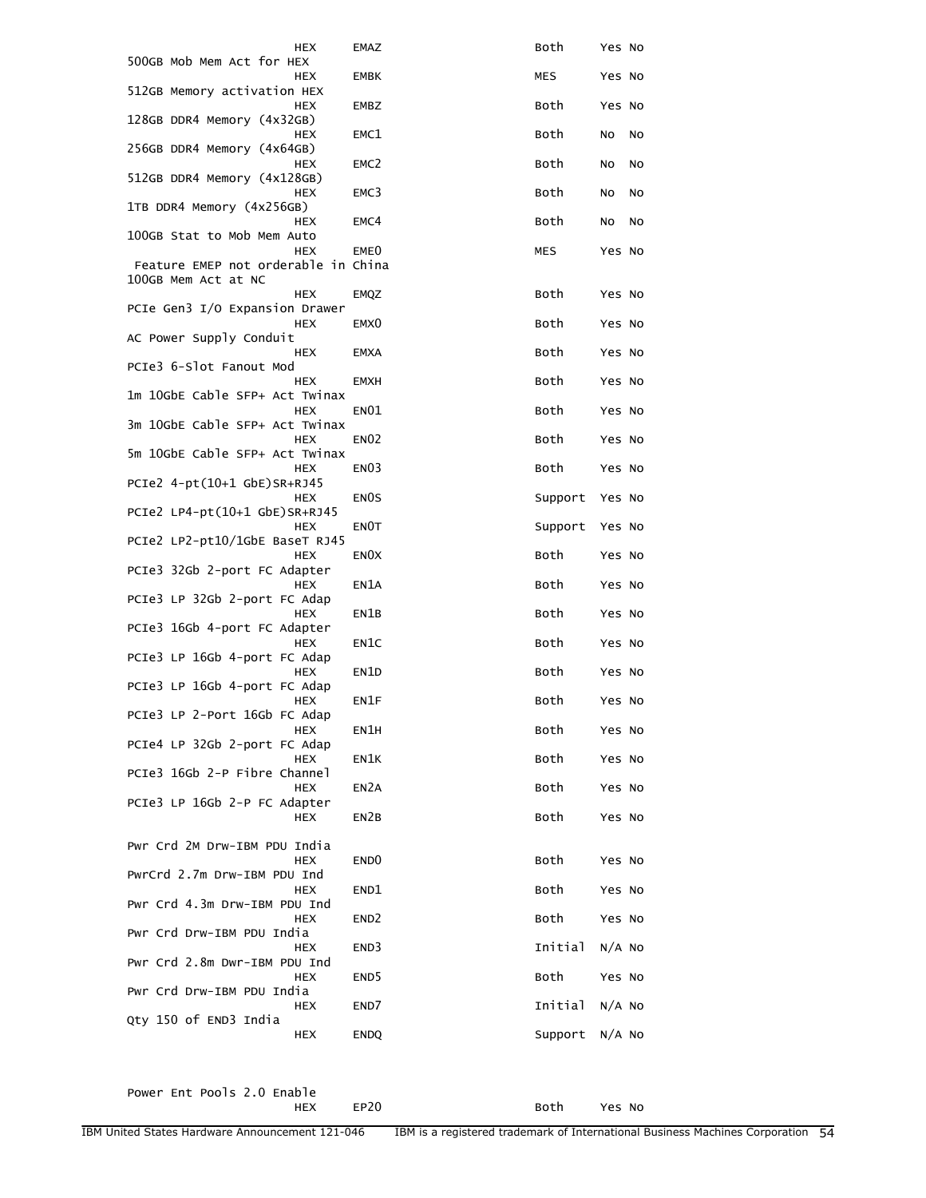```
                    HEX      EMAZ                   Both    Yes No
500GB Mob Mem Act for HEX
                    HEX      EMBK                   MES     Yes No
512GB Memory activation HEX
                    HEX      EMBZ                   Both    Yes No
128GB DDR4 Memory (4x32GB)
                    HEX      EMC1                   Both    No  No
256GB DDR4 Memory (4x64GB)
                    HEX      EMC2                   Both    No  No
512GB DDR4 Memory (4x128GB)
                    HEX      EMC3                   Both    No  No
1TB DDR4 Memory (4x256GB)
                    HEX      EMC4                   Both    No  No
100GB Stat to Mob Mem Auto
                    HEX      EME0                   MES     Yes No
 Feature EMEP not orderable in China
100GB Mem Act at NC
                    HEX      EMQZ                   Both    Yes No
PCIe Gen3 I/O Expansion Drawer
                    HEX      EMX0                   Both    Yes No
AC Power Supply Conduit
                    HEX      EMXA                   Both    Yes No
PCIe3 6-Slot Fanout Mod
                    HEX      EMXH                   Both    Yes No
1m 10GbE Cable SFP+ Act Twinax
                    HEX      EN01                   Both    Yes No
3m 10GbE Cable SFP+ Act Twinax
                    HEX      EN02                   Both    Yes No
5m 10GbE Cable SFP+ Act Twinax
                    HEX      EN03                   Both    Yes No
PCIe2 4-pt(10+1 GbE)SR+RJ45
                    HEX      EN0S                   Support Yes No
PCIe2 LP4-pt(10+1 GbE)SR+RJ45
                    HEX      EN0T                   Support Yes No
PCIe2 LP2-pt10/1GbE BaseT RJ45
                    HEX      EN0X                   Both    Yes No
PCIe3 32Gb 2-port FC Adapter
                    HEX      EN1A                   Both    Yes No
PCIe3 LP 32Gb 2-port FC Adap
                    HEX      EN1B                   Both    Yes No
PCIe3 16Gb 4-port FC Adapter
                    HEX      EN1C                   Both    Yes No
PCIe3 LP 16Gb 4-port FC Adap
                    HEX      EN1D                   Both    Yes No
PCIe3 LP 16Gb 4-port FC Adap
                    HEX      EN1F                   Both    Yes No
PCIe3 LP 2-Port 16Gb FC Adap
                    HEX      EN1H                   Both    Yes No
PCIe4 LP 32Gb 2-port FC Adap
                    HEX      EN1K                   Both    Yes No
PCIe3 16Gb 2-P Fibre Channel
                    HEX      EN2A                   Both    Yes No
PCIe3 LP 16Gb 2-P FC Adapter
                    HEX      EN2B                   Both    Yes No

Pwr Crd 2M Drw-IBM PDU India
                    HEX      END0                   Both    Yes No
PwrCrd 2.7m Drw-IBM PDU Ind
                    HEX      END1                   Both    Yes No
Pwr Crd 4.3m Drw-IBM PDU Ind
                    HEX      END2                   Both    Yes No
Pwr Crd Drw-IBM PDU India
                    HEX      END3                   Initial N/A No
Pwr Crd 2.8m Dwr-IBM PDU Ind
                    HEX      END5                   Both    Yes No
Pwr Crd Drw-IBM PDU India
                    HEX      END7                   Initial N/A No
Qty 150 of END3 India
                    HEX      ENDQ                   Support N/A No


Power Ent Pools 2.0 Enable
                    HEX      EP20                   Both    Yes No
```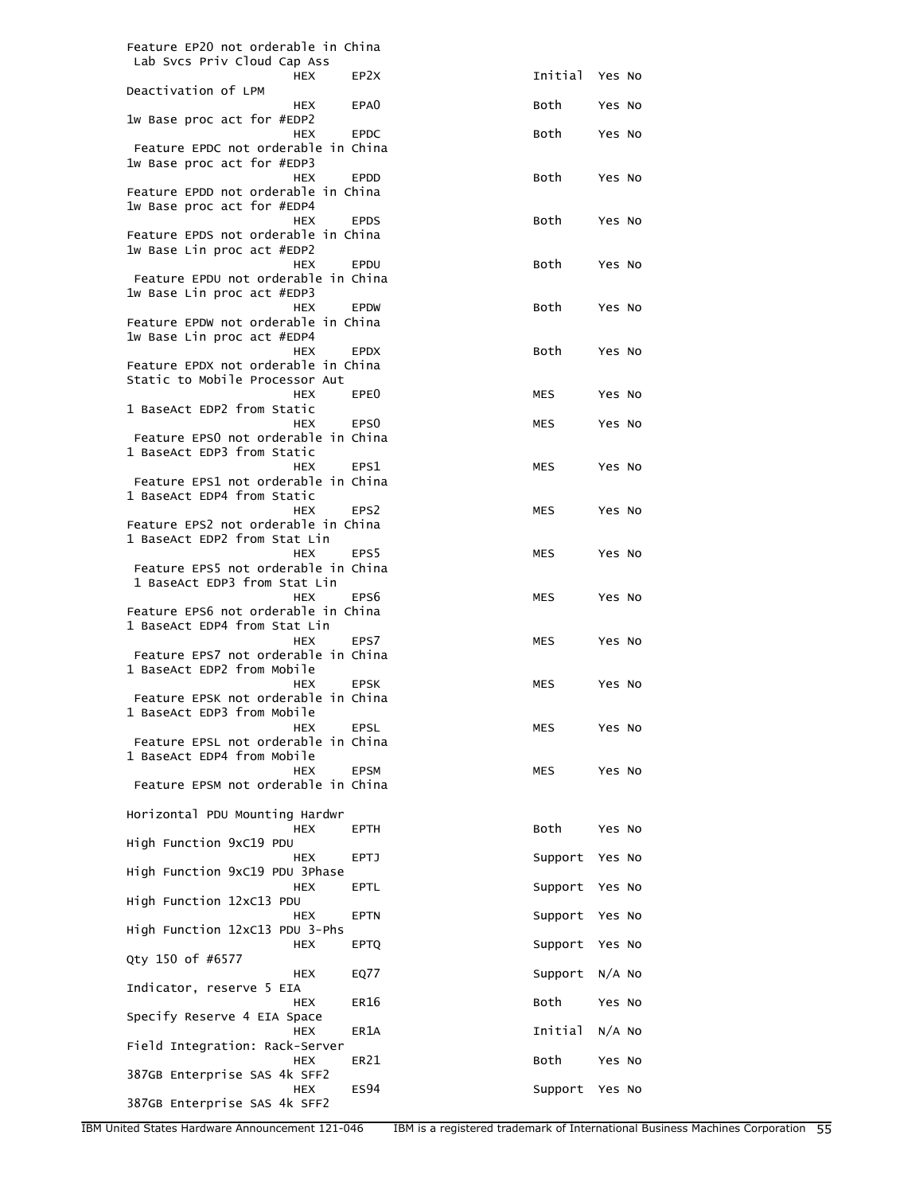```
Feature EP20 not orderable in China
 Lab Svcs Priv Cloud Cap Ass
                    HEX     EP2X                      Initial  Yes No
Deactivation of LPM
                    HEX     EPA0                      Both     Yes No
1w Base proc act for #EDP2
                    HEX     EPDC                      Both     Yes No
 Feature EPDC not orderable in China
1w Base proc act for #EDP3
                    HEX     EPDD                      Both     Yes No
Feature EPDD not orderable in China
1w Base proc act for #EDP4
                    HEX     EPDS                      Both     Yes No
Feature EPDS not orderable in China
1w Base Lin proc act #EDP2
                    HEX     EPDU                      Both     Yes No
 Feature EPDU not orderable in China
1w Base Lin proc act #EDP3
                    HEX     EPDW                      Both     Yes No
Feature EPDW not orderable in China
1w Base Lin proc act #EDP4
                    HEX     EPDX                      Both     Yes No
Feature EPDX not orderable in China
Static to Mobile Processor Aut
                    HEX     EPE0                      MES      Yes No
1 BaseAct EDP2 from Static
                    HEX     EPS0                      MES      Yes No
 Feature EPS0 not orderable in China
1 BaseAct EDP3 from Static
                    HEX     EPS1                      MES      Yes No
 Feature EPS1 not orderable in China
1 BaseAct EDP4 from Static
                    HEX     EPS2                      MES      Yes No
Feature EPS2 not orderable in China
1 BaseAct EDP2 from Stat Lin
                    HEX     EPS5                      MES      Yes No
 Feature EPS5 not orderable in China
 1 BaseAct EDP3 from Stat Lin
                    HEX     EPS6                      MES      Yes No
Feature EPS6 not orderable in China
1 BaseAct EDP4 from Stat Lin
                    HEX     EPS7                      MES      Yes No
 Feature EPS7 not orderable in China
1 BaseAct EDP2 from Mobile
                    HEX     EPSK                      MES      Yes No
 Feature EPSK not orderable in China
1 BaseAct EDP3 from Mobile
                    HEX     EPSL                      MES      Yes No
 Feature EPSL not orderable in China
1 BaseAct EDP4 from Mobile
                    HEX     EPSM                      MES      Yes No
 Feature EPSM not orderable in China

Horizontal PDU Mounting Hardwr
                    HEX     EPTH                      Both     Yes No
High Function 9xC19 PDU
                    HEX     EPTJ                      Support  Yes No
High Function 9xC19 PDU 3Phase
                    HEX     EPTL                      Support  Yes No
High Function 12xC13 PDU
                    HEX     EPTN                      Support  Yes No
High Function 12xC13 PDU 3-Phs
                    HEX     EPTQ                      Support  Yes No
Qty 150 of #6577
                    HEX     EQ77                      Support  N/A No
Indicator, reserve 5 EIA
                    HEX     ER16                      Both     Yes No
Specify Reserve 4 EIA Space
                    HEX     ER1A                      Initial  N/A No
Field Integration: Rack-Server
                    HEX     ER21                      Both     Yes No
387GB Enterprise SAS 4k SFF2
                    HEX     ES94                      Support  Yes No
387GB Enterprise SAS 4k SFF2
```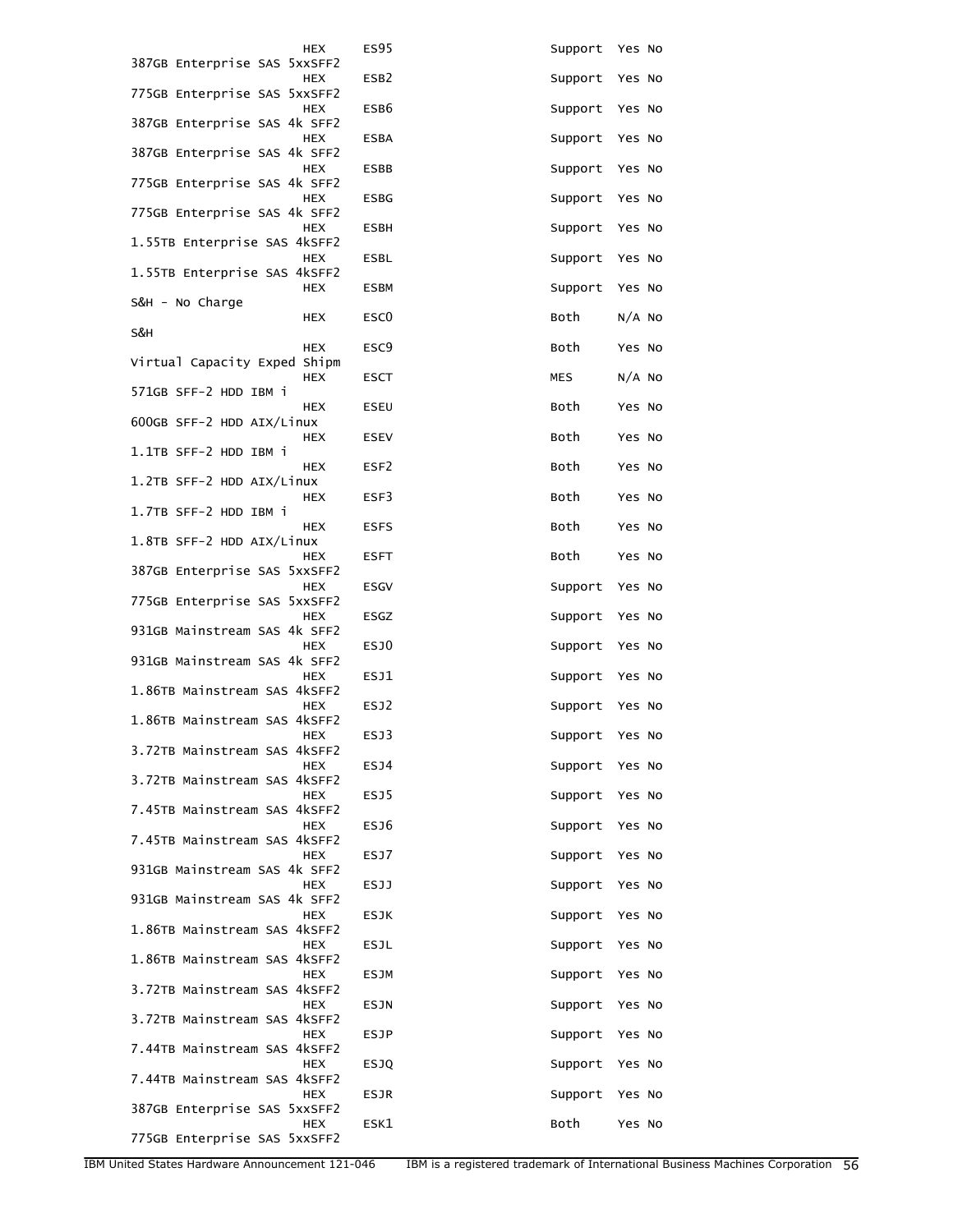```
                     HEX      ES95                          Support  Yes No
387GB Enterprise SAS 5xxSFF2
                     HEX      ESB2                          Support  Yes No
775GB Enterprise SAS 5xxSFF2
                     HEX      ESB6                          Support  Yes No
387GB Enterprise SAS 4k SFF2
                     HEX      ESBA                          Support  Yes No
387GB Enterprise SAS 4k SFF2
                     HEX      ESBB                          Support  Yes No
775GB Enterprise SAS 4k SFF2
                     HEX      ESBG                          Support  Yes No
775GB Enterprise SAS 4k SFF2
                     HEX      ESBH                          Support  Yes No
1.55TB Enterprise SAS 4kSFF2
                     HEX      ESBL                          Support  Yes No
1.55TB Enterprise SAS 4kSFF2
                     HEX      ESBM                          Support  Yes No
S&H - No Charge
                     HEX      ESC0                          Both     N/A No
S&H
                     HEX      ESC9                          Both     Yes No
Virtual Capacity Exped Shipm
                     HEX      ESCT                          MES      N/A No
571GB SFF-2 HDD IBM i
                     HEX      ESEU                          Both     Yes No
600GB SFF-2 HDD AIX/Linux
                     HEX      ESEV                          Both     Yes No
1.1TB SFF-2 HDD IBM i
                     HEX      ESF2                          Both     Yes No
1.2TB SFF-2 HDD AIX/Linux
                     HEX      ESF3                          Both     Yes No
1.7TB SFF-2 HDD IBM i
                     HEX      ESFS                          Both     Yes No
1.8TB SFF-2 HDD AIX/Linux
                     HEX      ESFT                          Both     Yes No
387GB Enterprise SAS 5xxSFF2
                     HEX      ESGV                          Support  Yes No
775GB Enterprise SAS 5xxSFF2
                     HEX      ESGZ                          Support  Yes No
931GB Mainstream SAS 4k SFF2
                     HEX      ESJ0                          Support  Yes No
931GB Mainstream SAS 4k SFF2
                     HEX      ESJ1                          Support  Yes No
1.86TB Mainstream SAS 4kSFF2
                     HEX      ESJ2                          Support  Yes No
1.86TB Mainstream SAS 4kSFF2
                     HEX      ESJ3                          Support  Yes No
3.72TB Mainstream SAS 4kSFF2
                     HEX      ESJ4                          Support  Yes No
3.72TB Mainstream SAS 4kSFF2
                     HEX      ESJ5                          Support  Yes No
7.45TB Mainstream SAS 4kSFF2
                     HEX      ESJ6                          Support  Yes No
7.45TB Mainstream SAS 4kSFF2
                     HEX      ESJ7                          Support  Yes No
931GB Mainstream SAS 4k SFF2
                     HEX      ESJJ                          Support  Yes No
931GB Mainstream SAS 4k SFF2
                     HEX      ESJK                          Support  Yes No
1.86TB Mainstream SAS 4kSFF2
                     HEX      ESJL                          Support  Yes No
1.86TB Mainstream SAS 4kSFF2
                     HEX      ESJM                          Support  Yes No
3.72TB Mainstream SAS 4kSFF2
                     HEX      ESJN                          Support  Yes No
3.72TB Mainstream SAS 4kSFF2
                     HEX      ESJP                          Support  Yes No
7.44TB Mainstream SAS 4kSFF2
                     HEX      ESJQ                          Support  Yes No
7.44TB Mainstream SAS 4kSFF2
                     HEX      ESJR                          Support  Yes No
387GB Enterprise SAS 5xxSFF2
                     HEX      ESK1                          Both     Yes No
775GB Enterprise SAS 5xxSFF2
```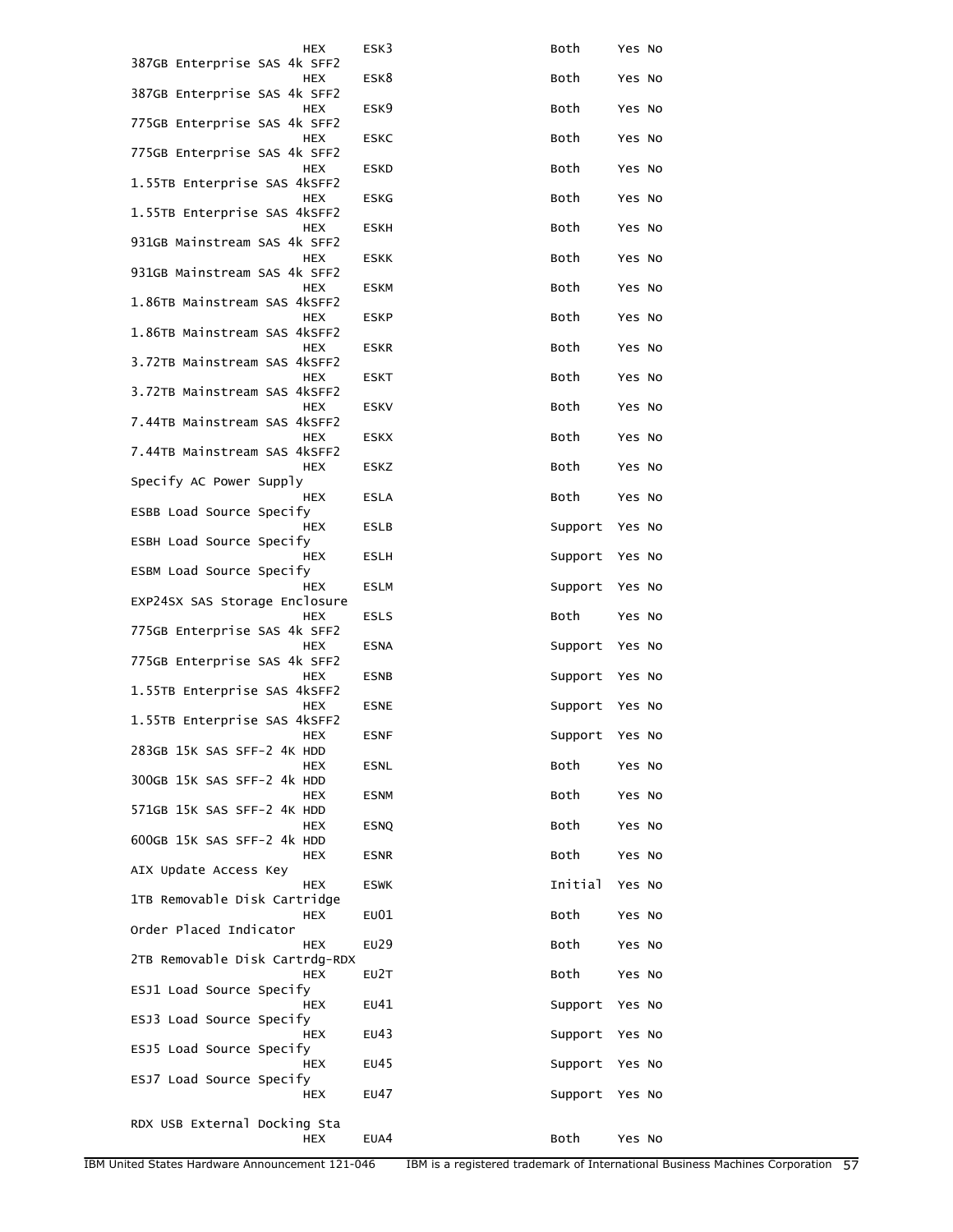```
                    HEX     ESK3                      Both     Yes No
387GB Enterprise SAS 4k SFF2
                    HEX     ESK8                      Both     Yes No
387GB Enterprise SAS 4k SFF2
                    HEX     ESK9                      Both     Yes No
775GB Enterprise SAS 4k SFF2
                    HEX     ESKC                      Both     Yes No
775GB Enterprise SAS 4k SFF2
                    HEX     ESKD                      Both     Yes No
1.55TB Enterprise SAS 4kSFF2
                    HEX     ESKG                      Both     Yes No
1.55TB Enterprise SAS 4kSFF2
                    HEX     ESKH                      Both     Yes No
931GB Mainstream SAS 4k SFF2
                    HEX     ESKK                      Both     Yes No
931GB Mainstream SAS 4k SFF2
                    HEX     ESKM                      Both     Yes No
1.86TB Mainstream SAS 4kSFF2
                    HEX     ESKP                      Both     Yes No
1.86TB Mainstream SAS 4kSFF2
                    HEX     ESKR                      Both     Yes No
3.72TB Mainstream SAS 4kSFF2
                    HEX     ESKT                      Both     Yes No
3.72TB Mainstream SAS 4kSFF2
                    HEX     ESKV                      Both     Yes No
7.44TB Mainstream SAS 4kSFF2
                    HEX     ESKX                      Both     Yes No
7.44TB Mainstream SAS 4kSFF2
                    HEX     ESKZ                      Both     Yes No
Specify AC Power Supply
                    HEX     ESLA                      Both     Yes No
ESBB Load Source Specify
                    HEX     ESLB                      Support  Yes No
ESBH Load Source Specify
                    HEX     ESLH                      Support  Yes No
ESBM Load Source Specify
                    HEX     ESLM                      Support  Yes No
EXP24SX SAS Storage Enclosure
                    HEX     ESLS                      Both     Yes No
775GB Enterprise SAS 4k SFF2
                    HEX     ESNA                      Support  Yes No
775GB Enterprise SAS 4k SFF2
                    HEX     ESNB                      Support  Yes No
1.55TB Enterprise SAS 4kSFF2
                    HEX     ESNE                      Support  Yes No
1.55TB Enterprise SAS 4kSFF2
                    HEX     ESNF                      Support  Yes No
283GB 15K SAS SFF-2 4K HDD
                    HEX     ESNL                      Both     Yes No
300GB 15K SAS SFF-2 4k HDD
                    HEX     ESNM                      Both     Yes No
571GB 15K SAS SFF-2 4K HDD
                    HEX     ESNQ                      Both     Yes No
600GB 15K SAS SFF-2 4k HDD
                    HEX     ESNR                      Both     Yes No
AIX Update Access Key
                    HEX     ESWK                      Initial  Yes No
1TB Removable Disk Cartridge
                    HEX     EU01                      Both     Yes No
Order Placed Indicator
                    HEX     EU29                      Both     Yes No
2TB Removable Disk Cartrdg-RDX
                    HEX     EU2T                      Both     Yes No
ESJ1 Load Source Specify
                    HEX     EU41                      Support  Yes No
ESJ3 Load Source Specify
                    HEX     EU43                      Support  Yes No
ESJ5 Load Source Specify
                    HEX     EU45                      Support  Yes No
ESJ7 Load Source Specify
                    HEX     EU47                      Support  Yes No

RDX USB External Docking Sta
                    HEX     EUA4                      Both     Yes No
```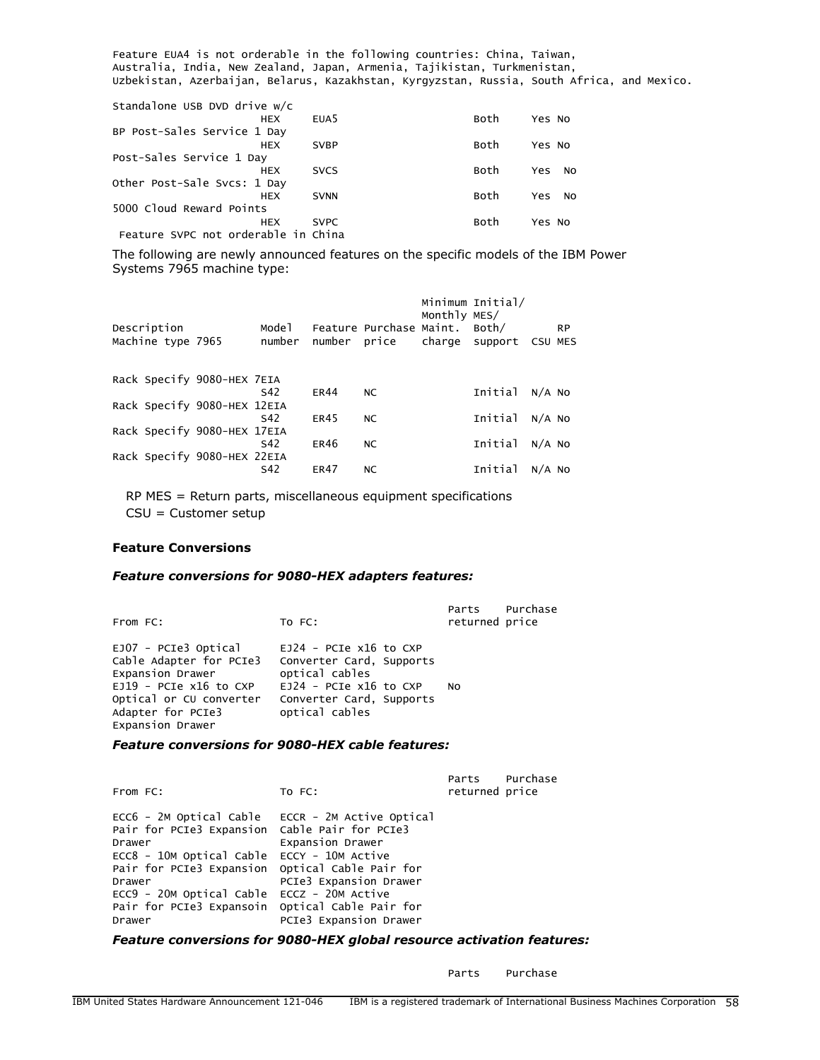Feature EUA4 is not orderable in the following countries: China, Taiwan, Australia, India, New Zealand, Japan, Armenia, Tajikistan, Turkmenistan, Uzbekistan, Azerbaijan, Belarus, Kazakhstan, Kyrgyzstan, Russia, South Africa, and Mexico.

| Description | Model | Feature | | Both | CSU | RP MES |
|---|---|---|---|---|---|---|
| Standalone USB DVD drive w/c | HEX | EUA5 | | Both | Yes | No |
| BP Post-Sales Service 1 Day | HEX | SVBP | | Both | Yes | No |
| Post-Sales Service 1 Day | HEX | SVCS | | Both | Yes | No |
| Other Post-Sale Svcs: 1 Day | HEX | SVNN | | Both | Yes | No |
| 5000 Cloud Reward Points | HEX | SVPC | | Both | Yes | No |

Feature SVPC not orderable in China

The following are newly announced features on the specific models of the IBM Power Systems 7965 machine type:

| Description Machine type 7965 | Model number | Feature number | Purchase price | Minimum Monthly Maint. charge | Initial/ MES/ Both/ support | CSU | RP MES |
|---|---|---|---|---|---|---|---|
| Rack Specify 9080-HEX 7EIA | S42 | ER44 | NC | | Initial | N/A | No |
| Rack Specify 9080-HEX 12EIA | S42 | ER45 | NC | | Initial | N/A | No |
| Rack Specify 9080-HEX 17EIA | S42 | ER46 | NC | | Initial | N/A | No |
| Rack Specify 9080-HEX 22EIA | S42 | ER47 | NC | | Initial | N/A | No |

RP MES = Return parts, miscellaneous equipment specifications

CSU = Customer setup

**Feature Conversions**

***Feature conversions for 9080-HEX adapters features:***

| From FC: | To FC: | Parts returned | Purchase price |
|---|---|---|---|
| EJ07 - PCIe3 Optical Cable Adapter for PCIe3 Expansion Drawer | EJ24 - PCIe x16 to CXP Converter Card, Supports optical cables | | |
| EJ19 - PCIe x16 to CXP Optical or CU converter Adapter for PCIe3 Expansion Drawer | EJ24 - PCIe x16 to CXP Converter Card, Supports optical cables | No | |

***Feature conversions for 9080-HEX cable features:***

| From FC: | To FC: | Parts returned | Purchase price |
|---|---|---|---|
| ECC6 - 2M Optical Cable Pair for PCIe3 Expansion Drawer | ECCR - 2M Active Optical Cable Pair for PCIe3 Expansion Drawer | | |
| ECC8 - 10M Optical Cable Pair for PCIe3 Expansion Drawer | ECCY - 10M Active Optical Cable Pair for PCIe3 Expansion Drawer | | |
| ECC9 - 20M Optical Cable Pair for PCIe3 Expansoin Drawer | ECCZ - 20M Active Optical Cable Pair for PCIe3 Expansion Drawer | | |

***Feature conversions for 9080-HEX global resource activation features:***

Parts Purchase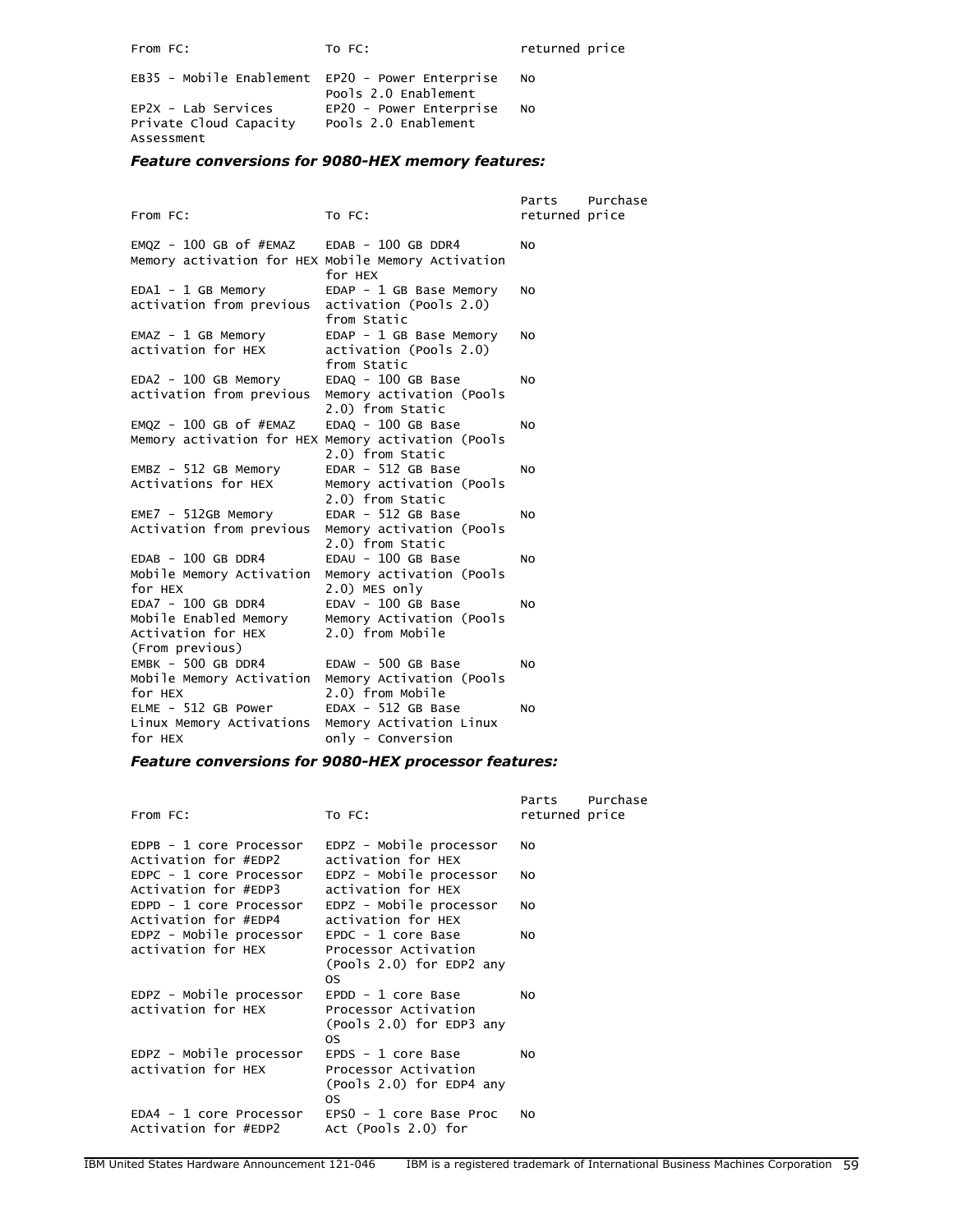| From FC: | To FC: | Parts returned | Purchase price |
|---|---|---|---|
| EB35 - Mobile Enablement | EP20 - Power Enterprise Pools 2.0 Enablement | No | |
| EP2X - Lab Services Private Cloud Capacity Assessment | EP20 - Power Enterprise Pools 2.0 Enablement | No | |

### *Feature conversions for 9080-HEX memory features:*

| From FC: | To FC: | Parts returned | Purchase price |
|---|---|---|---|
| EMQZ - 100 GB of #EMAZ Memory activation for HEX | EDAB - 100 GB DDR4 Mobile Memory Activation for HEX | No | |
| EDA1 - 1 GB Memory activation from previous | EDAP - 1 GB Base Memory activation (Pools 2.0) from Static | No | |
| EMAZ - 1 GB Memory activation for HEX | EDAP - 1 GB Base Memory activation (Pools 2.0) from Static | No | |
| EDA2 - 100 GB Memory activation from previous | EDAQ - 100 GB Base Memory activation (Pools 2.0) from Static | No | |
| EMQZ - 100 GB of #EMAZ Memory activation for HEX | EDAQ - 100 GB Base Memory activation (Pools 2.0) from Static | No | |
| EMBZ - 512 GB Memory Activations for HEX | EDAR - 512 GB Base Memory activation (Pools 2.0) from Static | No | |
| EME7 - 512GB Memory Activation from previous | EDAR - 512 GB Base Memory activation (Pools 2.0) from Static | No | |
| EDAB - 100 GB DDR4 Mobile Memory Activation for HEX | EDAU - 100 GB Base Memory activation (Pools 2.0) MES only | No | |
| EDA7 - 100 GB DDR4 Mobile Enabled Memory Activation for HEX (From previous) | EDAV - 100 GB Base Memory Activation (Pools 2.0) from Mobile | No | |
| EMBK - 500 GB DDR4 Mobile Memory Activation for HEX | EDAW - 500 GB Base Memory Activation (Pools 2.0) from Mobile | No | |
| ELME - 512 GB Power Linux Memory Activations for HEX | EDAX - 512 GB Base Memory Activation Linux only - Conversion | No | |

### *Feature conversions for 9080-HEX processor features:*

| From FC: | To FC: | Parts returned | Purchase price |
|---|---|---|---|
| EDPB - 1 core Processor Activation for #EDP2 | EDPZ - Mobile processor activation for HEX | No | |
| EDPC - 1 core Processor Activation for #EDP3 | EDPZ - Mobile processor activation for HEX | No | |
| EDPD - 1 core Processor Activation for #EDP4 | EDPZ - Mobile processor activation for HEX | No | |
| EDPZ - Mobile processor activation for HEX | EPDC - 1 core Base Processor Activation (Pools 2.0) for EDP2 any OS | No | |
| EDPZ - Mobile processor activation for HEX | EPDD - 1 core Base Processor Activation (Pools 2.0) for EDP3 any OS | No | |
| EDPZ - Mobile processor activation for HEX | EPDS - 1 core Base Processor Activation (Pools 2.0) for EDP4 any OS | No | |
| EDA4 - 1 core Processor Activation for #EDP2 | EPS0 - 1 core Base Proc Act (Pools 2.0) for | No | |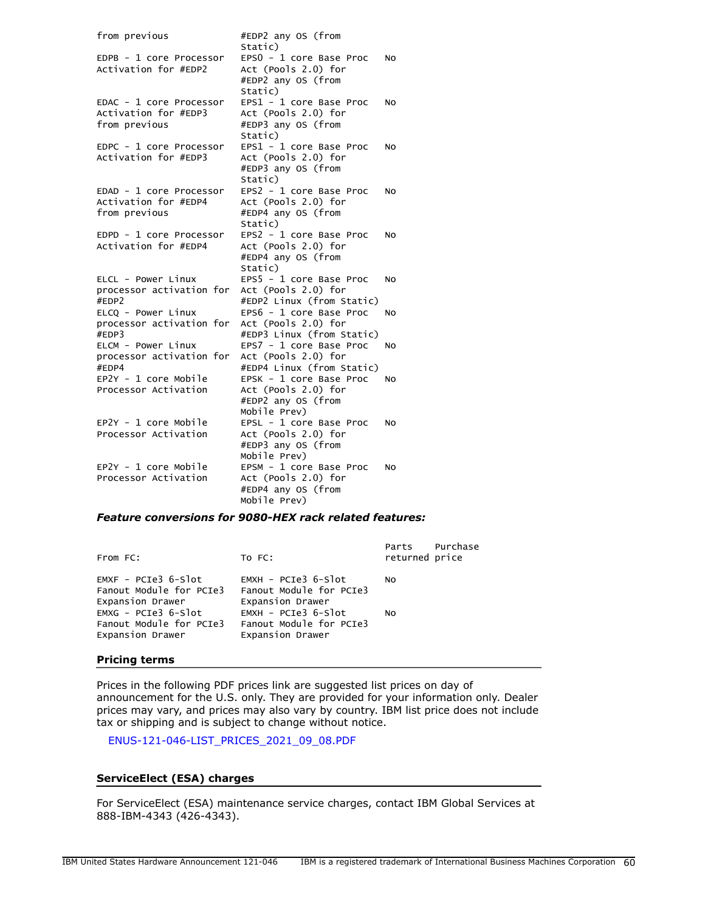| From FC: | To FC: | Parts returned | Purchase price |
|---|---|---|---|
| from previous | #EDP2 any OS (from Static) | | |
| EDPB - 1 core Processor Activation for #EDP2 | EPS0 - 1 core Base Proc Act (Pools 2.0) for #EDP2 any OS (from Static) | No | |
| EDAC - 1 core Processor Activation for #EDP3 from previous | EPS1 - 1 core Base Proc Act (Pools 2.0) for #EDP3 any OS (from Static) | No | |
| EDPC - 1 core Processor Activation for #EDP3 | EPS1 - 1 core Base Proc Act (Pools 2.0) for #EDP3 any OS (from Static) | No | |
| EDAD - 1 core Processor Activation for #EDP4 from previous | EPS2 - 1 core Base Proc Act (Pools 2.0) for #EDP4 any OS (from Static) | No | |
| EDPD - 1 core Processor Activation for #EDP4 | EPS2 - 1 core Base Proc Act (Pools 2.0) for #EDP4 any OS (from Static) | No | |
| ELCL - Power Linux processor activation for #EDP2 | EPS5 - 1 core Base Proc Act (Pools 2.0) for #EDP2 Linux (from Static) | No | |
| ELCQ - Power Linux processor activation for #EDP3 | EPS6 - 1 core Base Proc Act (Pools 2.0) for #EDP3 Linux (from Static) | No | |
| ELCM - Power Linux processor activation for #EDP4 | EPS7 - 1 core Base Proc Act (Pools 2.0) for #EDP4 Linux (from Static) | No | |
| EP2Y - 1 core Mobile Processor Activation | EPSK - 1 core Base Proc Act (Pools 2.0) for #EDP2 any OS (from Mobile Prev) | No | |
| EP2Y - 1 core Mobile Processor Activation | EPSL - 1 core Base Proc Act (Pools 2.0) for #EDP3 any OS (from Mobile Prev) | No | |
| EP2Y - 1 core Mobile Processor Activation | EPSM - 1 core Base Proc Act (Pools 2.0) for #EDP4 any OS (from Mobile Prev) | No | |

***Feature conversions for 9080-HEX rack related features:***

| From FC: | To FC: | Parts returned | Purchase price |
|---|---|---|---|
| EMXF - PCIe3 6-Slot Fanout Module for PCIe3 Expansion Drawer | EMXH - PCIe3 6-Slot Fanout Module for PCIe3 Expansion Drawer | No | |
| EMXG - PCIe3 6-Slot Fanout Module for PCIe3 Expansion Drawer | EMXH - PCIe3 6-Slot Fanout Module for PCIe3 Expansion Drawer | No | |

## Pricing terms

Prices in the following PDF prices link are suggested list prices on day of announcement for the U.S. only. They are provided for your information only. Dealer prices may vary, and prices may also vary by country. IBM list price does not include tax or shipping and is subject to change without notice.

ENUS-121-046-LIST_PRICES_2021_09_08.PDF

## ServiceElect (ESA) charges

For ServiceElect (ESA) maintenance service charges, contact IBM Global Services at 888-IBM-4343 (426-4343).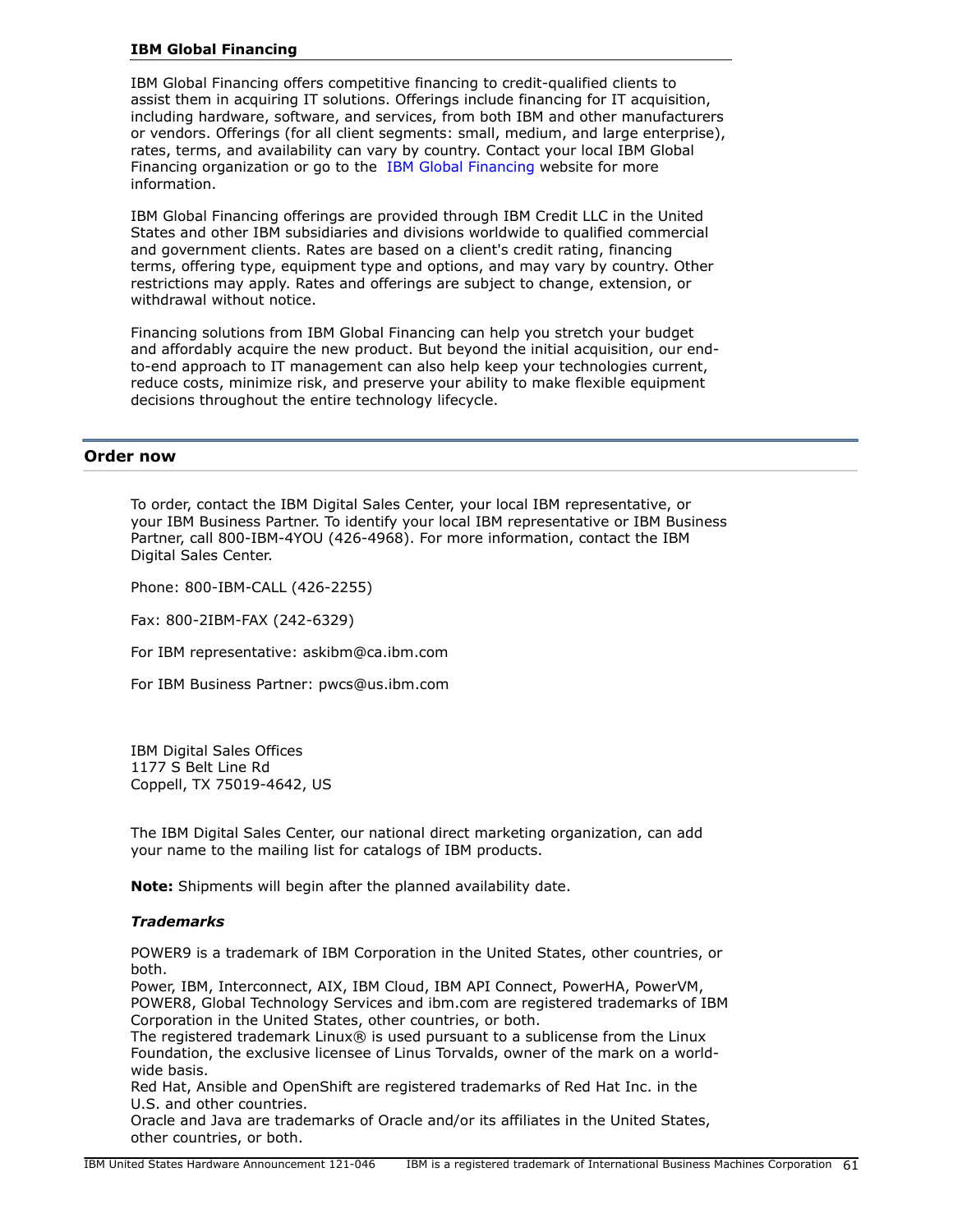### IBM Global Financing

IBM Global Financing offers competitive financing to credit-qualified clients to assist them in acquiring IT solutions. Offerings include financing for IT acquisition, including hardware, software, and services, from both IBM and other manufacturers or vendors. Offerings (for all client segments: small, medium, and large enterprise), rates, terms, and availability can vary by country. Contact your local IBM Global Financing organization or go to the IBM Global Financing website for more information.

IBM Global Financing offerings are provided through IBM Credit LLC in the United States and other IBM subsidiaries and divisions worldwide to qualified commercial and government clients. Rates are based on a client's credit rating, financing terms, offering type, equipment type and options, and may vary by country. Other restrictions may apply. Rates and offerings are subject to change, extension, or withdrawal without notice.

Financing solutions from IBM Global Financing can help you stretch your budget and affordably acquire the new product. But beyond the initial acquisition, our end-to-end approach to IT management can also help keep your technologies current, reduce costs, minimize risk, and preserve your ability to make flexible equipment decisions throughout the entire technology lifecycle.

## Order now

To order, contact the IBM Digital Sales Center, your local IBM representative, or your IBM Business Partner. To identify your local IBM representative or IBM Business Partner, call 800-IBM-4YOU (426-4968). For more information, contact the IBM Digital Sales Center.

Phone: 800-IBM-CALL (426-2255)

Fax: 800-2IBM-FAX (242-6329)

For IBM representative: askibm@ca.ibm.com

For IBM Business Partner: pwcs@us.ibm.com

IBM Digital Sales Offices
1177 S Belt Line Rd
Coppell, TX 75019-4642, US

The IBM Digital Sales Center, our national direct marketing organization, can add your name to the mailing list for catalogs of IBM products.

**Note:** Shipments will begin after the planned availability date.

***Trademarks***

POWER9 is a trademark of IBM Corporation in the United States, other countries, or both.
Power, IBM, Interconnect, AIX, IBM Cloud, IBM API Connect, PowerHA, PowerVM, POWER8, Global Technology Services and ibm.com are registered trademarks of IBM Corporation in the United States, other countries, or both.
The registered trademark Linux® is used pursuant to a sublicense from the Linux Foundation, the exclusive licensee of Linus Torvalds, owner of the mark on a world-wide basis.
Red Hat, Ansible and OpenShift are registered trademarks of Red Hat Inc. in the U.S. and other countries.
Oracle and Java are trademarks of Oracle and/or its affiliates in the United States, other countries, or both.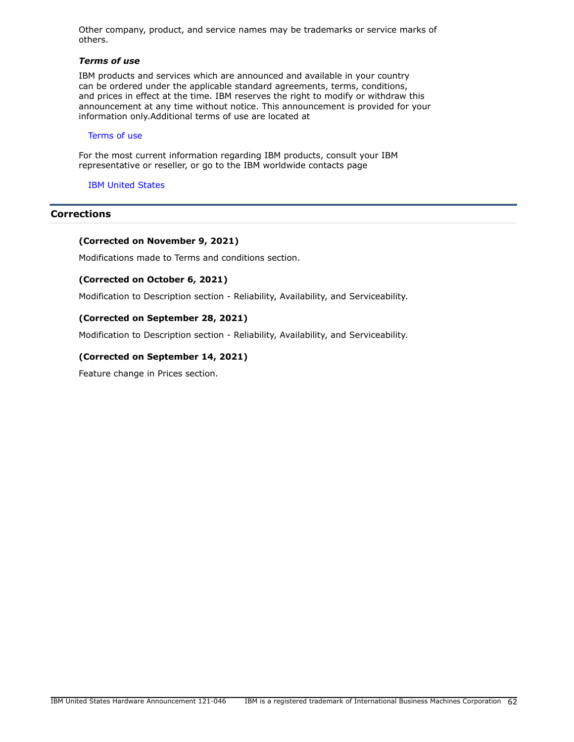Other company, product, and service names may be trademarks or service marks of others.

***Terms of use***

IBM products and services which are announced and available in your country can be ordered under the applicable standard agreements, terms, conditions, and prices in effect at the time. IBM reserves the right to modify or withdraw this announcement at any time without notice. This announcement is provided for your information only.Additional terms of use are located at

Terms of use

For the most current information regarding IBM products, consult your IBM representative or reseller, or go to the IBM worldwide contacts page

IBM United States

## Corrections

**(Corrected on November 9, 2021)**

Modifications made to Terms and conditions section.

**(Corrected on October 6, 2021)**

Modification to Description section - Reliability, Availability, and Serviceability.

**(Corrected on September 28, 2021)**

Modification to Description section - Reliability, Availability, and Serviceability.

**(Corrected on September 14, 2021)**

Feature change in Prices section.